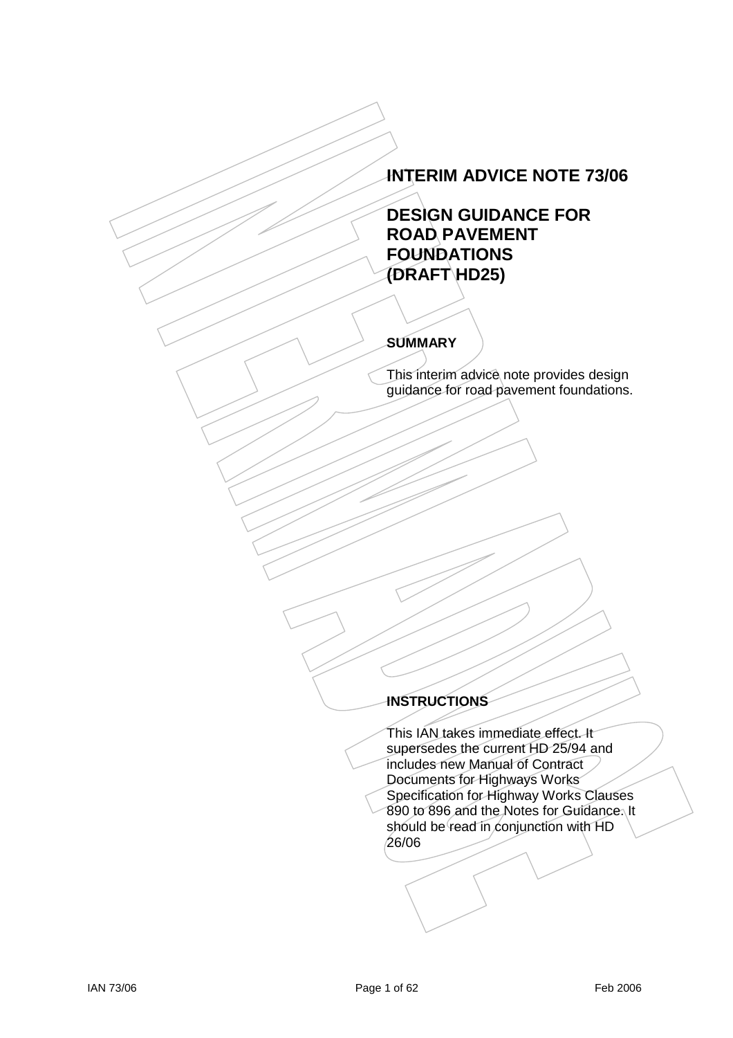# INTERIM ADVICE NOTE 73/06

# DESIGN GUIDANCE FOR ROAD PAVEMENT FOUNDATIONS (DRAFT HD25)

## SUMMARY

This interim advice note provides design guidance for road pavement foundations.

## INSTRUCTIONS

This IAN takes immediate effect. It supersedes the current HD 25/94 and includes new Manual of Contract Documents for Highways Works Specification for Highway Works Clauses 890 to 896 and the Notes for Guidance. It should be read in conjunction with HD 26/06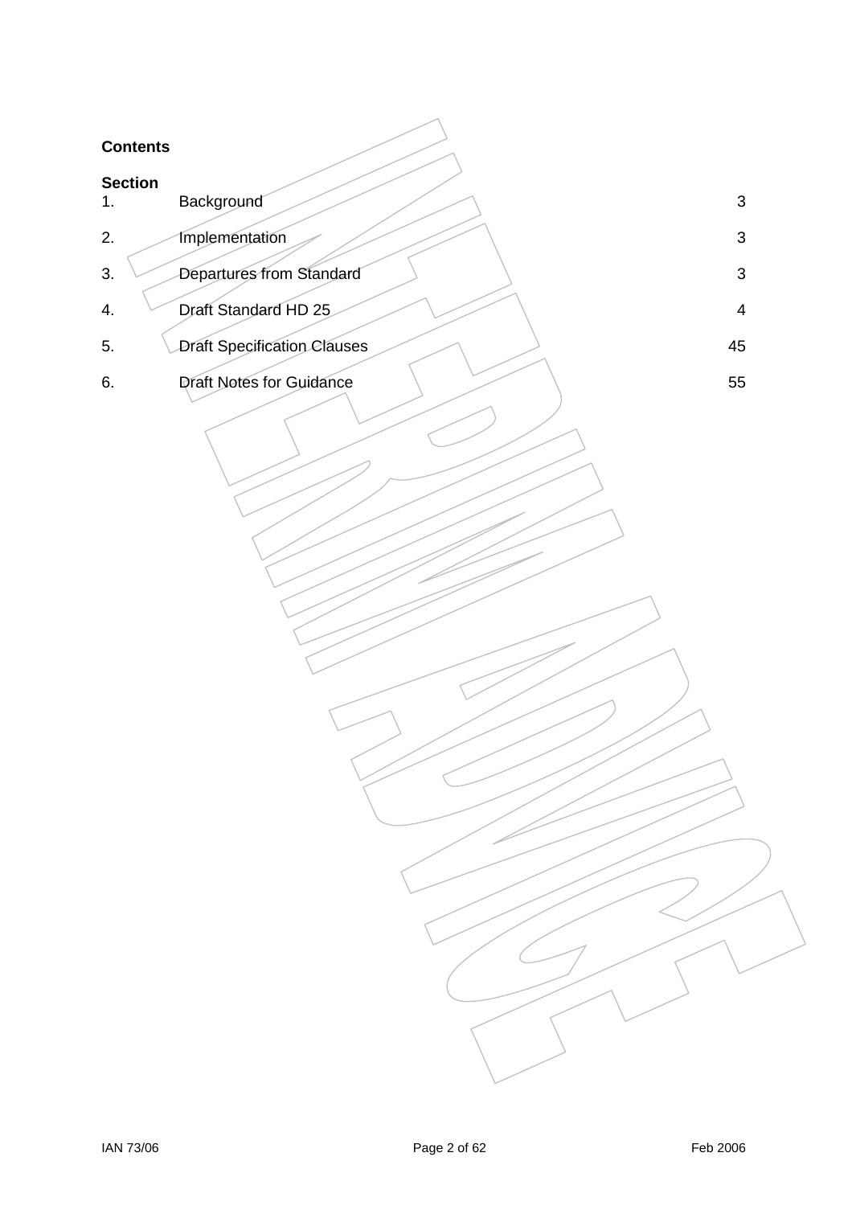**Contents**

| Section | | |
|---|---|---|
| 1. | Background | 3 |
| 2. | Implementation | 3 |
| 3. | Departures from Standard | 3 |
| 4. | Draft Standard HD 25 | 4 |
| 5. | Draft Specification Clauses | 45 |
| 6. | Draft Notes for Guidance | 55 |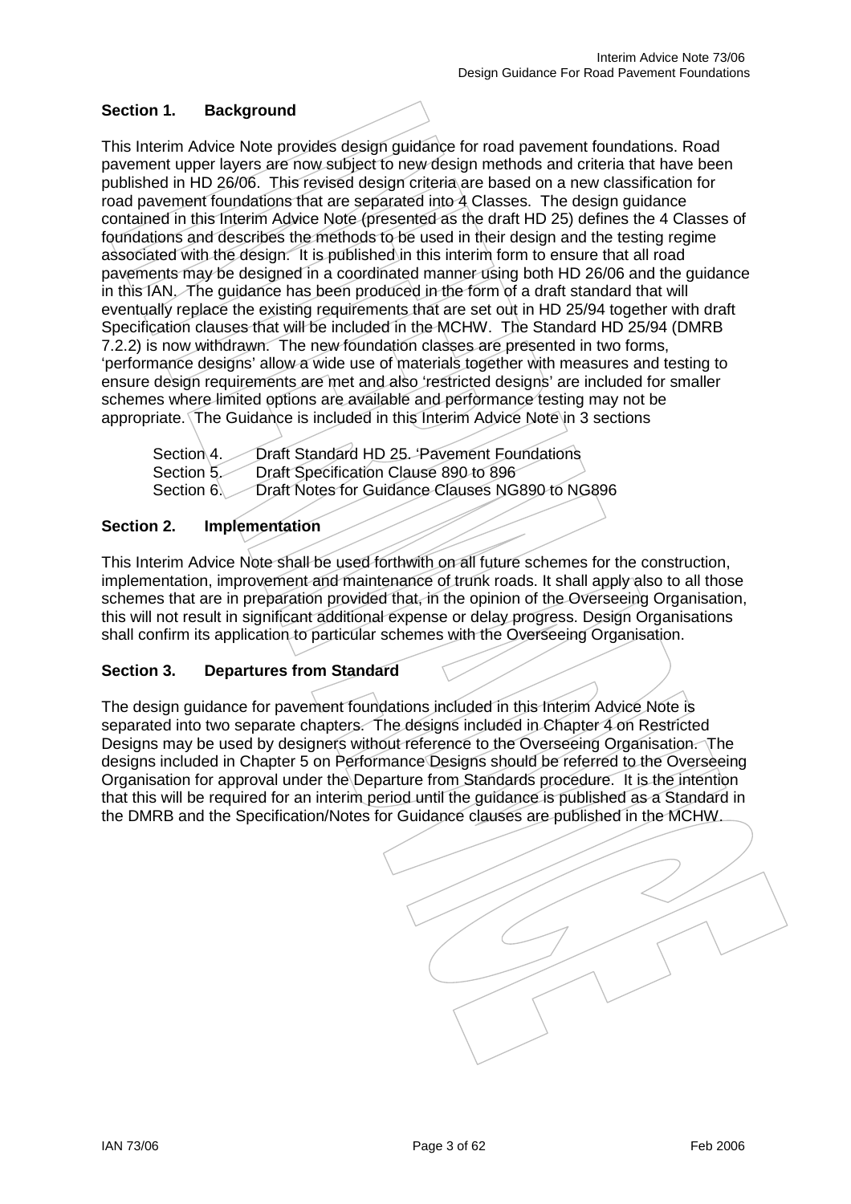## Section 1. Background

This Interim Advice Note provides design guidance for road pavement foundations. Road pavement upper layers are now subject to new design methods and criteria that have been published in HD 26/06. This revised design criteria are based on a new classification for road pavement foundations that are separated into 4 Classes. The design guidance contained in this Interim Advice Note (presented as the draft HD 25) defines the 4 Classes of foundations and describes the methods to be used in their design and the testing regime associated with the design. It is published in this interim form to ensure that all road pavements may be designed in a coordinated manner using both HD 26/06 and the guidance in this IAN. The guidance has been produced in the form of a draft standard that will eventually replace the existing requirements that are set out in HD 25/94 together with draft Specification clauses that will be included in the MCHW. The Standard HD 25/94 (DMRB 7.2.2) is now withdrawn. The new foundation classes are presented in two forms, 'performance designs' allow a wide use of materials together with measures and testing to ensure design requirements are met and also 'restricted designs' are included for smaller schemes where limited options are available and performance testing may not be appropriate. The Guidance is included in this Interim Advice Note in 3 sections

- Section 4. Draft Standard HD 25. 'Pavement Foundations
- Section 5. Draft Specification Clause 890 to 896
- Section 6. Draft Notes for Guidance Clauses NG890 to NG896

## Section 2. Implementation

This Interim Advice Note shall be used forthwith on all future schemes for the construction, implementation, improvement and maintenance of trunk roads. It shall apply also to all those schemes that are in preparation provided that, in the opinion of the Overseeing Organisation, this will not result in significant additional expense or delay progress. Design Organisations shall confirm its application to particular schemes with the Overseeing Organisation.

## Section 3. Departures from Standard

The design guidance for pavement foundations included in this Interim Advice Note is separated into two separate chapters. The designs included in Chapter 4 on Restricted Designs may be used by designers without reference to the Overseeing Organisation. The designs included in Chapter 5 on Performance Designs should be referred to the Overseeing Organisation for approval under the Departure from Standards procedure. It is the intention that this will be required for an interim period until the guidance is published as a Standard in the DMRB and the Specification/Notes for Guidance clauses are published in the MCHW.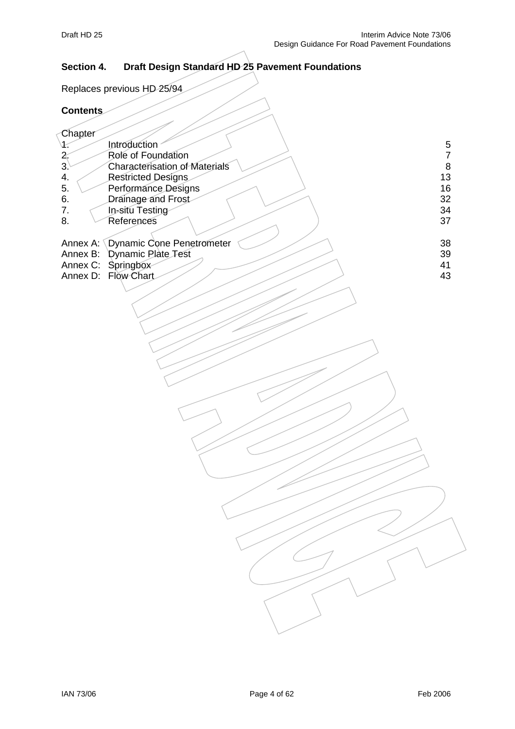## Section 4. Draft Design Standard HD 25 Pavement Foundations

Replaces previous HD 25/94

**Contents**

| Chapter | | |
|---|---|---|
| 1. | Introduction | 5 |
| 2. | Role of Foundation | 7 |
| 3. | Characterisation of Materials | 8 |
| 4. | Restricted Designs | 13 |
| 5. | Performance Designs | 16 |
| 6. | Drainage and Frost | 32 |
| 7. | In-situ Testing | 34 |
| 8. | References | 37 |
| Annex A: | Dynamic Cone Penetrometer | 38 |
| Annex B: | Dynamic Plate Test | 39 |
| Annex C: | Springbox | 41 |
| Annex D: | Flow Chart | 43 |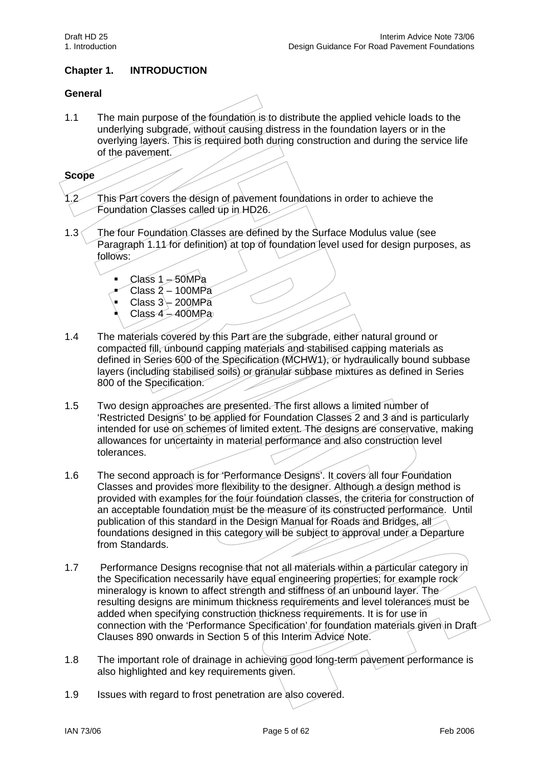## Chapter 1. INTRODUCTION

### General

1.1 The main purpose of the foundation is to distribute the applied vehicle loads to the underlying subgrade, without causing distress in the foundation layers or in the overlying layers. This is required both during construction and during the service life of the pavement.

### Scope

1.2 This Part covers the design of pavement foundations in order to achieve the Foundation Classes called up in HD26.

1.3 The four Foundation Classes are defined by the Surface Modulus value (see Paragraph 1.11 for definition) at top of foundation level used for design purposes, as follows:

- Class 1 – 50MPa
- Class 2 – 100MPa
- Class 3 – 200MPa
- Class 4 – 400MPa

1.4 The materials covered by this Part are the subgrade, either natural ground or compacted fill, unbound capping materials and stabilised capping materials as defined in Series 600 of the Specification (MCHW1), or hydraulically bound subbase layers (including stabilised soils) or granular subbase mixtures as defined in Series 800 of the Specification.

1.5 Two design approaches are presented. The first allows a limited number of 'Restricted Designs' to be applied for Foundation Classes 2 and 3 and is particularly intended for use on schemes of limited extent. The designs are conservative, making allowances for uncertainty in material performance and also construction level tolerances.

1.6 The second approach is for 'Performance Designs'. It covers all four Foundation Classes and provides more flexibility to the designer. Although a design method is provided with examples for the four foundation classes, the criteria for construction of an acceptable foundation must be the measure of its constructed performance. Until publication of this standard in the Design Manual for Roads and Bridges, all foundations designed in this category will be subject to approval under a Departure from Standards.

1.7 Performance Designs recognise that not all materials within a particular category in the Specification necessarily have equal engineering properties; for example rock mineralogy is known to affect strength and stiffness of an unbound layer. The resulting designs are minimum thickness requirements and level tolerances must be added when specifying construction thickness requirements. It is for use in connection with the 'Performance Specification' for foundation materials given in Draft Clauses 890 onwards in Section 5 of this Interim Advice Note.

1.8 The important role of drainage in achieving good long-term pavement performance is also highlighted and key requirements given.

1.9 Issues with regard to frost penetration are also covered.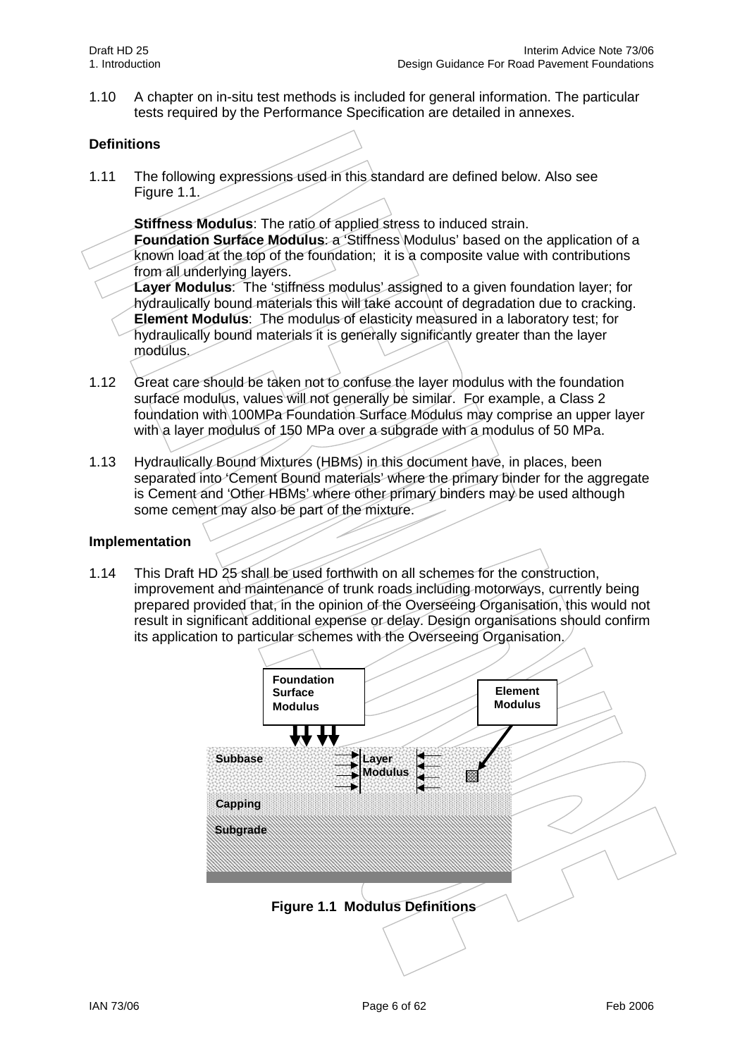1.10 A chapter on in-situ test methods is included for general information. The particular tests required by the Performance Specification are detailed in annexes.

## Definitions

1.11 The following expressions used in this standard are defined below. Also see Figure 1.1.

**Stiffness Modulus**: The ratio of applied stress to induced strain.
**Foundation Surface Modulus**: a 'Stiffness Modulus' based on the application of a known load at the top of the foundation; it is a composite value with contributions from all underlying layers.
**Layer Modulus**: The 'stiffness modulus' assigned to a given foundation layer; for hydraulically bound materials this will take account of degradation due to cracking.
**Element Modulus**: The modulus of elasticity measured in a laboratory test; for hydraulically bound materials it is generally significantly greater than the layer modulus.

1.12 Great care should be taken not to confuse the layer modulus with the foundation surface modulus, values will not generally be similar. For example, a Class 2 foundation with 100MPa Foundation Surface Modulus may comprise an upper layer with a layer modulus of 150 MPa over a subgrade with a modulus of 50 MPa.

1.13 Hydraulically Bound Mixtures (HBMs) in this document have, in places, been separated into 'Cement Bound materials' where the primary binder for the aggregate is Cement and 'Other HBMs' where other primary binders may be used although some cement may also be part of the mixture.

## Implementation

1.14 This Draft HD 25 shall be used forthwith on all schemes for the construction, improvement and maintenance of trunk roads including motorways, currently being prepared provided that, in the opinion of the Overseeing Organisation, this would not result in significant additional expense or delay. Design organisations should confirm its application to particular schemes with the Overseeing Organisation.

Foundation Surface Modulus

Element Modulus

Subbase

Layer Modulus

Capping

Subgrade

**Figure 1.1 Modulus Definitions**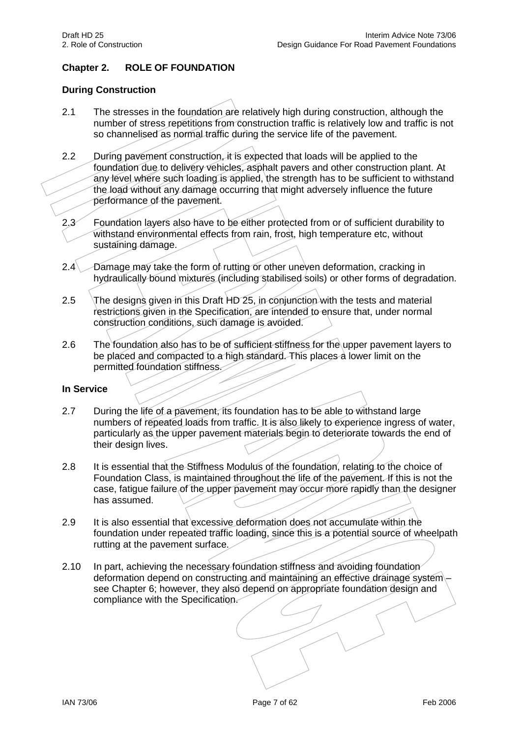## Chapter 2. ROLE OF FOUNDATION

### During Construction

2.1 The stresses in the foundation are relatively high during construction, although the number of stress repetitions from construction traffic is relatively low and traffic is not so channelised as normal traffic during the service life of the pavement.

2.2 During pavement construction, it is expected that loads will be applied to the foundation due to delivery vehicles, asphalt pavers and other construction plant. At any level where such loading is applied, the strength has to be sufficient to withstand the load without any damage occurring that might adversely influence the future performance of the pavement.

2.3 Foundation layers also have to be either protected from or of sufficient durability to withstand environmental effects from rain, frost, high temperature etc, without sustaining damage.

2.4 Damage may take the form of rutting or other uneven deformation, cracking in hydraulically bound mixtures (including stabilised soils) or other forms of degradation.

2.5 The designs given in this Draft HD 25, in conjunction with the tests and material restrictions given in the Specification, are intended to ensure that, under normal construction conditions, such damage is avoided.

2.6 The foundation also has to be of sufficient stiffness for the upper pavement layers to be placed and compacted to a high standard. This places a lower limit on the permitted foundation stiffness.

### In Service

2.7 During the life of a pavement, its foundation has to be able to withstand large numbers of repeated loads from traffic. It is also likely to experience ingress of water, particularly as the upper pavement materials begin to deteriorate towards the end of their design lives.

2.8 It is essential that the Stiffness Modulus of the foundation, relating to the choice of Foundation Class, is maintained throughout the life of the pavement. If this is not the case, fatigue failure of the upper pavement may occur more rapidly than the designer has assumed.

2.9 It is also essential that excessive deformation does not accumulate within the foundation under repeated traffic loading, since this is a potential source of wheelpath rutting at the pavement surface.

2.10 In part, achieving the necessary foundation stiffness and avoiding foundation deformation depend on constructing and maintaining an effective drainage system – see Chapter 6; however, they also depend on appropriate foundation design and compliance with the Specification.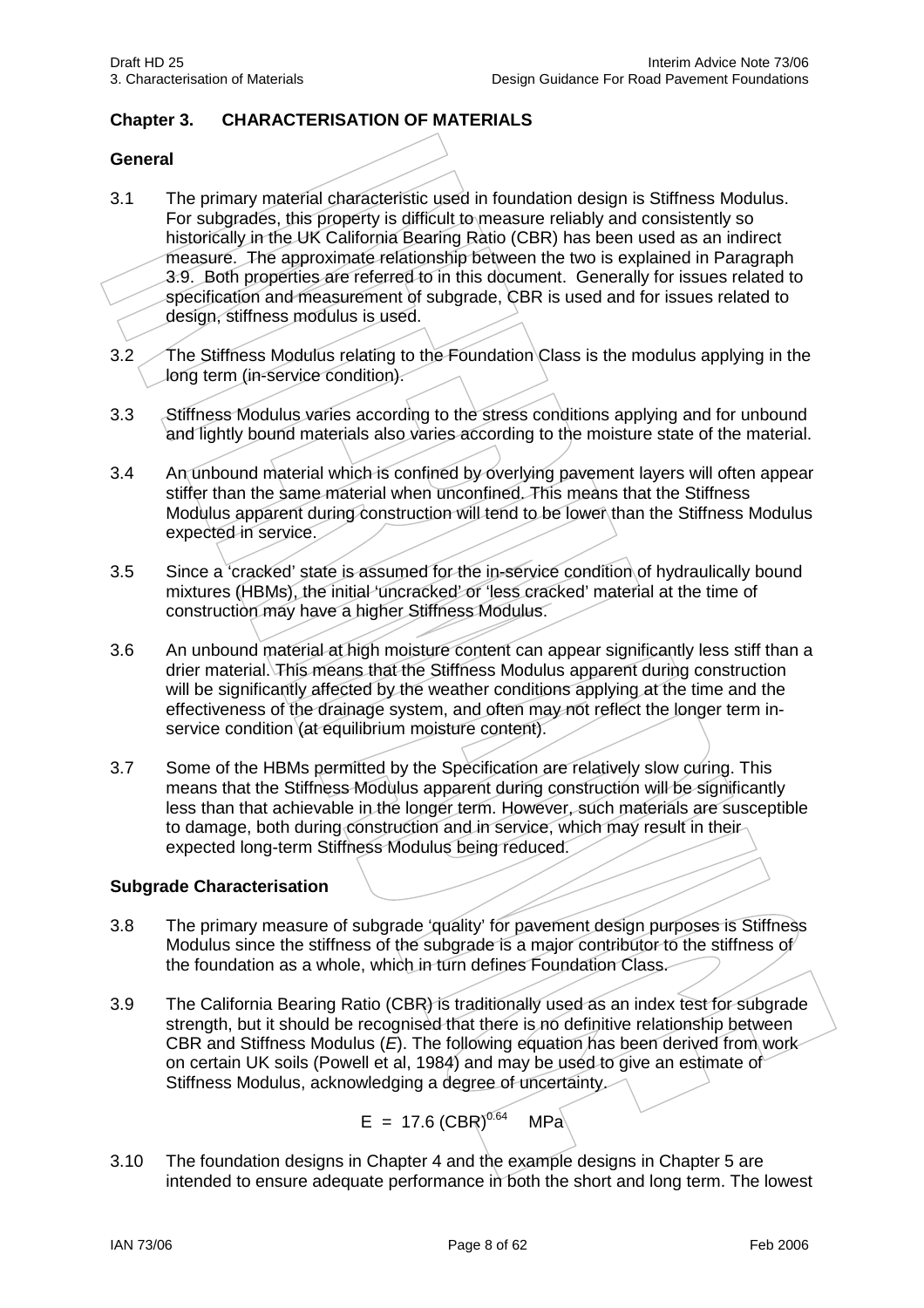## Chapter 3. CHARACTERISATION OF MATERIALS

### General

3.1 The primary material characteristic used in foundation design is Stiffness Modulus. For subgrades, this property is difficult to measure reliably and consistently so historically in the UK California Bearing Ratio (CBR) has been used as an indirect measure. The approximate relationship between the two is explained in Paragraph 3.9. Both properties are referred to in this document. Generally for issues related to specification and measurement of subgrade, CBR is used and for issues related to design, stiffness modulus is used.

3.2 The Stiffness Modulus relating to the Foundation Class is the modulus applying in the long term (in-service condition).

3.3 Stiffness Modulus varies according to the stress conditions applying and for unbound and lightly bound materials also varies according to the moisture state of the material.

3.4 An unbound material which is confined by overlying pavement layers will often appear stiffer than the same material when unconfined. This means that the Stiffness Modulus apparent during construction will tend to be lower than the Stiffness Modulus expected in service.

3.5 Since a 'cracked' state is assumed for the in-service condition of hydraulically bound mixtures (HBMs), the initial 'uncracked' or 'less cracked' material at the time of construction may have a higher Stiffness Modulus.

3.6 An unbound material at high moisture content can appear significantly less stiff than a drier material. This means that the Stiffness Modulus apparent during construction will be significantly affected by the weather conditions applying at the time and the effectiveness of the drainage system, and often may not reflect the longer term in-service condition (at equilibrium moisture content).

3.7 Some of the HBMs permitted by the Specification are relatively slow curing. This means that the Stiffness Modulus apparent during construction will be significantly less than that achievable in the longer term. However, such materials are susceptible to damage, both during construction and in service, which may result in their expected long-term Stiffness Modulus being reduced.

### Subgrade Characterisation

3.8 The primary measure of subgrade 'quality' for pavement design purposes is Stiffness Modulus since the stiffness of the subgrade is a major contributor to the stiffness of the foundation as a whole, which in turn defines Foundation Class.

3.9 The California Bearing Ratio (CBR) is traditionally used as an index test for subgrade strength, but it should be recognised that there is no definitive relationship between CBR and Stiffness Modulus ($E$). The following equation has been derived from work on certain UK soils (Powell et al, 1984) and may be used to give an estimate of Stiffness Modulus, acknowledging a degree of uncertainty.

$$E = 17.6\,(\text{CBR})^{0.64} \quad \text{MPa}$$

3.10 The foundation designs in Chapter 4 and the example designs in Chapter 5 are intended to ensure adequate performance in both the short and long term. The lowest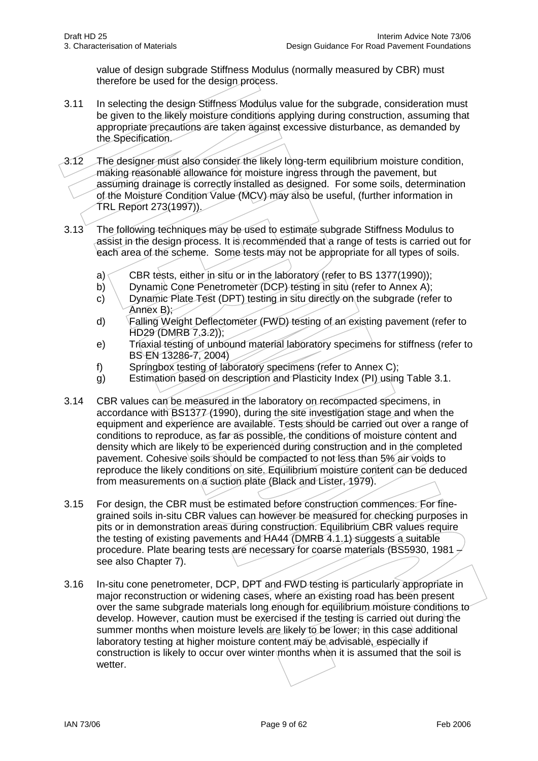value of design subgrade Stiffness Modulus (normally measured by CBR) must therefore be used for the design process.

3.11 In selecting the design Stiffness Modulus value for the subgrade, consideration must be given to the likely moisture conditions applying during construction, assuming that appropriate precautions are taken against excessive disturbance, as demanded by the Specification.

3.12 The designer must also consider the likely long-term equilibrium moisture condition, making reasonable allowance for moisture ingress through the pavement, but assuming drainage is correctly installed as designed. For some soils, determination of the Moisture Condition Value (MCV) may also be useful, (further information in TRL Report 273(1997)).

3.13 The following techniques may be used to estimate subgrade Stiffness Modulus to assist in the design process. It is recommended that a range of tests is carried out for each area of the scheme. Some tests may not be appropriate for all types of soils.

a) CBR tests, either in situ or in the laboratory (refer to BS 1377(1990));
b) Dynamic Cone Penetrometer (DCP) testing in situ (refer to Annex A);
c) Dynamic Plate Test (DPT) testing in situ directly on the subgrade (refer to Annex B);
d) Falling Weight Deflectometer (FWD) testing of an existing pavement (refer to HD29 (DMRB 7.3.2));
e) Triaxial testing of unbound material laboratory specimens for stiffness (refer to BS EN 13286-7, 2004)
f) Springbox testing of laboratory specimens (refer to Annex C);
g) Estimation based on description and Plasticity Index (PI) using Table 3.1.

3.14 CBR values can be measured in the laboratory on recompacted specimens, in accordance with BS1377 (1990), during the site investigation stage and when the equipment and experience are available. Tests should be carried out over a range of conditions to reproduce, as far as possible, the conditions of moisture content and density which are likely to be experienced during construction and in the completed pavement. Cohesive soils should be compacted to not less than 5% air voids to reproduce the likely conditions on site. Equilibrium moisture content can be deduced from measurements on a suction plate (Black and Lister, 1979).

3.15 For design, the CBR must be estimated before construction commences. For fine-grained soils in-situ CBR values can however be measured for checking purposes in pits or in demonstration areas during construction. Equilibrium CBR values require the testing of existing pavements and HA44 (DMRB 4.1.1) suggests a suitable procedure. Plate bearing tests are necessary for coarse materials (BS5930, 1981 – see also Chapter 7).

3.16 In-situ cone penetrometer, DCP, DPT and FWD testing is particularly appropriate in major reconstruction or widening cases, where an existing road has been present over the same subgrade materials long enough for equilibrium moisture conditions to develop. However, caution must be exercised if the testing is carried out during the summer months when moisture levels are likely to be lower; in this case additional laboratory testing at higher moisture content may be advisable, especially if construction is likely to occur over winter months when it is assumed that the soil is wetter.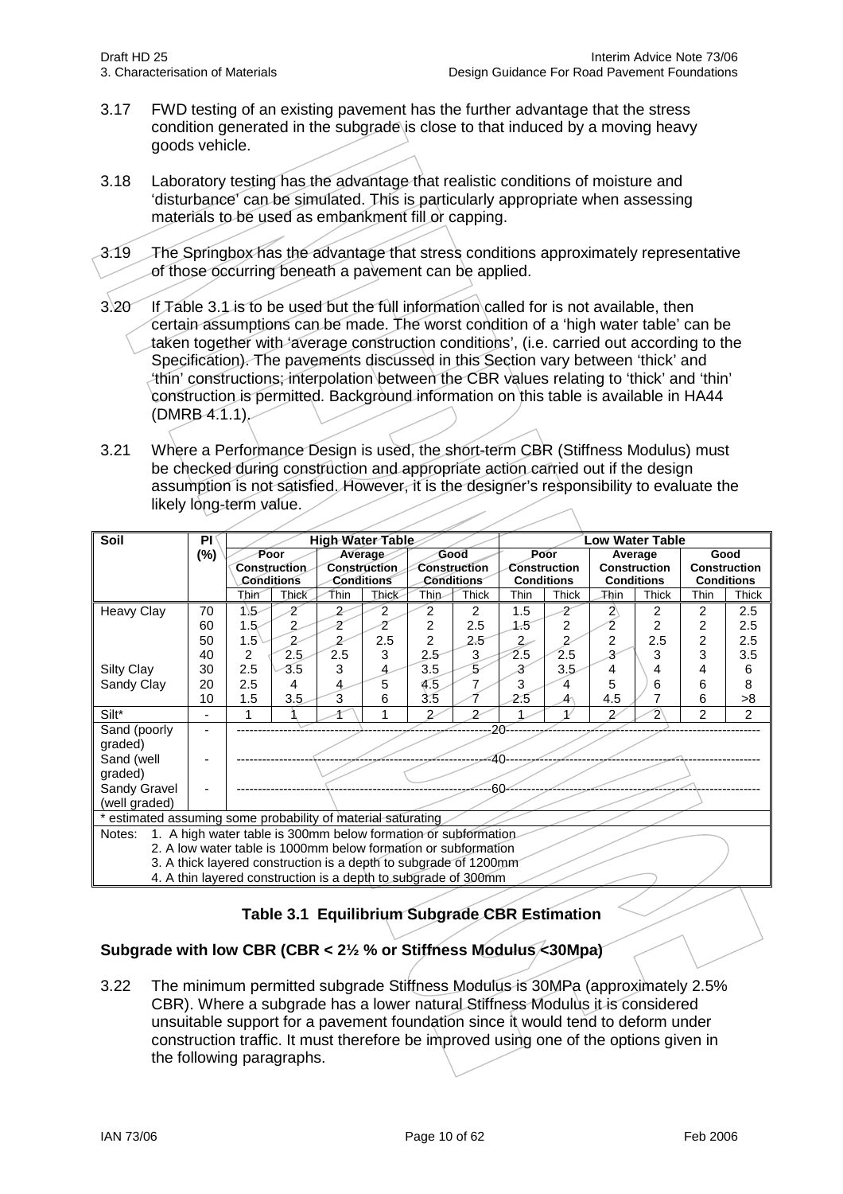3.17 FWD testing of an existing pavement has the further advantage that the stress condition generated in the subgrade is close to that induced by a moving heavy goods vehicle.

3.18 Laboratory testing has the advantage that realistic conditions of moisture and 'disturbance' can be simulated. This is particularly appropriate when assessing materials to be used as embankment fill or capping.

3.19 The Springbox has the advantage that stress conditions approximately representative of those occurring beneath a pavement can be applied.

3.20 If Table 3.1 is to be used but the full information called for is not available, then certain assumptions can be made. The worst condition of a 'high water table' can be taken together with 'average construction conditions', (i.e. carried out according to the Specification). The pavements discussed in this Section vary between 'thick' and 'thin' constructions; interpolation between the CBR values relating to 'thick' and 'thin' construction is permitted. Background information on this table is available in HA44 (DMRB 4.1.1).

3.21 Where a Performance Design is used, the short-term CBR (Stiffness Modulus) must be checked during construction and appropriate action carried out if the design assumption is not satisfied. However, it is the designer's responsibility to evaluate the likely long-term value.

| Soil | PI (%) | High Water Table | | | | | | Low Water Table | | | | | |
|---|---|---|---|---|---|---|---|---|---|---|---|---|---|
| | | Poor Construction Conditions | | Average Construction Conditions | | Good Construction Conditions | | Poor Construction Conditions | | Average Construction Conditions | | Good Construction Conditions | |
| | | Thin | Thick | Thin | Thick | Thin | Thick | Thin | Thick | Thin | Thick | Thin | Thick |
| Heavy Clay | 70 | 1.5 | 2 | 2 | 2 | 2 | 2 | 1.5 | 2 | 2 | 2 | 2 | 2.5 |
| | 60 | 1.5 | 2 | 2 | 2 | 2 | 2.5 | 1.5 | 2 | 2 | 2 | 2 | 2.5 |
| | 50 | 1.5 | 2 | 2 | 2.5 | 2 | 2.5 | 2 | 2 | 2 | 2.5 | 2 | 2.5 |
| | 40 | 2 | 2.5 | 2.5 | 3 | 2.5 | 3 | 2.5 | 2.5 | 3 | 3 | 3 | 3.5 |
| Silty Clay | 30 | 2.5 | 3.5 | 3 | 4 | 3.5 | 5 | 3 | 3.5 | 4 | 4 | 4 | 6 |
| Sandy Clay | 20 | 2.5 | 4 | 4 | 5 | 4.5 | 7 | 3 | 4 | 5 | 6 | 6 | 8 |
| | 10 | 1.5 | 3.5 | 3 | 6 | 3.5 | 7 | 2.5 | 4 | 4.5 | 7 | 6 | >8 |
| Silt* | - | 1 | 1 | 1 | 1 | 2 | 2 | 1 | 1 | 2 | 2 | 2 | 2 |
| Sand (poorly graded) | - | 20 | | | | | | | | | | | |
| Sand (well graded) | - | 40 | | | | | | | | | | | |
| Sandy Gravel (well graded) | - | 60 | | | | | | | | | | | |

\* estimated assuming some probability of material saturating

Notes:
1. A high water table is 300mm below formation or subformation
2. A low water table is 1000mm below formation or subformation
3. A thick layered construction is a depth to subgrade of 1200mm
4. A thin layered construction is a depth to subgrade of 300mm

**Table 3.1 Equilibrium Subgrade CBR Estimation**

### Subgrade with low CBR (CBR < 2½ % or Stiffness Modulus <30Mpa)

3.22 The minimum permitted subgrade Stiffness Modulus is 30MPa (approximately 2.5% CBR). Where a subgrade has a lower natural Stiffness Modulus it is considered unsuitable support for a pavement foundation since it would tend to deform under construction traffic. It must therefore be improved using one of the options given in the following paragraphs.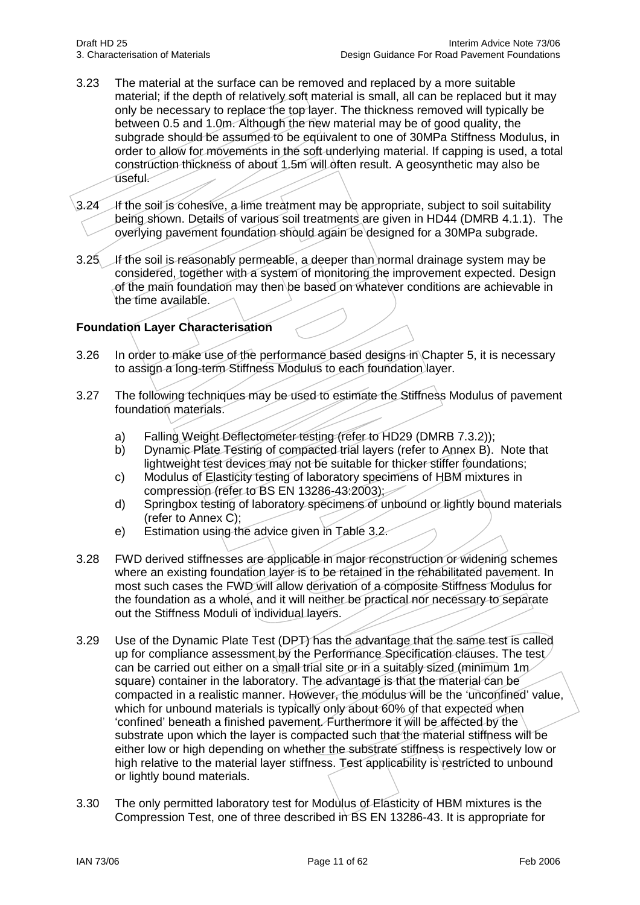3.23 The material at the surface can be removed and replaced by a more suitable material; if the depth of relatively soft material is small, all can be replaced but it may only be necessary to replace the top layer. The thickness removed will typically be between 0.5 and 1.0m. Although the new material may be of good quality, the subgrade should be assumed to be equivalent to one of 30MPa Stiffness Modulus, in order to allow for movements in the soft underlying material. If capping is used, a total construction thickness of about 1.5m will often result. A geosynthetic may also be useful.

3.24 If the soil is cohesive, a lime treatment may be appropriate, subject to soil suitability being shown. Details of various soil treatments are given in HD44 (DMRB 4.1.1). The overlying pavement foundation should again be designed for a 30MPa subgrade.

3.25 If the soil is reasonably permeable, a deeper than normal drainage system may be considered, together with a system of monitoring the improvement expected. Design of the main foundation may then be based on whatever conditions are achievable in the time available.

**Foundation Layer Characterisation**

3.26 In order to make use of the performance based designs in Chapter 5, it is necessary to assign a long-term Stiffness Modulus to each foundation layer.

3.27 The following techniques may be used to estimate the Stiffness Modulus of pavement foundation materials.

a) Falling Weight Deflectometer testing (refer to HD29 (DMRB 7.3.2));
b) Dynamic Plate Testing of compacted trial layers (refer to Annex B). Note that lightweight test devices may not be suitable for thicker stiffer foundations;
c) Modulus of Elasticity testing of laboratory specimens of HBM mixtures in compression (refer to BS EN 13286-43:2003);
d) Springbox testing of laboratory specimens of unbound or lightly bound materials (refer to Annex C);
e) Estimation using the advice given in Table 3.2.

3.28 FWD derived stiffnesses are applicable in major reconstruction or widening schemes where an existing foundation layer is to be retained in the rehabilitated pavement. In most such cases the FWD will allow derivation of a composite Stiffness Modulus for the foundation as a whole, and it will neither be practical nor necessary to separate out the Stiffness Moduli of individual layers.

3.29 Use of the Dynamic Plate Test (DPT) has the advantage that the same test is called up for compliance assessment by the Performance Specification clauses. The test can be carried out either on a small trial site or in a suitably sized (minimum 1m square) container in the laboratory. The advantage is that the material can be compacted in a realistic manner. However, the modulus will be the 'unconfined' value, which for unbound materials is typically only about 60% of that expected when 'confined' beneath a finished pavement. Furthermore it will be affected by the substrate upon which the layer is compacted such that the material stiffness will be either low or high depending on whether the substrate stiffness is respectively low or high relative to the material layer stiffness. Test applicability is restricted to unbound or lightly bound materials.

3.30 The only permitted laboratory test for Modulus of Elasticity of HBM mixtures is the Compression Test, one of three described in BS EN 13286-43. It is appropriate for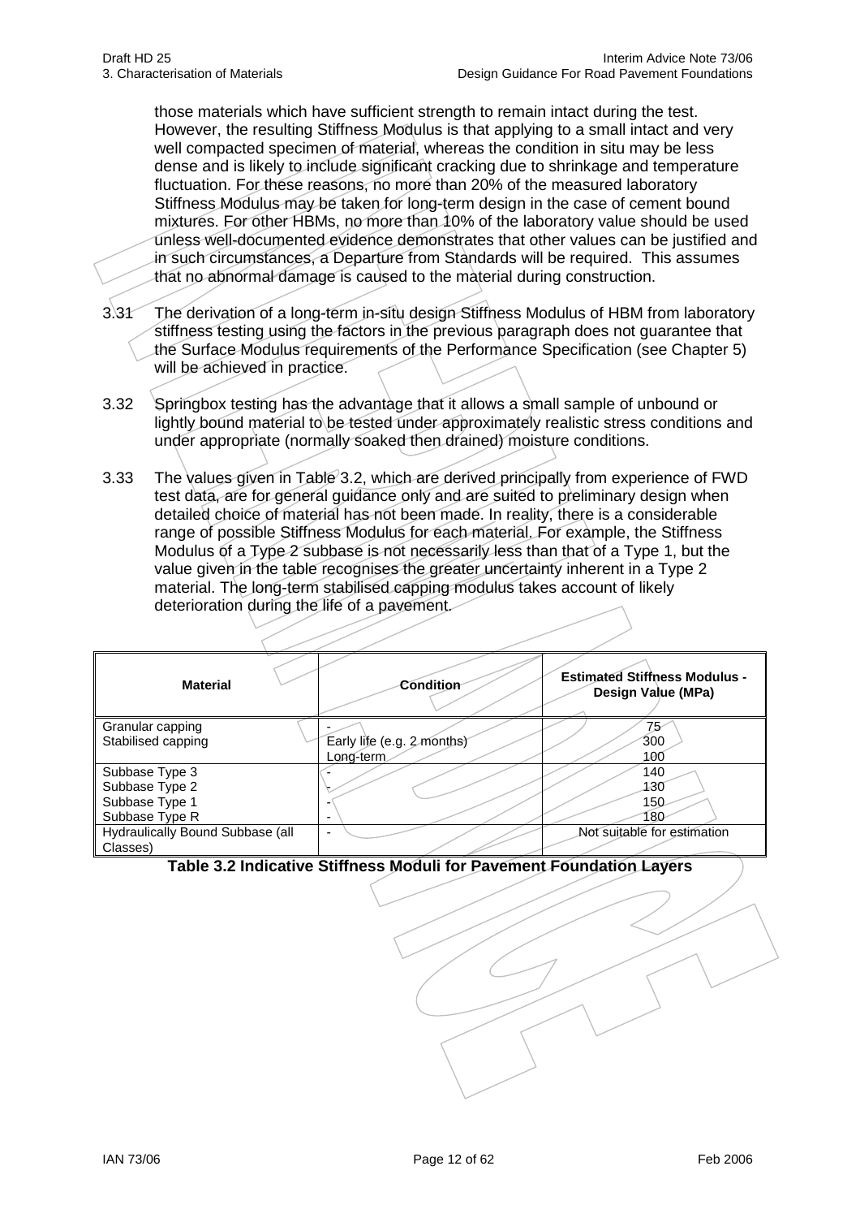those materials which have sufficient strength to remain intact during the test. However, the resulting Stiffness Modulus is that applying to a small intact and very well compacted specimen of material, whereas the condition in situ may be less dense and is likely to include significant cracking due to shrinkage and temperature fluctuation. For these reasons, no more than 20% of the measured laboratory Stiffness Modulus may be taken for long-term design in the case of cement bound mixtures. For other HBMs, no more than 10% of the laboratory value should be used unless well-documented evidence demonstrates that other values can be justified and in such circumstances, a Departure from Standards will be required. This assumes that no abnormal damage is caused to the material during construction.

3.31 The derivation of a long-term in-situ design Stiffness Modulus of HBM from laboratory stiffness testing using the factors in the previous paragraph does not guarantee that the Surface Modulus requirements of the Performance Specification (see Chapter 5) will be achieved in practice.

3.32 Springbox testing has the advantage that it allows a small sample of unbound or lightly bound material to be tested under approximately realistic stress conditions and under appropriate (normally soaked then drained) moisture conditions.

3.33 The values given in Table 3.2, which are derived principally from experience of FWD test data, are for general guidance only and are suited to preliminary design when detailed choice of material has not been made. In reality, there is a considerable range of possible Stiffness Modulus for each material. For example, the Stiffness Modulus of a Type 2 subbase is not necessarily less than that of a Type 1, but the value given in the table recognises the greater uncertainty inherent in a Type 2 material. The long-term stabilised capping modulus takes account of likely deterioration during the life of a pavement.

| **Material** | **Condition** | **Estimated Stiffness Modulus - Design Value (MPa)** |
|---|---|---|
| Granular capping | - | 75 |
| Stabilised capping | Early life (e.g. 2 months) | 300 |
| | Long-term | 100 |
| Subbase Type 3 | - | 140 |
| Subbase Type 2 | - | 130 |
| Subbase Type 1 | - | 150 |
| Subbase Type R | - | 180 |
| Hydraulically Bound Subbase (all Classes) | - | Not suitable for estimation |

**Table 3.2 Indicative Stiffness Moduli for Pavement Foundation Layers**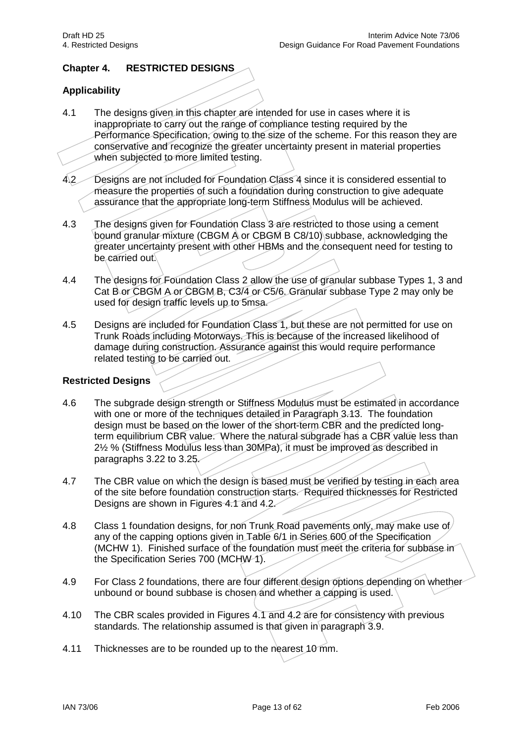## Chapter 4. RESTRICTED DESIGNS

### Applicability

4.1 The designs given in this chapter are intended for use in cases where it is inappropriate to carry out the range of compliance testing required by the Performance Specification, owing to the size of the scheme. For this reason they are conservative and recognize the greater uncertainty present in material properties when subjected to more limited testing.

4.2 Designs are not included for Foundation Class 4 since it is considered essential to measure the properties of such a foundation during construction to give adequate assurance that the appropriate long-term Stiffness Modulus will be achieved.

4.3 The designs given for Foundation Class 3 are restricted to those using a cement bound granular mixture (CBGM A or CBGM B C8/10) subbase, acknowledging the greater uncertainty present with other HBMs and the consequent need for testing to be carried out.

4.4 The designs for Foundation Class 2 allow the use of granular subbase Types 1, 3 and Cat B or CBGM A or CBGM B, C3/4 or C5/6. Granular subbase Type 2 may only be used for design traffic levels up to 5msa.

4.5 Designs are included for Foundation Class 1, but these are not permitted for use on Trunk Roads including Motorways. This is because of the increased likelihood of damage during construction. Assurance against this would require performance related testing to be carried out.

### Restricted Designs

4.6 The subgrade design strength or Stiffness Modulus must be estimated in accordance with one or more of the techniques detailed in Paragraph 3.13. The foundation design must be based on the lower of the short-term CBR and the predicted long-term equilibrium CBR value. Where the natural subgrade has a CBR value less than 2½ % (Stiffness Modulus less than 30MPa), it must be improved as described in paragraphs 3.22 to 3.25.

4.7 The CBR value on which the design is based must be verified by testing in each area of the site before foundation construction starts. Required thicknesses for Restricted Designs are shown in Figures 4.1 and 4.2.

4.8 Class 1 foundation designs, for non Trunk Road pavements only, may make use of any of the capping options given in Table 6/1 in Series 600 of the Specification (MCHW 1). Finished surface of the foundation must meet the criteria for subbase in the Specification Series 700 (MCHW 1).

4.9 For Class 2 foundations, there are four different design options depending on whether unbound or bound subbase is chosen and whether a capping is used.

4.10 The CBR scales provided in Figures 4.1 and 4.2 are for consistency with previous standards. The relationship assumed is that given in paragraph 3.9.

4.11 Thicknesses are to be rounded up to the nearest 10 mm.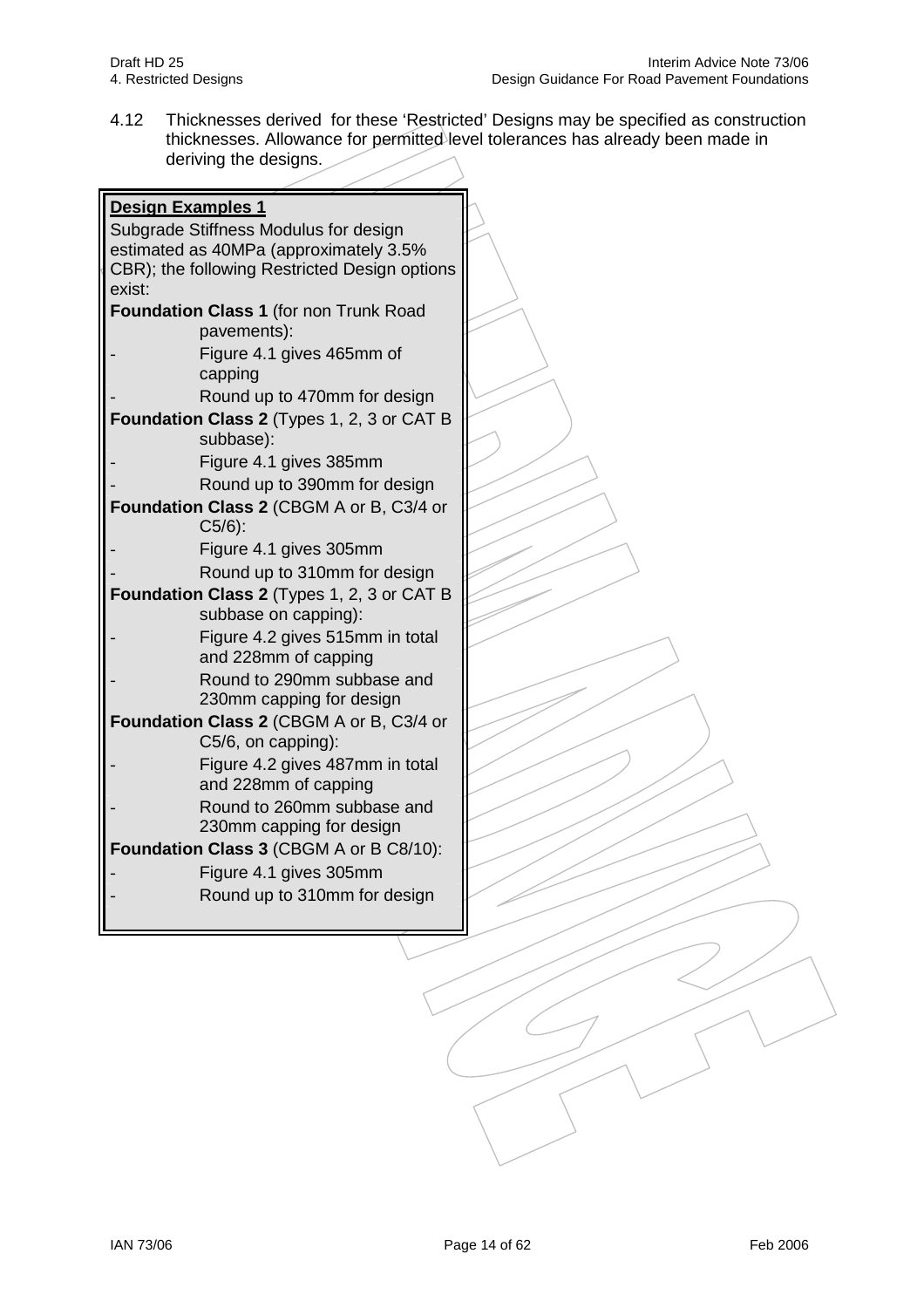4.12 Thicknesses derived for these 'Restricted' Designs may be specified as construction thicknesses. Allowance for permitted level tolerances has already been made in deriving the designs.

**Design Examples 1**

Subgrade Stiffness Modulus for design estimated as 40MPa (approximately 3.5% CBR); the following Restricted Design options exist:

**Foundation Class 1** (for non Trunk Road pavements):

- Figure 4.1 gives 465mm of capping
- Round up to 470mm for design

**Foundation Class 2** (Types 1, 2, 3 or CAT B subbase):

- Figure 4.1 gives 385mm
- Round up to 390mm for design

**Foundation Class 2** (CBGM A or B, C3/4 or C5/6):

- Figure 4.1 gives 305mm
- Round up to 310mm for design

**Foundation Class 2** (Types 1, 2, 3 or CAT B subbase on capping):

- Figure 4.2 gives 515mm in total and 228mm of capping
- Round to 290mm subbase and 230mm capping for design

**Foundation Class 2** (CBGM A or B, C3/4 or C5/6, on capping):

- Figure 4.2 gives 487mm in total and 228mm of capping
- Round to 260mm subbase and 230mm capping for design

**Foundation Class 3** (CBGM A or B C8/10):

- Figure 4.1 gives 305mm
- Round up to 310mm for design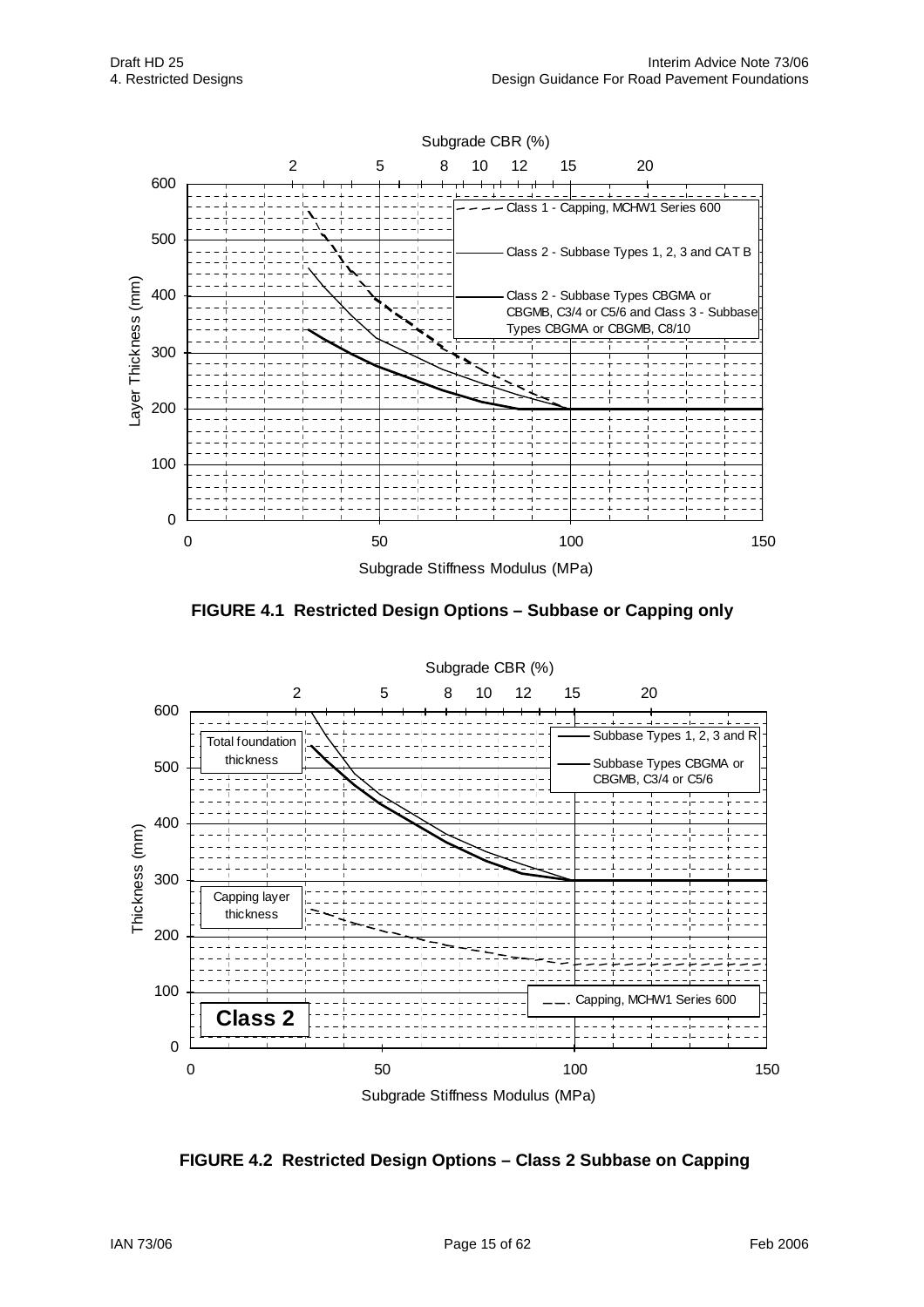FIGURE 4.1 Restricted Design Options – Subbase or Capping only

FIGURE 4.2 Restricted Design Options – Class 2 Subbase on Capping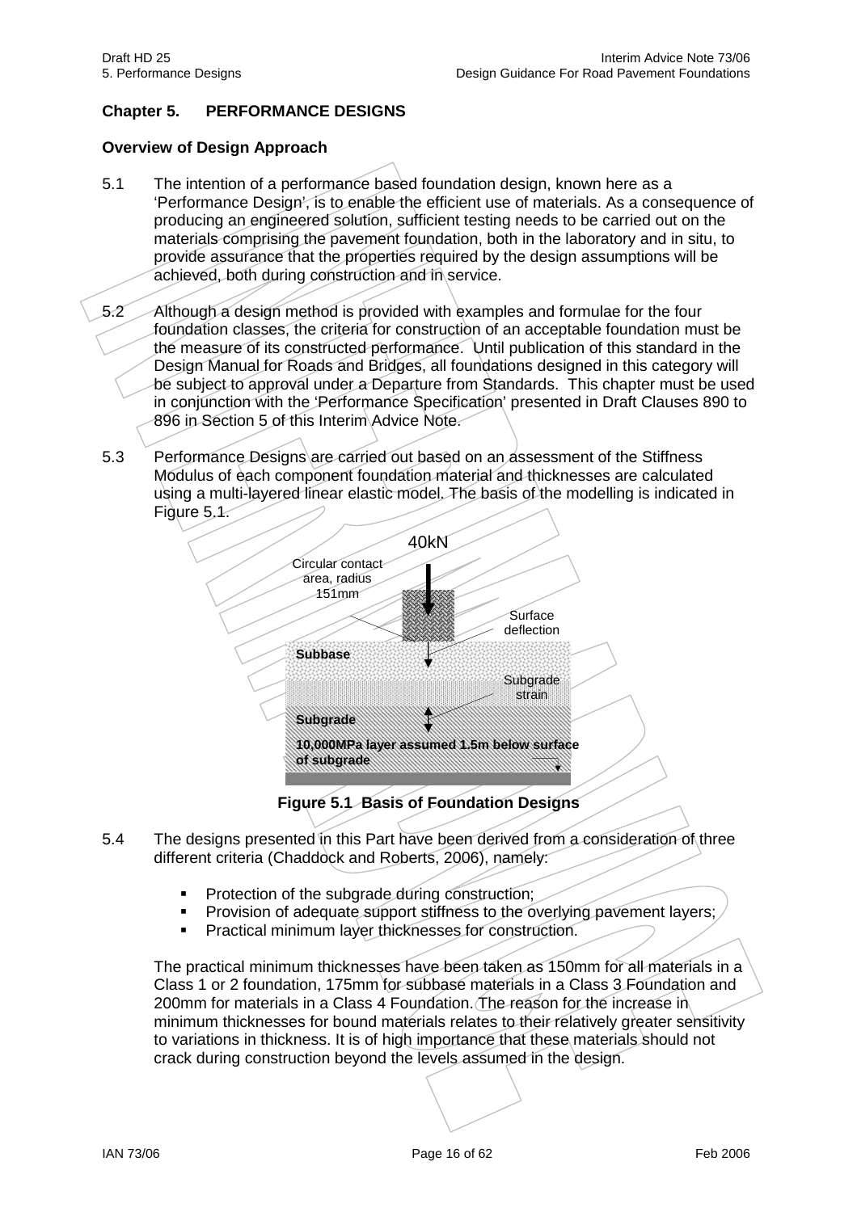## Chapter 5. PERFORMANCE DESIGNS

### Overview of Design Approach

5.1 The intention of a performance based foundation design, known here as a 'Performance Design', is to enable the efficient use of materials. As a consequence of producing an engineered solution, sufficient testing needs to be carried out on the materials comprising the pavement foundation, both in the laboratory and in situ, to provide assurance that the properties required by the design assumptions will be achieved, both during construction and in service.

5.2 Although a design method is provided with examples and formulae for the four foundation classes, the criteria for construction of an acceptable foundation must be the measure of its constructed performance. Until publication of this standard in the Design Manual for Roads and Bridges, all foundations designed in this category will be subject to approval under a Departure from Standards. This chapter must be used in conjunction with the 'Performance Specification' presented in Draft Clauses 890 to 896 in Section 5 of this Interim Advice Note.

5.3 Performance Designs are carried out based on an assessment of the Stiffness Modulus of each component foundation material and thicknesses are calculated using a multi-layered linear elastic model. The basis of the modelling is indicated in Figure 5.1.

40kN

Circular contact area, radius 151mm

Surface deflection

Subbase

Subgrade strain

Subgrade

10,000MPa layer assumed 1.5m below surface of subgrade

**Figure 5.1 Basis of Foundation Designs**

5.4 The designs presented in this Part have been derived from a consideration of three different criteria (Chaddock and Roberts, 2006), namely:

- Protection of the subgrade during construction;
- Provision of adequate support stiffness to the overlying pavement layers;
- Practical minimum layer thicknesses for construction.

The practical minimum thicknesses have been taken as 150mm for all materials in a Class 1 or 2 foundation, 175mm for subbase materials in a Class 3 Foundation and 200mm for materials in a Class 4 Foundation. The reason for the increase in minimum thicknesses for bound materials relates to their relatively greater sensitivity to variations in thickness. It is of high importance that these materials should not crack during construction beyond the levels assumed in the design.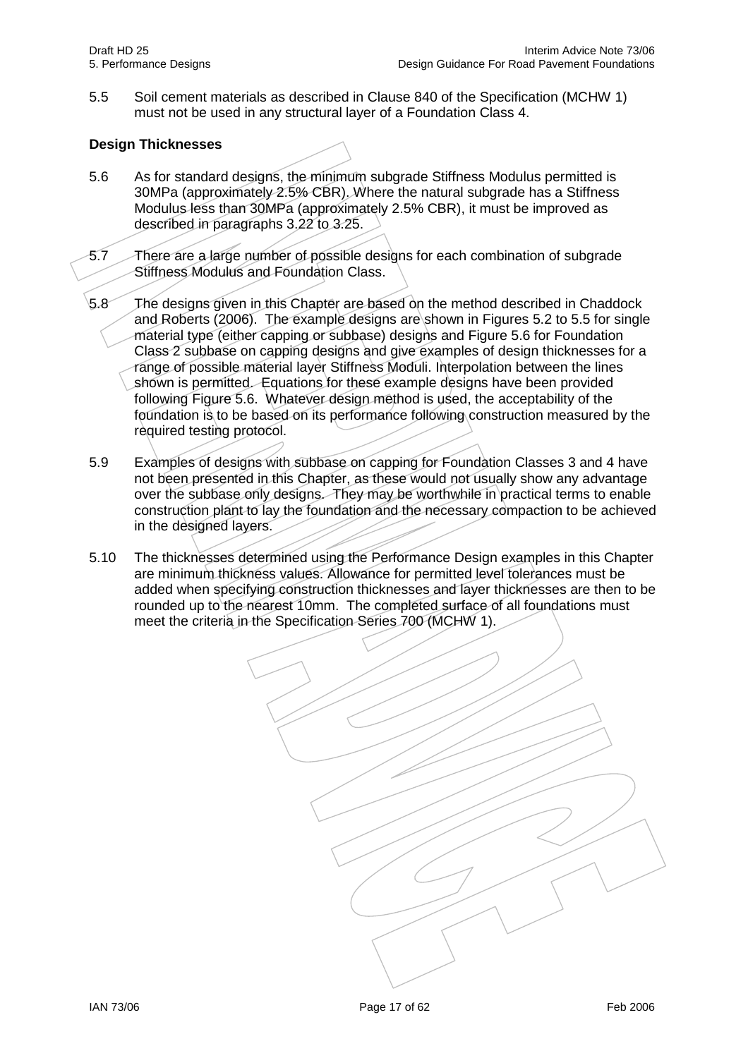5.5 Soil cement materials as described in Clause 840 of the Specification (MCHW 1) must not be used in any structural layer of a Foundation Class 4.

**Design Thicknesses**

5.6 As for standard designs, the minimum subgrade Stiffness Modulus permitted is 30MPa (approximately 2.5% CBR). Where the natural subgrade has a Stiffness Modulus less than 30MPa (approximately 2.5% CBR), it must be improved as described in paragraphs 3.22 to 3.25.

5.7 There are a large number of possible designs for each combination of subgrade Stiffness Modulus and Foundation Class.

5.8 The designs given in this Chapter are based on the method described in Chaddock and Roberts (2006). The example designs are shown in Figures 5.2 to 5.5 for single material type (either capping or subbase) designs and Figure 5.6 for Foundation Class 2 subbase on capping designs and give examples of design thicknesses for a range of possible material layer Stiffness Moduli. Interpolation between the lines shown is permitted. Equations for these example designs have been provided following Figure 5.6. Whatever design method is used, the acceptability of the foundation is to be based on its performance following construction measured by the required testing protocol.

5.9 Examples of designs with subbase on capping for Foundation Classes 3 and 4 have not been presented in this Chapter, as these would not usually show any advantage over the subbase only designs. They may be worthwhile in practical terms to enable construction plant to lay the foundation and the necessary compaction to be achieved in the designed layers.

5.10 The thicknesses determined using the Performance Design examples in this Chapter are minimum thickness values. Allowance for permitted level tolerances must be added when specifying construction thicknesses and layer thicknesses are then to be rounded up to the nearest 10mm. The completed surface of all foundations must meet the criteria in the Specification Series 700 (MCHW 1).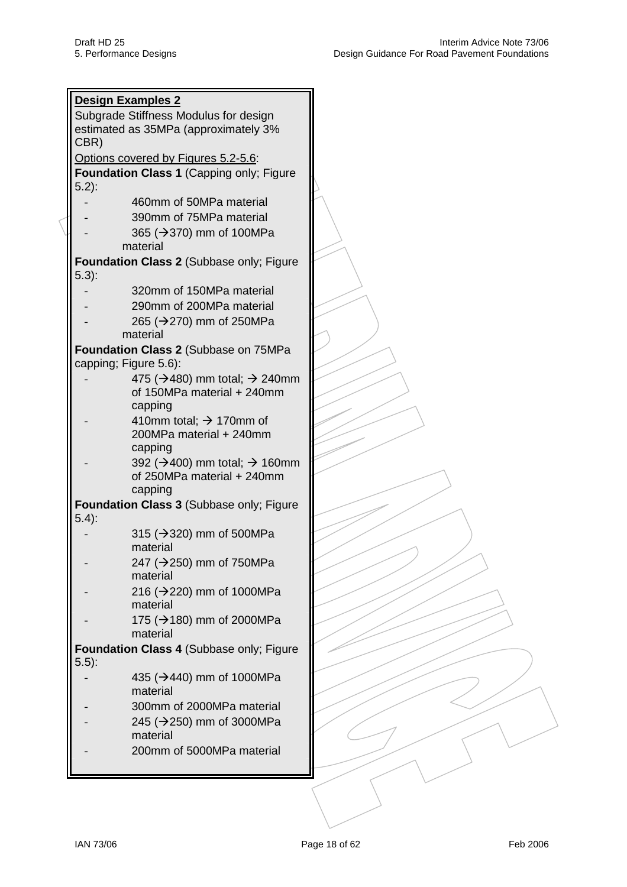**Design Examples 2**

Subgrade Stiffness Modulus for design estimated as 35MPa (approximately 3% CBR)

Options covered by Figures 5.2-5.6:

**Foundation Class 1** (Capping only; Figure 5.2):

- 460mm of 50MPa material
- 390mm of 75MPa material
- 365 (→370) mm of 100MPa material

**Foundation Class 2** (Subbase only; Figure 5.3):

- 320mm of 150MPa material
- 290mm of 200MPa material
- 265 (→270) mm of 250MPa material

**Foundation Class 2** (Subbase on 75MPa capping; Figure 5.6):

- 475 (→480) mm total; → 240mm of 150MPa material + 240mm capping
- 410mm total; → 170mm of 200MPa material + 240mm capping
- 392 (→400) mm total; → 160mm of 250MPa material + 240mm capping

**Foundation Class 3** (Subbase only; Figure 5.4):

- 315 (→320) mm of 500MPa material
- 247 (→250) mm of 750MPa material
- 216 (→220) mm of 1000MPa material
- 175 (→180) mm of 2000MPa material

**Foundation Class 4** (Subbase only; Figure 5.5):

- 435 (→440) mm of 1000MPa material
- 300mm of 2000MPa material
- 245 (→250) mm of 3000MPa material
- 200mm of 5000MPa material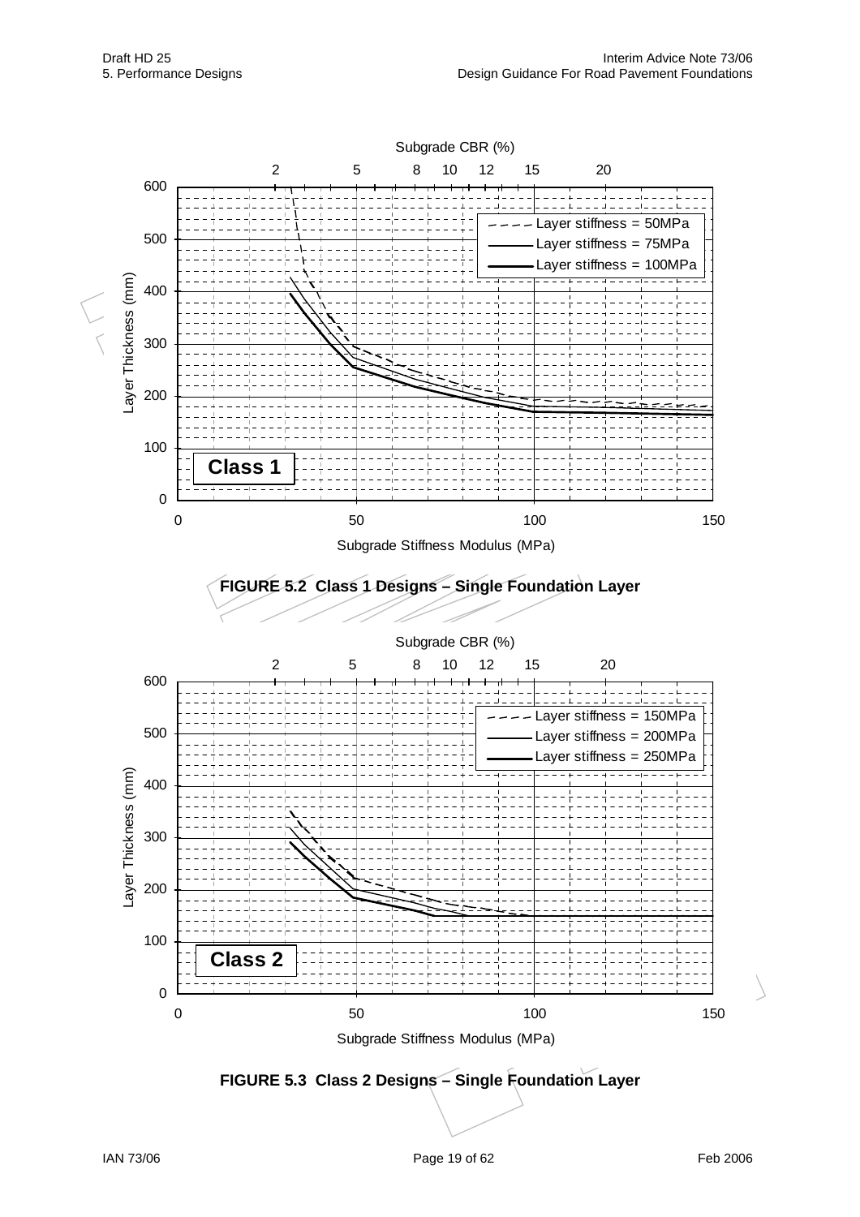**FIGURE 5.2 Class 1 Designs – Single Foundation Layer**

**FIGURE 5.3 Class 2 Designs – Single Foundation Layer**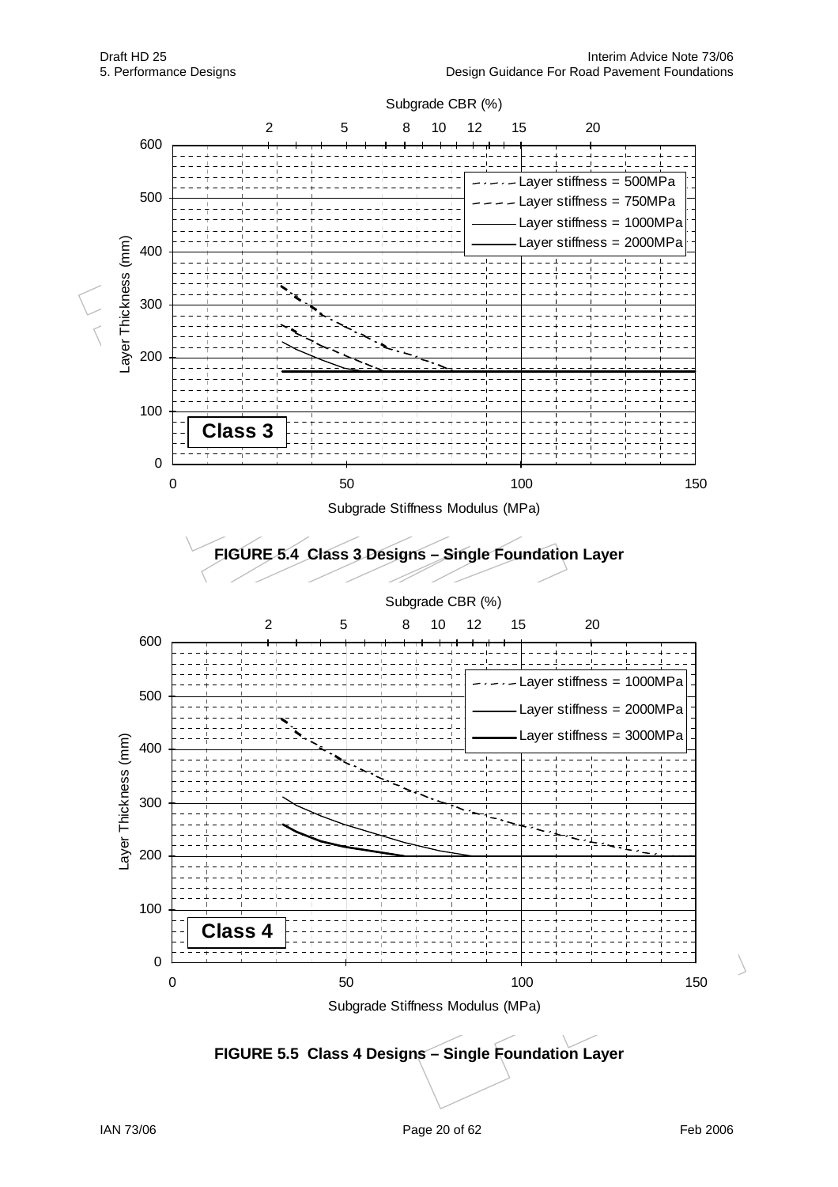Subgrade CBR (%)

2 5 8 10 12 15 20

Layer stiffness = 500MPa
Layer stiffness = 750MPa
Layer stiffness = 1000MPa
Layer stiffness = 2000MPa

**Class 3**

Layer Thickness (mm)

Subgrade Stiffness Modulus (MPa)

**FIGURE 5.4 Class 3 Designs – Single Foundation Layer**

Subgrade CBR (%)

2 5 8 10 12 15 20

Layer stiffness = 1000MPa
Layer stiffness = 2000MPa
Layer stiffness = 3000MPa

**Class 4**

Layer Thickness (mm)

Subgrade Stiffness Modulus (MPa)

**FIGURE 5.5 Class 4 Designs – Single Foundation Layer**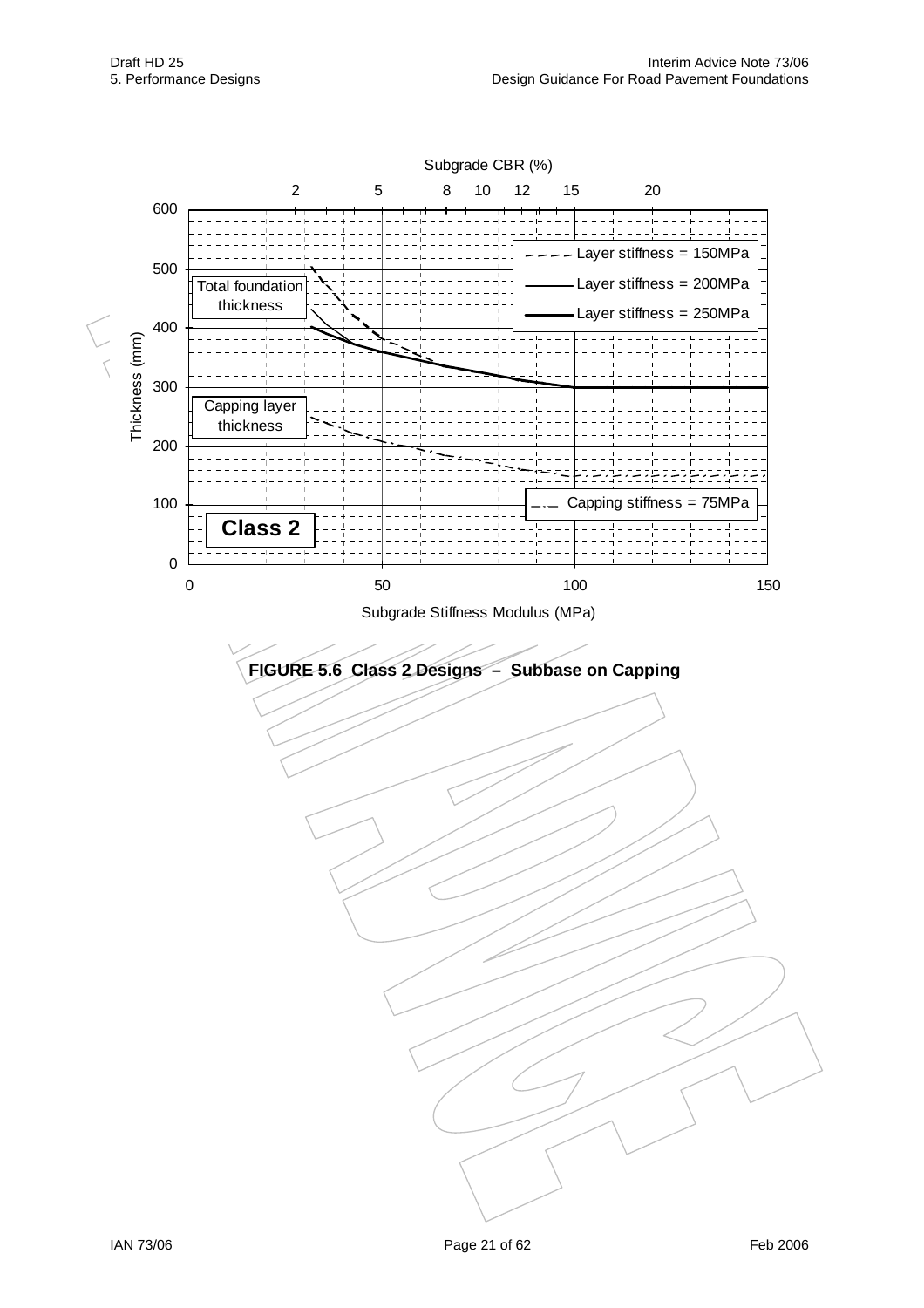Subgrade CBR (%)

2 5 8 10 12 15 20

600
500
400
300
200
100
0

Thickness (mm)

Total foundation thickness

Capping layer thickness

Layer stiffness = 150MPa

Layer stiffness = 200MPa

Layer stiffness = 250MPa

Capping stiffness = 75MPa

**Class 2**

0 50 100 150

Subgrade Stiffness Modulus (MPa)

**FIGURE 5.6 Class 2 Designs – Subbase on Capping**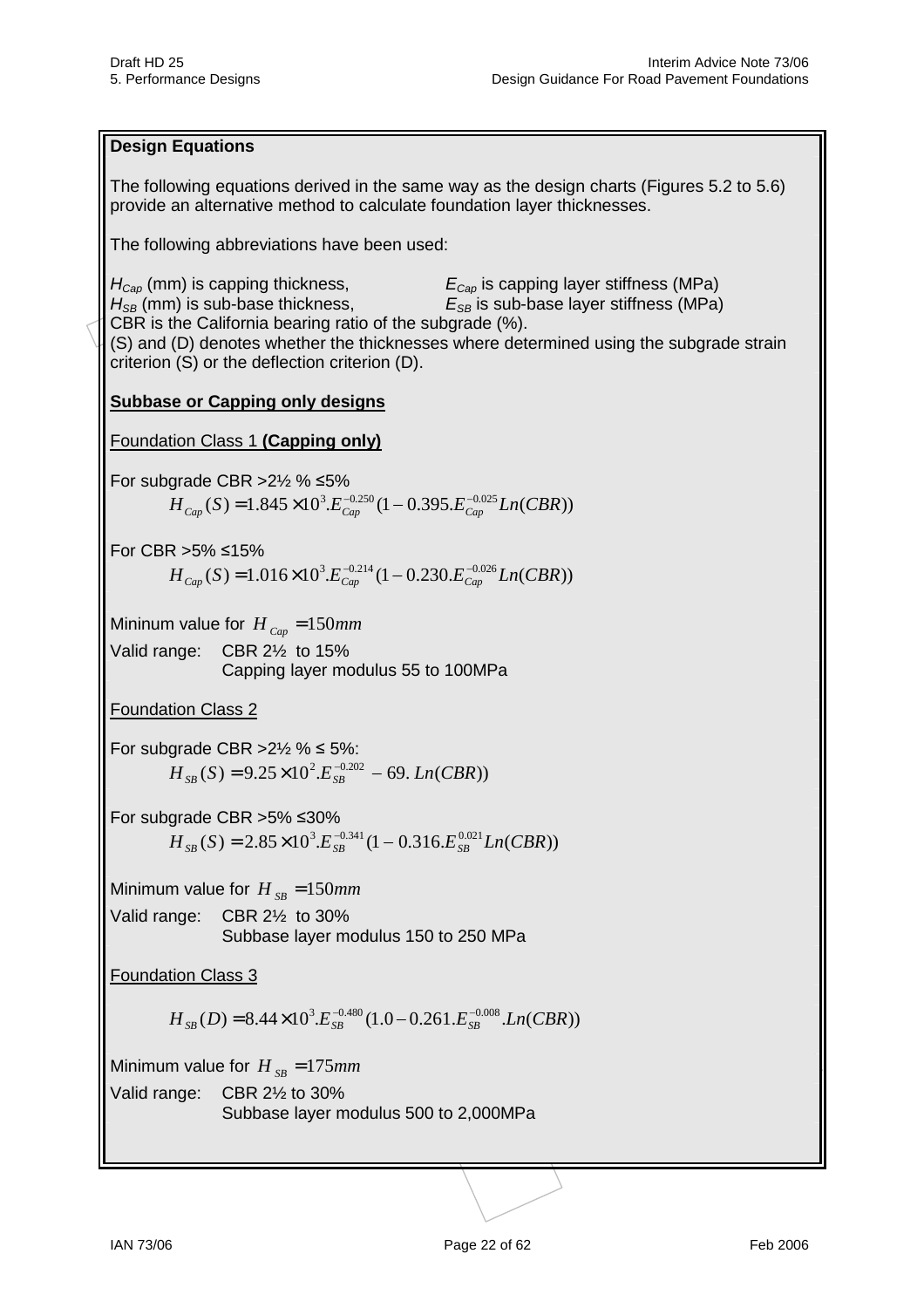## Design Equations

The following equations derived in the same way as the design charts (Figures 5.2 to 5.6) provide an alternative method to calculate foundation layer thicknesses.

The following abbreviations have been used:

$H_{Cap}$ (mm) is capping thickness, $E_{Cap}$ is capping layer stiffness (MPa)
$H_{SB}$ (mm) is sub-base thickness, $E_{SB}$ is sub-base layer stiffness (MPa)
CBR is the California bearing ratio of the subgrade (%).
(S) and (D) denotes whether the thicknesses where determined using the subgrade strain criterion (S) or the deflection criterion (D).

### Subbase or Capping only designs

Foundation Class 1 **(Capping only)**

For subgrade CBR >2½ % ≤5%

$$H_{Cap}(S) = 1.845 \times 10^3 . E_{Cap}^{-0.250}(1 - 0.395 . E_{Cap}^{-0.025} Ln(CBR))$$

For CBR >5% ≤15%

$$H_{Cap}(S) = 1.016 \times 10^3 . E_{Cap}^{-0.214}(1 - 0.230 . E_{Cap}^{-0.026} Ln(CBR))$$

Mininum value for $H_{Cap} = 150mm$

Valid range: CBR 2½ to 15%
Capping layer modulus 55 to 100MPa

Foundation Class 2

For subgrade CBR >2½ % ≤ 5%:

$$H_{SB}(S) = 9.25 \times 10^2 . E_{SB}^{-0.202} - 69. Ln(CBR))$$

For subgrade CBR >5% ≤30%

$$H_{SB}(S) = 2.85 \times 10^3 . E_{SB}^{-0.341}(1 - 0.316 . E_{SB}^{0.021} Ln(CBR))$$

Minimum value for $H_{SB} = 150mm$

Valid range: CBR 2½ to 30%
Subbase layer modulus 150 to 250 MPa

Foundation Class 3

$$H_{SB}(D) = 8.44 \times 10^3 . E_{SB}^{-0.480}(1.0 - 0.261 . E_{SB}^{-0.008} . Ln(CBR))$$

Minimum value for $H_{SB} = 175mm$

Valid range: CBR 2½ to 30%
Subbase layer modulus 500 to 2,000MPa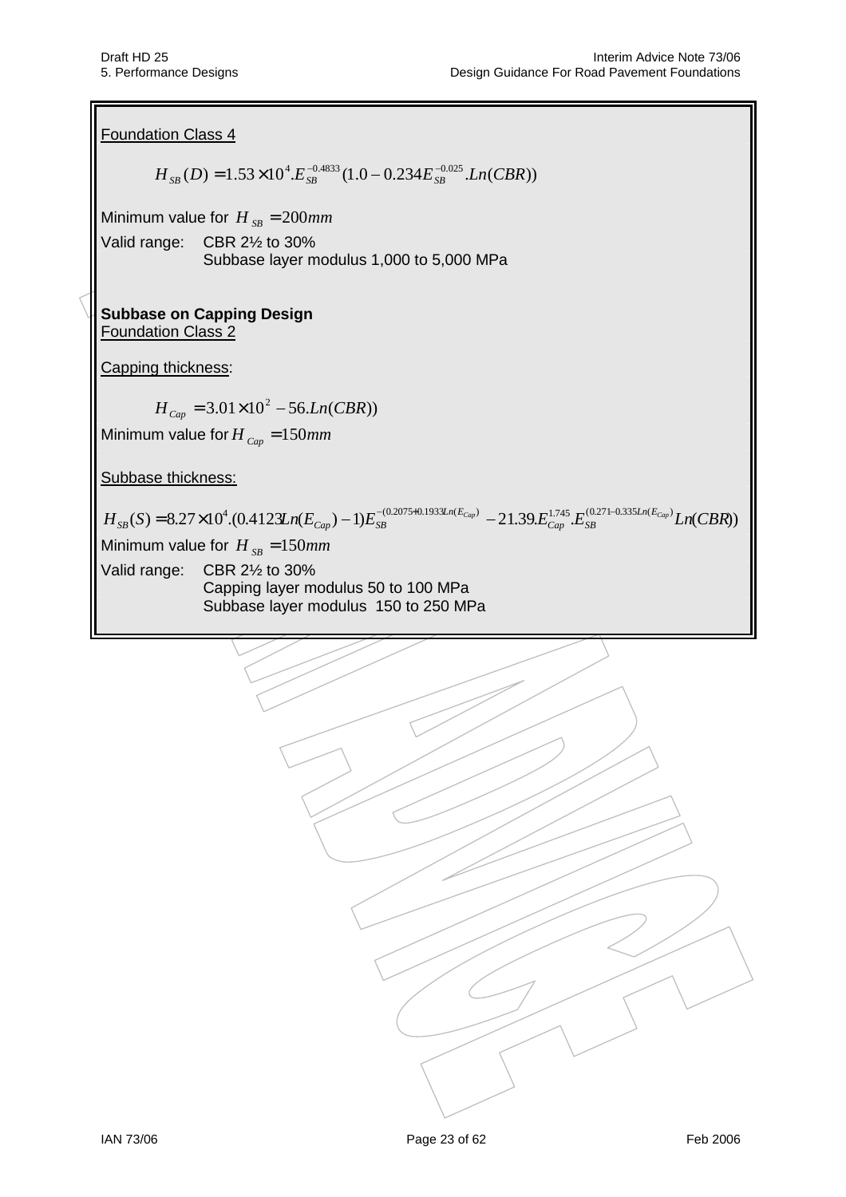Foundation Class 4

$$H_{SB}(D) = 1.53 \times 10^4 . E_{SB}^{-0.4833} (1.0 - 0.234 E_{SB}^{-0.025} . Ln(CBR))$$

Minimum value for $H_{SB} = 200mm$

Valid range: CBR 2½ to 30%
Subbase layer modulus 1,000 to 5,000 MPa

**Subbase on Capping Design**

Foundation Class 2

Capping thickness:

$$H_{Cap} = 3.01 \times 10^2 - 56.Ln(CBR))$$

Minimum value for $H_{Cap} = 150mm$

Subbase thickness:

$$H_{SB}(S) = 8.27 \times 10^4 . (0.4123 Ln(E_{Cap}) - 1) E_{SB}^{-(0.2075 + 0.1933 Ln(E_{Cap}))} - 21.39 . E_{Cap}^{1.745} . E_{SB}^{(0.271 - 0.335 Ln(E_{Cap}))} Ln(CBR))$$

Minimum value for $H_{SB} = 150mm$

Valid range: CBR 2½ to 30%
Capping layer modulus 50 to 100 MPa
Subbase layer modulus 150 to 250 MPa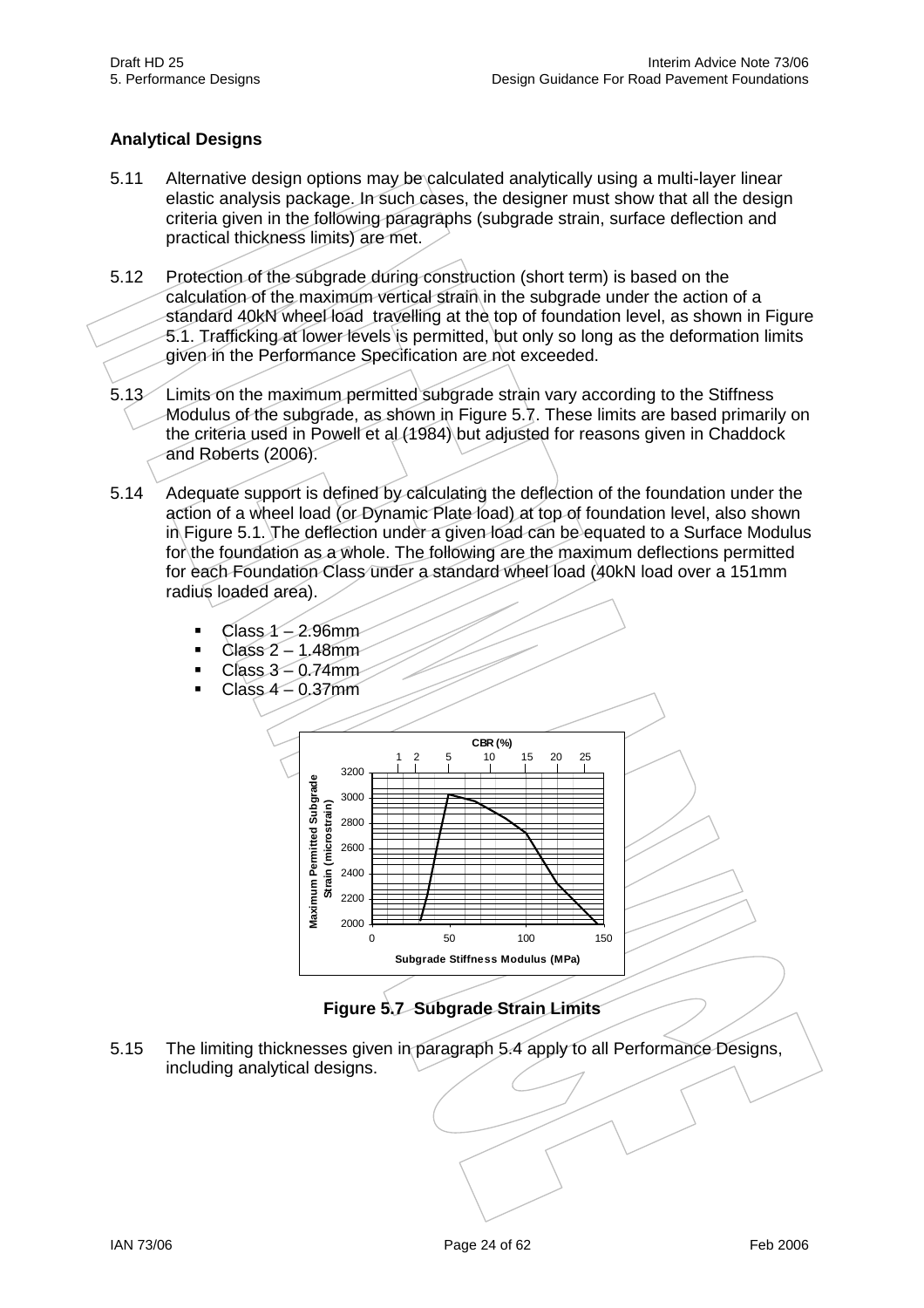## Analytical Designs

5.11 Alternative design options may be calculated analytically using a multi-layer linear elastic analysis package. In such cases, the designer must show that all the design criteria given in the following paragraphs (subgrade strain, surface deflection and practical thickness limits) are met.

5.12 Protection of the subgrade during construction (short term) is based on the calculation of the maximum vertical strain in the subgrade under the action of a standard 40kN wheel load travelling at the top of foundation level, as shown in Figure 5.1. Trafficking at lower levels is permitted, but only so long as the deformation limits given in the Performance Specification are not exceeded.

5.13 Limits on the maximum permitted subgrade strain vary according to the Stiffness Modulus of the subgrade, as shown in Figure 5.7. These limits are based primarily on the criteria used in Powell et al (1984) but adjusted for reasons given in Chaddock and Roberts (2006).

5.14 Adequate support is defined by calculating the deflection of the foundation under the action of a wheel load (or Dynamic Plate load) at top of foundation level, also shown in Figure 5.1. The deflection under a given load can be equated to a Surface Modulus for the foundation as a whole. The following are the maximum deflections permitted for each Foundation Class under a standard wheel load (40kN load over a 151mm radius loaded area).

- Class 1 – 2.96mm
- Class 2 – 1.48mm
- Class 3 – 0.74mm
- Class 4 – 0.37mm

**Figure 5.7 Subgrade Strain Limits**

5.15 The limiting thicknesses given in paragraph 5.4 apply to all Performance Designs, including analytical designs.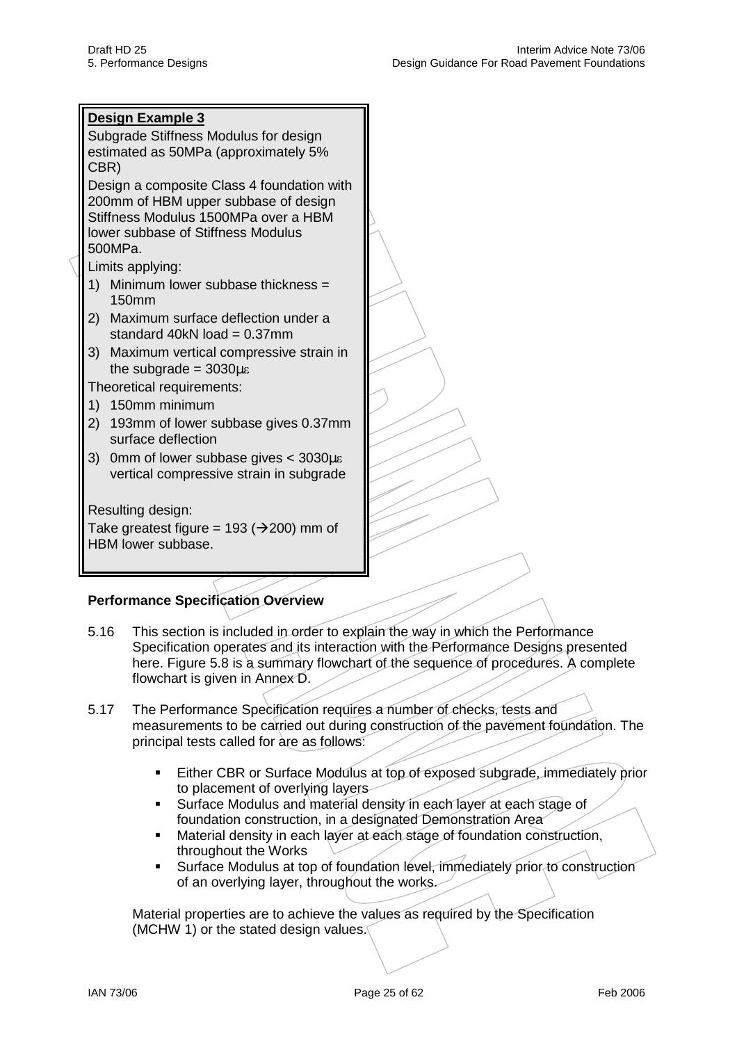**Design Example 3**

Subgrade Stiffness Modulus for design estimated as 50MPa (approximately 5% CBR)

Design a composite Class 4 foundation with 200mm of HBM upper subbase of design Stiffness Modulus 1500MPa over a HBM lower subbase of Stiffness Modulus 500MPa.

Limits applying:

1) Minimum lower subbase thickness = 150mm
2) Maximum surface deflection under a standard 40kN load = 0.37mm
3) Maximum vertical compressive strain in the subgrade = 3030µε

Theoretical requirements:

1) 150mm minimum
2) 193mm of lower subbase gives 0.37mm surface deflection
3) 0mm of lower subbase gives < 3030µε vertical compressive strain in subgrade

Resulting design:

Take greatest figure = 193 (→200) mm of HBM lower subbase.

**Performance Specification Overview**

5.16 This section is included in order to explain the way in which the Performance Specification operates and its interaction with the Performance Designs presented here. Figure 5.8 is a summary flowchart of the sequence of procedures. A complete flowchart is given in Annex D.

5.17 The Performance Specification requires a number of checks, tests and measurements to be carried out during construction of the pavement foundation. The principal tests called for are as follows:

- Either CBR or Surface Modulus at top of exposed subgrade, immediately prior to placement of overlying layers
- Surface Modulus and material density in each layer at each stage of foundation construction, in a designated Demonstration Area
- Material density in each layer at each stage of foundation construction, throughout the Works
- Surface Modulus at top of foundation level, immediately prior to construction of an overlying layer, throughout the works.

Material properties are to achieve the values as required by the Specification (MCHW 1) or the stated design values.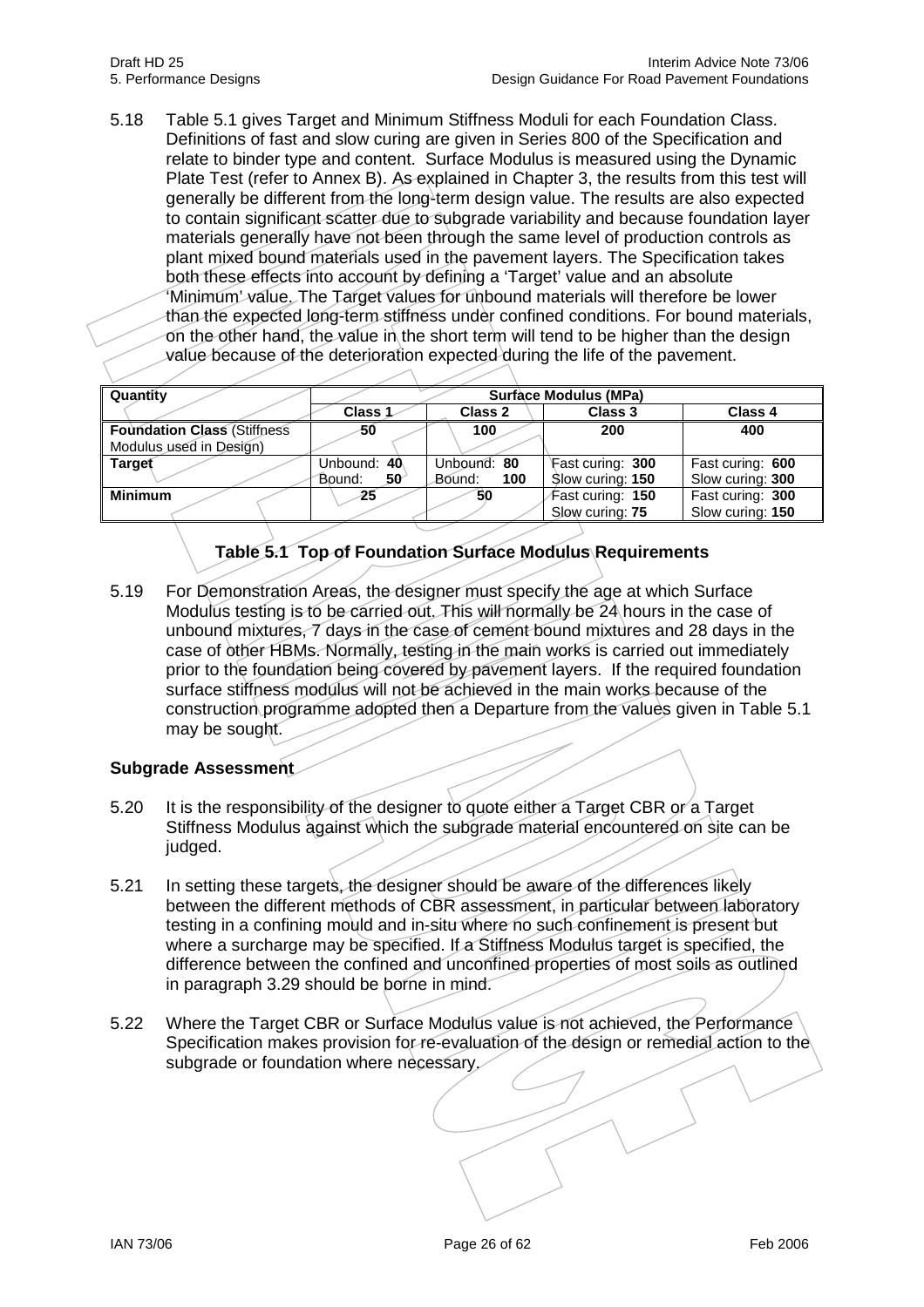5.18 Table 5.1 gives Target and Minimum Stiffness Moduli for each Foundation Class. Definitions of fast and slow curing are given in Series 800 of the Specification and relate to binder type and content. Surface Modulus is measured using the Dynamic Plate Test (refer to Annex B). As explained in Chapter 3, the results from this test will generally be different from the long-term design value. The results are also expected to contain significant scatter due to subgrade variability and because foundation layer materials generally have not been through the same level of production controls as plant mixed bound materials used in the pavement layers. The Specification takes both these effects into account by defining a 'Target' value and an absolute 'Minimum' value. The Target values for unbound materials will therefore be lower than the expected long-term stiffness under confined conditions. For bound materials, on the other hand, the value in the short term will tend to be higher than the design value because of the deterioration expected during the life of the pavement.

| Quantity | Surface Modulus (MPa) | | | |
|---|---|---|---|---|
| | Class 1 | Class 2 | Class 3 | Class 4 |
| **Foundation Class** (Stiffness Modulus used in Design) | **50** | **100** | **200** | **400** |
| **Target** | Unbound: **40**<br>Bound: **50** | Unbound: **80**<br>Bound: **100** | Fast curing: **300**<br>Slow curing: **150** | Fast curing: **600**<br>Slow curing: **300** |
| **Minimum** | **25** | **50** | Fast curing: **150**<br>Slow curing: **75** | Fast curing: **300**<br>Slow curing: **150** |

**Table 5.1 Top of Foundation Surface Modulus Requirements**

5.19 For Demonstration Areas, the designer must specify the age at which Surface Modulus testing is to be carried out. This will normally be 24 hours in the case of unbound mixtures, 7 days in the case of cement bound mixtures and 28 days in the case of other HBMs. Normally, testing in the main works is carried out immediately prior to the foundation being covered by pavement layers. If the required foundation surface stiffness modulus will not be achieved in the main works because of the construction programme adopted then a Departure from the values given in Table 5.1 may be sought.

### Subgrade Assessment

5.20 It is the responsibility of the designer to quote either a Target CBR or a Target Stiffness Modulus against which the subgrade material encountered on site can be judged.

5.21 In setting these targets, the designer should be aware of the differences likely between the different methods of CBR assessment, in particular between laboratory testing in a confining mould and in-situ where no such confinement is present but where a surcharge may be specified. If a Stiffness Modulus target is specified, the difference between the confined and unconfined properties of most soils as outlined in paragraph 3.29 should be borne in mind.

5.22 Where the Target CBR or Surface Modulus value is not achieved, the Performance Specification makes provision for re-evaluation of the design or remedial action to the subgrade or foundation where necessary.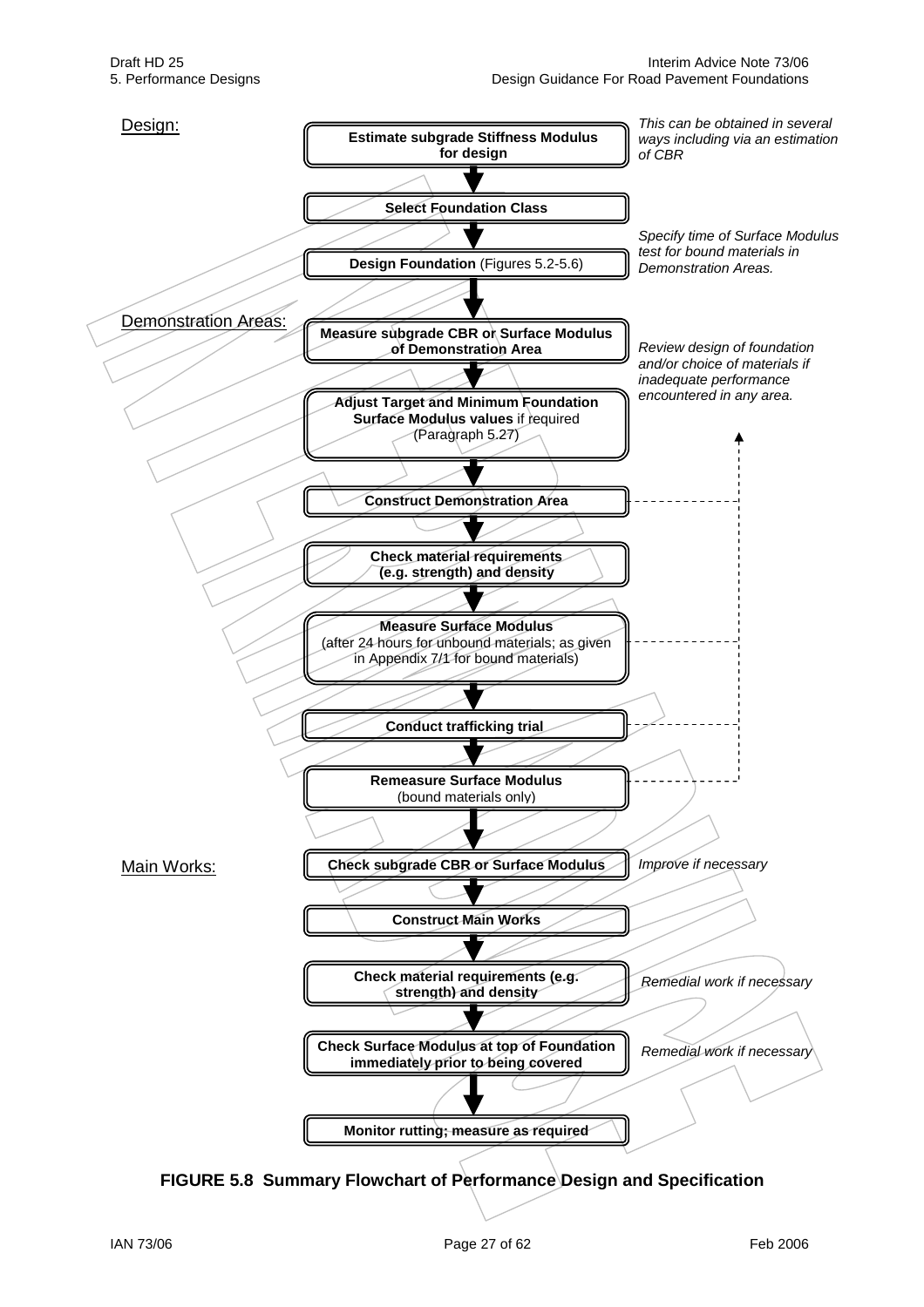**Design:**

- **Estimate subgrade Stiffness Modulus for design** — *This can be obtained in several ways including via an estimation of CBR*
- **Select Foundation Class**
- **Design Foundation** (Figures 5.2-5.6) — *Specify time of Surface Modulus test for bound materials in Demonstration Areas.*

**Demonstration Areas:**

- **Measure subgrade CBR or Surface Modulus of Demonstration Area**
- **Adjust Target and Minimum Foundation Surface Modulus values** if required (Paragraph 5.27)
- **Construct Demonstration Area**
- **Check material requirements (e.g. strength) and density**
- **Measure Surface Modulus** (after 24 hours for unbound materials; as given in Appendix 7/1 for bound materials)
- **Conduct trafficking trial**
- **Remeasure Surface Modulus** (bound materials only)

*Review design of foundation and/or choice of materials if inadequate performance encountered in any area.*

**Main Works:**

- **Check subgrade CBR or Surface Modulus** — *Improve if necessary*
- **Construct Main Works**
- **Check material requirements (e.g. strength) and density** — *Remedial work if necessary*
- **Check Surface Modulus at top of Foundation immediately prior to being covered** — *Remedial work if necessary*
- **Monitor rutting; measure as required**

**FIGURE 5.8 Summary Flowchart of Performance Design and Specification**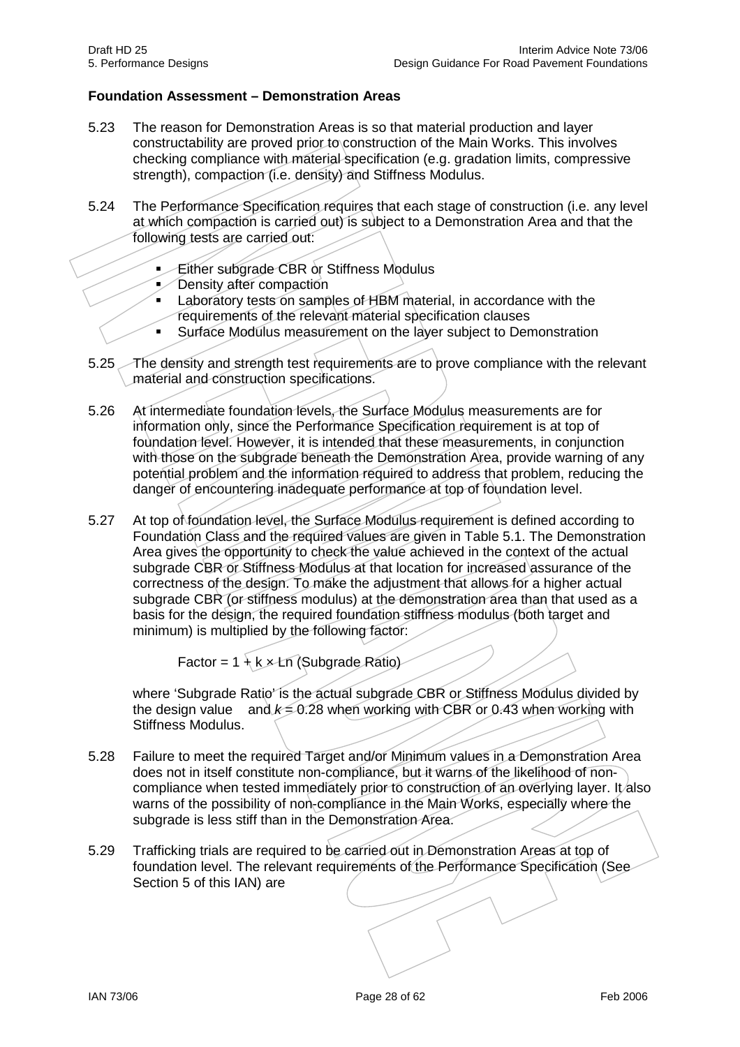## Foundation Assessment – Demonstration Areas

5.23 The reason for Demonstration Areas is so that material production and layer constructability are proved prior to construction of the Main Works. This involves checking compliance with material specification (e.g. gradation limits, compressive strength), compaction (i.e. density) and Stiffness Modulus.

5.24 The Performance Specification requires that each stage of construction (i.e. any level at which compaction is carried out) is subject to a Demonstration Area and that the following tests are carried out:

- Either subgrade CBR or Stiffness Modulus
- Density after compaction
- Laboratory tests on samples of HBM material, in accordance with the requirements of the relevant material specification clauses
- Surface Modulus measurement on the layer subject to Demonstration

5.25 The density and strength test requirements are to prove compliance with the relevant material and construction specifications.

5.26 At intermediate foundation levels, the Surface Modulus measurements are for information only, since the Performance Specification requirement is at top of foundation level. However, it is intended that these measurements, in conjunction with those on the subgrade beneath the Demonstration Area, provide warning of any potential problem and the information required to address that problem, reducing the danger of encountering inadequate performance at top of foundation level.

5.27 At top of foundation level, the Surface Modulus requirement is defined according to Foundation Class and the required values are given in Table 5.1. The Demonstration Area gives the opportunity to check the value achieved in the context of the actual subgrade CBR or Stiffness Modulus at that location for increased assurance of the correctness of the design. To make the adjustment that allows for a higher actual subgrade CBR (or stiffness modulus) at the demonstration area than that used as a basis for the design, the required foundation stiffness modulus (both target and minimum) is multiplied by the following factor:

$$\text{Factor} = 1 + k \times \text{Ln (Subgrade Ratio)}$$

where 'Subgrade Ratio' is the actual subgrade CBR or Stiffness Modulus divided by the design value and $k = 0.28$ when working with CBR or 0.43 when working with Stiffness Modulus.

5.28 Failure to meet the required Target and/or Minimum values in a Demonstration Area does not in itself constitute non-compliance, but it warns of the likelihood of non-compliance when tested immediately prior to construction of an overlying layer. It also warns of the possibility of non-compliance in the Main Works, especially where the subgrade is less stiff than in the Demonstration Area.

5.29 Trafficking trials are required to be carried out in Demonstration Areas at top of foundation level. The relevant requirements of the Performance Specification (See Section 5 of this IAN) are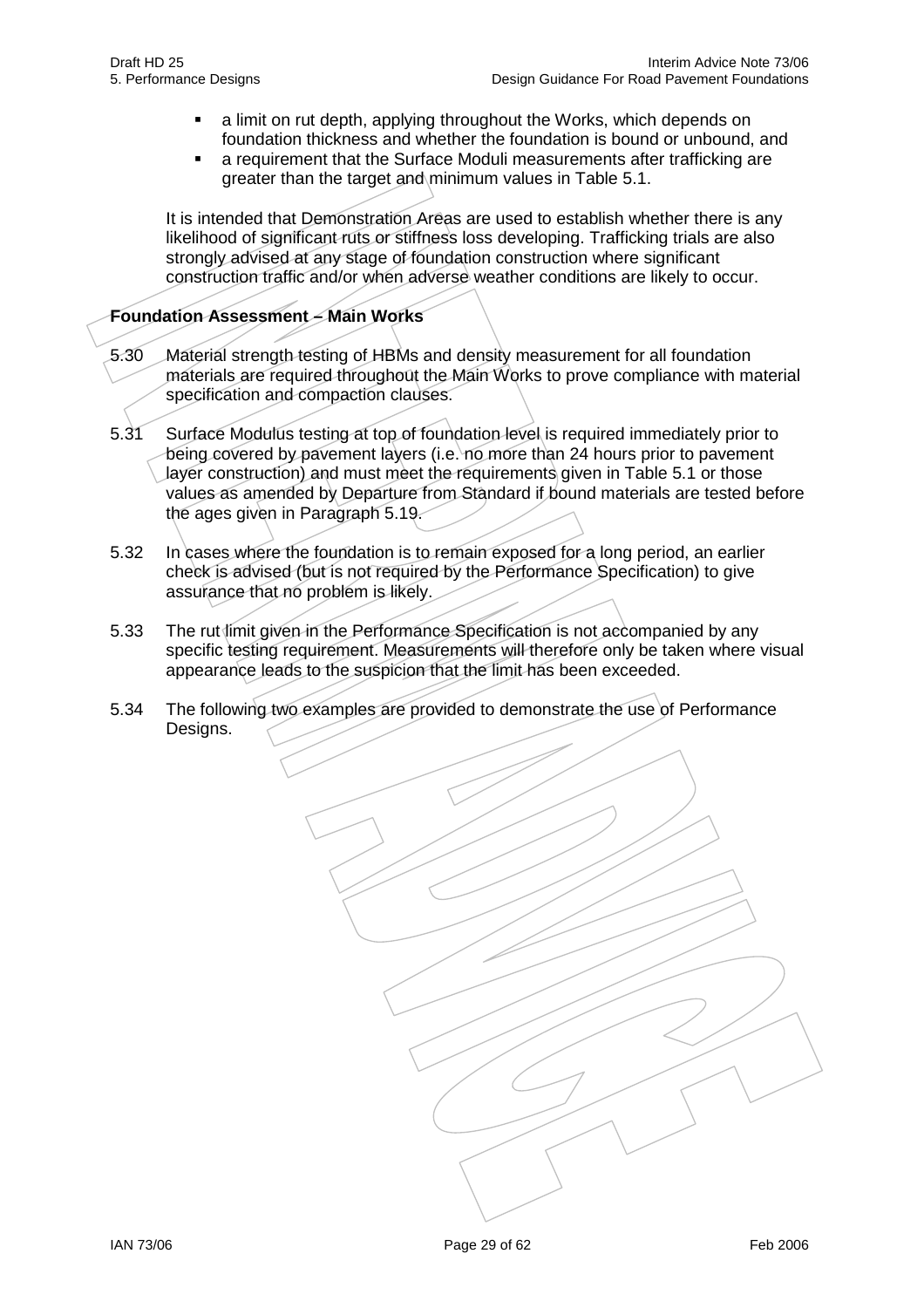- a limit on rut depth, applying throughout the Works, which depends on foundation thickness and whether the foundation is bound or unbound, and
- a requirement that the Surface Moduli measurements after trafficking are greater than the target and minimum values in Table 5.1.

It is intended that Demonstration Areas are used to establish whether there is any likelihood of significant ruts or stiffness loss developing. Trafficking trials are also strongly advised at any stage of foundation construction where significant construction traffic and/or when adverse weather conditions are likely to occur.

**Foundation Assessment – Main Works**

5.30 Material strength testing of HBMs and density measurement for all foundation materials are required throughout the Main Works to prove compliance with material specification and compaction clauses.

5.31 Surface Modulus testing at top of foundation level is required immediately prior to being covered by pavement layers (i.e. no more than 24 hours prior to pavement layer construction) and must meet the requirements given in Table 5.1 or those values as amended by Departure from Standard if bound materials are tested before the ages given in Paragraph 5.19.

5.32 In cases where the foundation is to remain exposed for a long period, an earlier check is advised (but is not required by the Performance Specification) to give assurance that no problem is likely.

5.33 The rut limit given in the Performance Specification is not accompanied by any specific testing requirement. Measurements will therefore only be taken where visual appearance leads to the suspicion that the limit has been exceeded.

5.34 The following two examples are provided to demonstrate the use of Performance Designs.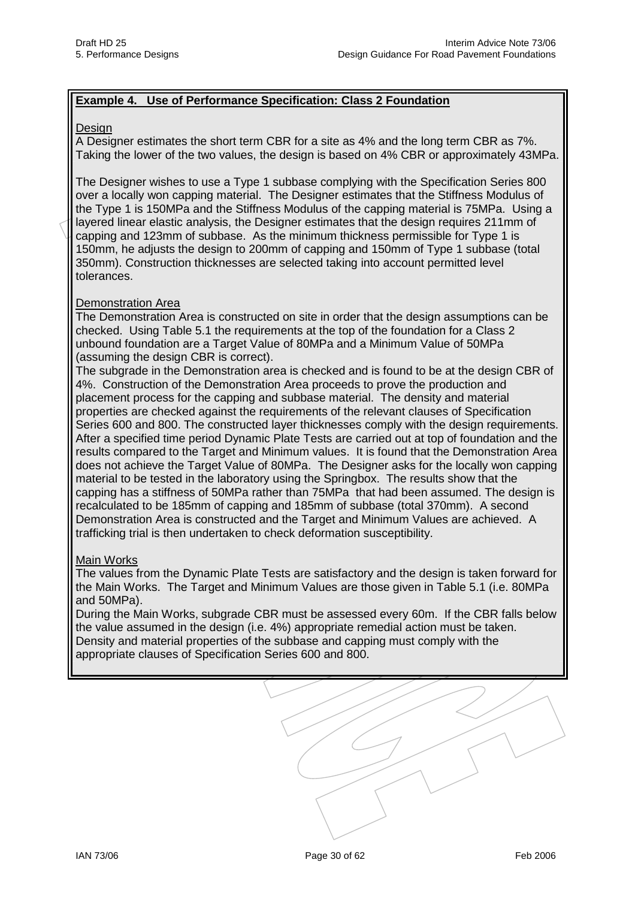**Example 4. Use of Performance Specification: Class 2 Foundation**

Design

A Designer estimates the short term CBR for a site as 4% and the long term CBR as 7%. Taking the lower of the two values, the design is based on 4% CBR or approximately 43MPa.

The Designer wishes to use a Type 1 subbase complying with the Specification Series 800 over a locally won capping material. The Designer estimates that the Stiffness Modulus of the Type 1 is 150MPa and the Stiffness Modulus of the capping material is 75MPa. Using a layered linear elastic analysis, the Designer estimates that the design requires 211mm of capping and 123mm of subbase. As the minimum thickness permissible for Type 1 is 150mm, he adjusts the design to 200mm of capping and 150mm of Type 1 subbase (total 350mm). Construction thicknesses are selected taking into account permitted level tolerances.

Demonstration Area

The Demonstration Area is constructed on site in order that the design assumptions can be checked. Using Table 5.1 the requirements at the top of the foundation for a Class 2 unbound foundation are a Target Value of 80MPa and a Minimum Value of 50MPa (assuming the design CBR is correct).

The subgrade in the Demonstration area is checked and is found to be at the design CBR of 4%. Construction of the Demonstration Area proceeds to prove the production and placement process for the capping and subbase material. The density and material properties are checked against the requirements of the relevant clauses of Specification Series 600 and 800. The constructed layer thicknesses comply with the design requirements. After a specified time period Dynamic Plate Tests are carried out at top of foundation and the results compared to the Target and Minimum values. It is found that the Demonstration Area does not achieve the Target Value of 80MPa. The Designer asks for the locally won capping material to be tested in the laboratory using the Springbox. The results show that the capping has a stiffness of 50MPa rather than 75MPa that had been assumed. The design is recalculated to be 185mm of capping and 185mm of subbase (total 370mm). A second Demonstration Area is constructed and the Target and Minimum Values are achieved. A trafficking trial is then undertaken to check deformation susceptibility.

Main Works

The values from the Dynamic Plate Tests are satisfactory and the design is taken forward for the Main Works. The Target and Minimum Values are those given in Table 5.1 (i.e. 80MPa and 50MPa).

During the Main Works, subgrade CBR must be assessed every 60m. If the CBR falls below the value assumed in the design (i.e. 4%) appropriate remedial action must be taken. Density and material properties of the subbase and capping must comply with the appropriate clauses of Specification Series 600 and 800.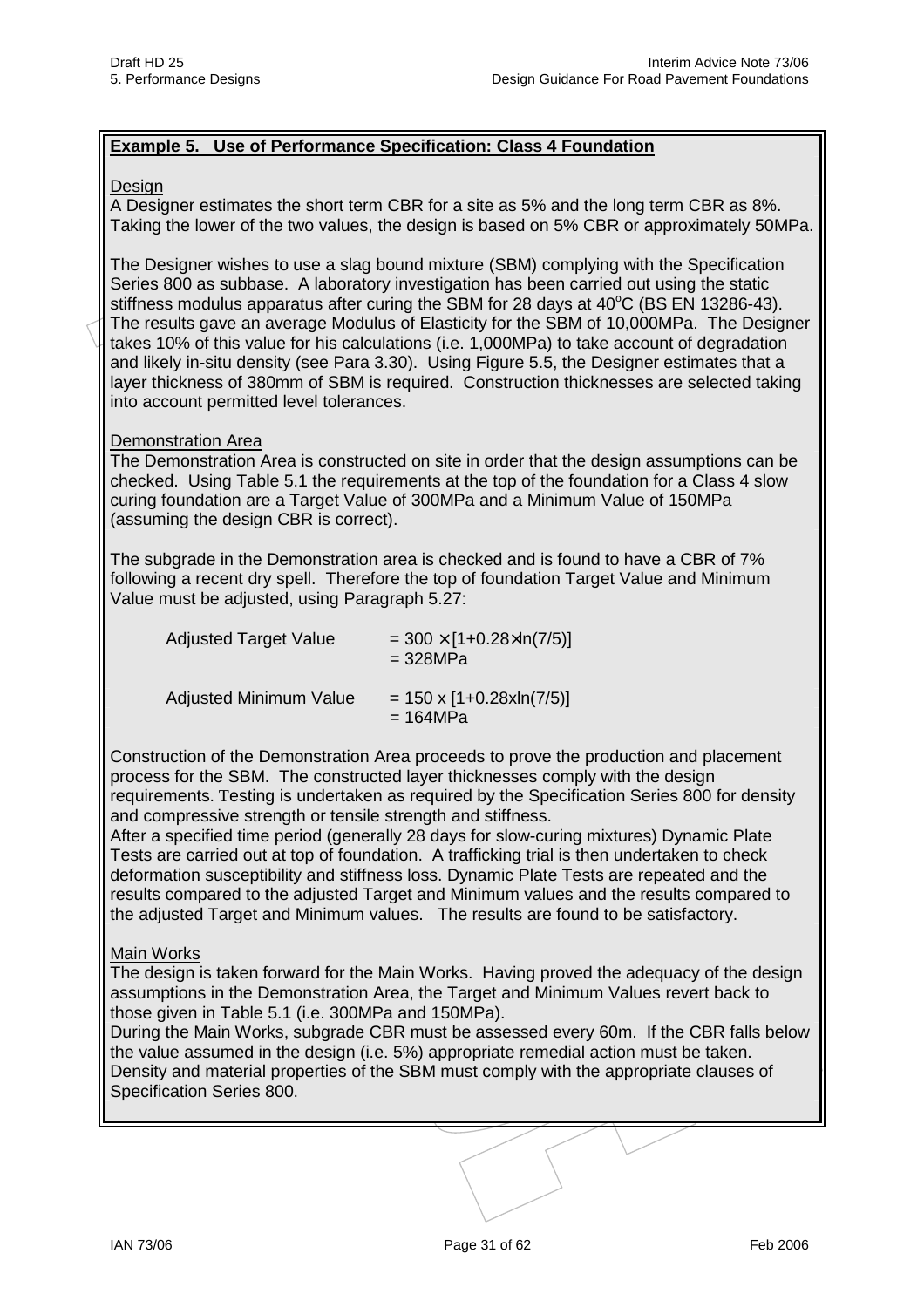**Example 5. Use of Performance Specification: Class 4 Foundation**

Design

A Designer estimates the short term CBR for a site as 5% and the long term CBR as 8%. Taking the lower of the two values, the design is based on 5% CBR or approximately 50MPa.

The Designer wishes to use a slag bound mixture (SBM) complying with the Specification Series 800 as subbase. A laboratory investigation has been carried out using the static stiffness modulus apparatus after curing the SBM for 28 days at 40°C (BS EN 13286-43). The results gave an average Modulus of Elasticity for the SBM of 10,000MPa. The Designer takes 10% of this value for his calculations (i.e. 1,000MPa) to take account of degradation and likely in-situ density (see Para 3.30). Using Figure 5.5, the Designer estimates that a layer thickness of 380mm of SBM is required. Construction thicknesses are selected taking into account permitted level tolerances.

Demonstration Area

The Demonstration Area is constructed on site in order that the design assumptions can be checked. Using Table 5.1 the requirements at the top of the foundation for a Class 4 slow curing foundation are a Target Value of 300MPa and a Minimum Value of 150MPa (assuming the design CBR is correct).

The subgrade in the Demonstration area is checked and is found to have a CBR of 7% following a recent dry spell. Therefore the top of foundation Target Value and Minimum Value must be adjusted, using Paragraph 5.27:

Adjusted Target Value $= 300 \times [1+0.28\times\ln(7/5)]$
$= 328\text{MPa}$

Adjusted Minimum Value $= 150 \times [1+0.28\times\ln(7/5)]$
$= 164\text{MPa}$

Construction of the Demonstration Area proceeds to prove the production and placement process for the SBM. The constructed layer thicknesses comply with the design requirements. Testing is undertaken as required by the Specification Series 800 for density and compressive strength or tensile strength and stiffness.

After a specified time period (generally 28 days for slow-curing mixtures) Dynamic Plate Tests are carried out at top of foundation. A trafficking trial is then undertaken to check deformation susceptibility and stiffness loss. Dynamic Plate Tests are repeated and the results compared to the adjusted Target and Minimum values and the results compared to the adjusted Target and Minimum values. The results are found to be satisfactory.

Main Works

The design is taken forward for the Main Works. Having proved the adequacy of the design assumptions in the Demonstration Area, the Target and Minimum Values revert back to those given in Table 5.1 (i.e. 300MPa and 150MPa).

During the Main Works, subgrade CBR must be assessed every 60m. If the CBR falls below the value assumed in the design (i.e. 5%) appropriate remedial action must be taken. Density and material properties of the SBM must comply with the appropriate clauses of Specification Series 800.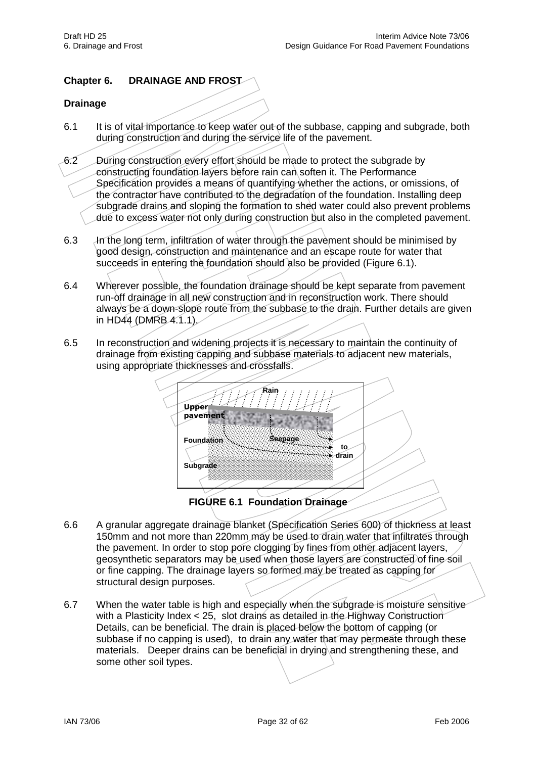## Chapter 6. DRAINAGE AND FROST

### Drainage

6.1 It is of vital importance to keep water out of the subbase, capping and subgrade, both during construction and during the service life of the pavement.

6.2 During construction every effort should be made to protect the subgrade by constructing foundation layers before rain can soften it. The Performance Specification provides a means of quantifying whether the actions, or omissions, of the contractor have contributed to the degradation of the foundation. Installing deep subgrade drains and sloping the formation to shed water could also prevent problems due to excess water not only during construction but also in the completed pavement.

6.3 In the long term, infiltration of water through the pavement should be minimised by good design, construction and maintenance and an escape route for water that succeeds in entering the foundation should also be provided (Figure 6.1).

6.4 Wherever possible, the foundation drainage should be kept separate from pavement run-off drainage in all new construction and in reconstruction work. There should always be a down-slope route from the subbase to the drain. Further details are given in HD44 (DMRB 4.1.1).

6.5 In reconstruction and widening projects it is necessary to maintain the continuity of drainage from existing capping and subbase materials to adjacent new materials, using appropriate thicknesses and crossfalls.

Rain

Upper pavement

Foundation

Seepage

to drain

Subgrade

**FIGURE 6.1 Foundation Drainage**

6.6 A granular aggregate drainage blanket (Specification Series 600) of thickness at least 150mm and not more than 220mm may be used to drain water that infiltrates through the pavement. In order to stop pore clogging by fines from other adjacent layers, geosynthetic separators may be used when those layers are constructed of fine soil or fine capping. The drainage layers so formed may be treated as capping for structural design purposes.

6.7 When the water table is high and especially when the subgrade is moisture sensitive with a Plasticity Index < 25, slot drains as detailed in the Highway Construction Details, can be beneficial. The drain is placed below the bottom of capping (or subbase if no capping is used), to drain any water that may permeate through these materials. Deeper drains can be beneficial in drying and strengthening these, and some other soil types.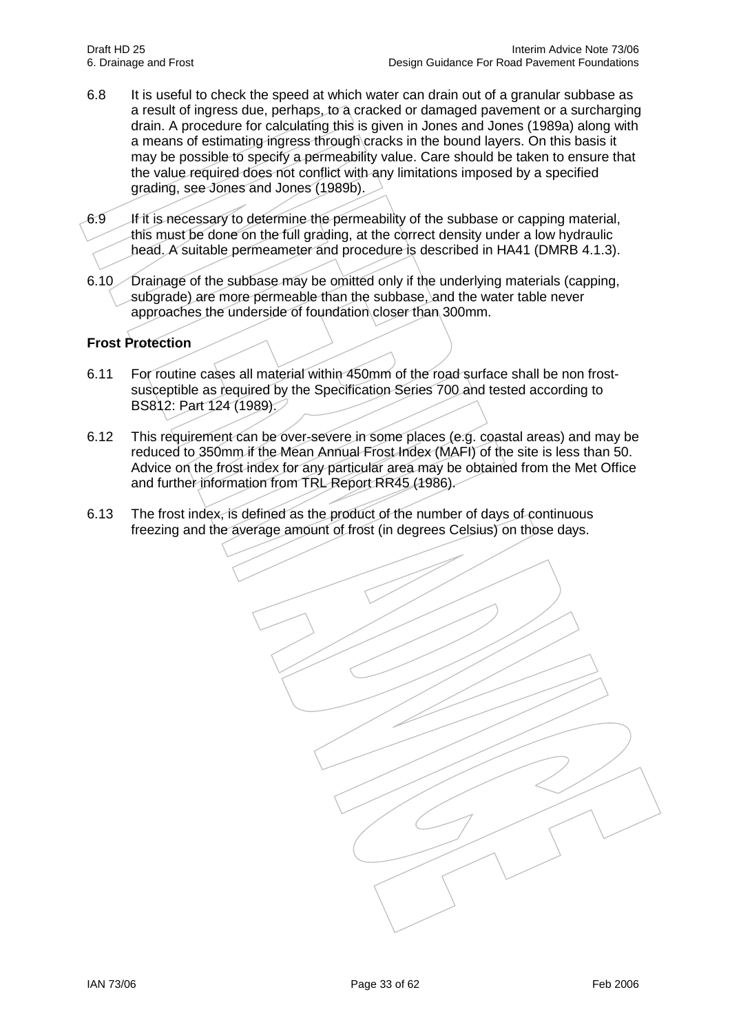6.8 It is useful to check the speed at which water can drain out of a granular subbase as a result of ingress due, perhaps, to a cracked or damaged pavement or a surcharging drain. A procedure for calculating this is given in Jones and Jones (1989a) along with a means of estimating ingress through cracks in the bound layers. On this basis it may be possible to specify a permeability value. Care should be taken to ensure that the value required does not conflict with any limitations imposed by a specified grading, see Jones and Jones (1989b).

6.9 If it is necessary to determine the permeability of the subbase or capping material, this must be done on the full grading, at the correct density under a low hydraulic head. A suitable permeameter and procedure is described in HA41 (DMRB 4.1.3).

6.10 Drainage of the subbase may be omitted only if the underlying materials (capping, subgrade) are more permeable than the subbase, and the water table never approaches the underside of foundation closer than 300mm.

**Frost Protection**

6.11 For routine cases all material within 450mm of the road surface shall be non frost-susceptible as required by the Specification Series 700 and tested according to BS812: Part 124 (1989).

6.12 This requirement can be over-severe in some places (e.g. coastal areas) and may be reduced to 350mm if the Mean Annual Frost Index (MAFI) of the site is less than 50. Advice on the frost index for any particular area may be obtained from the Met Office and further information from TRL Report RR45 (1986).

6.13 The frost index, is defined as the product of the number of days of continuous freezing and the average amount of frost (in degrees Celsius) on those days.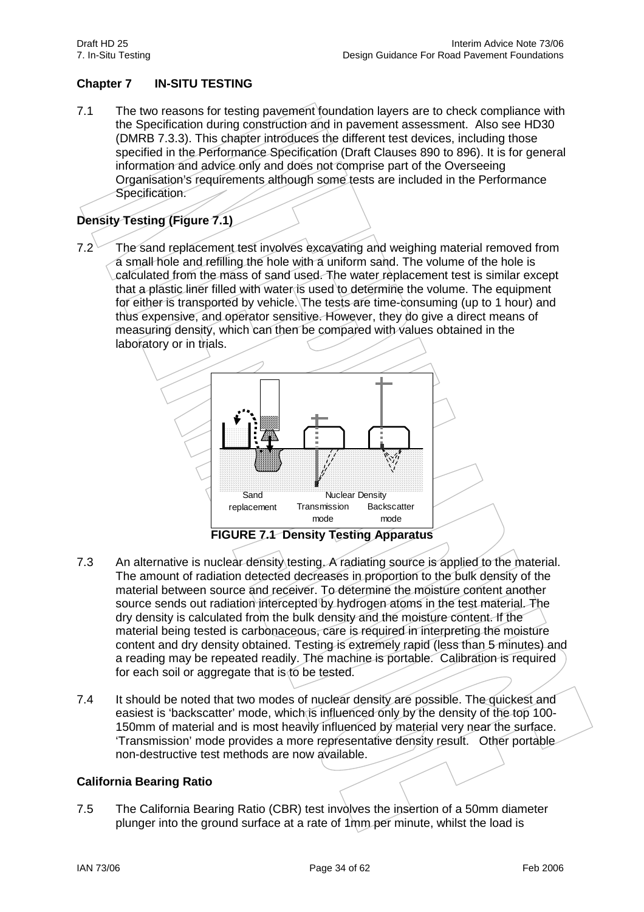## Chapter 7 IN-SITU TESTING

7.1 The two reasons for testing pavement foundation layers are to check compliance with the Specification during construction and in pavement assessment. Also see HD30 (DMRB 7.3.3). This chapter introduces the different test devices, including those specified in the Performance Specification (Draft Clauses 890 to 896). It is for general information and advice only and does not comprise part of the Overseeing Organisation's requirements although some tests are included in the Performance Specification.

### Density Testing (Figure 7.1)

7.2 The sand replacement test involves excavating and weighing material removed from a small hole and refilling the hole with a uniform sand. The volume of the hole is calculated from the mass of sand used. The water replacement test is similar except that a plastic liner filled with water is used to determine the volume. The equipment for either is transported by vehicle. The tests are time-consuming (up to 1 hour) and thus expensive, and operator sensitive. However, they do give a direct means of measuring density, which can then be compared with values obtained in the laboratory or in trials.

Sand replacement | Nuclear Density: Transmission mode | Backscatter mode

**FIGURE 7.1 Density Testing Apparatus**

7.3 An alternative is nuclear density testing. A radiating source is applied to the material. The amount of radiation detected decreases in proportion to the bulk density of the material between source and receiver. To determine the moisture content another source sends out radiation intercepted by hydrogen atoms in the test material. The dry density is calculated from the bulk density and the moisture content. If the material being tested is carbonaceous, care is required in interpreting the moisture content and dry density obtained. Testing is extremely rapid (less than 5 minutes) and a reading may be repeated readily. The machine is portable. Calibration is required for each soil or aggregate that is to be tested.

7.4 It should be noted that two modes of nuclear density are possible. The quickest and easiest is 'backscatter' mode, which is influenced only by the density of the top 100-150mm of material and is most heavily influenced by material very near the surface. 'Transmission' mode provides a more representative density result. Other portable non-destructive test methods are now available.

### California Bearing Ratio

7.5 The California Bearing Ratio (CBR) test involves the insertion of a 50mm diameter plunger into the ground surface at a rate of 1mm per minute, whilst the load is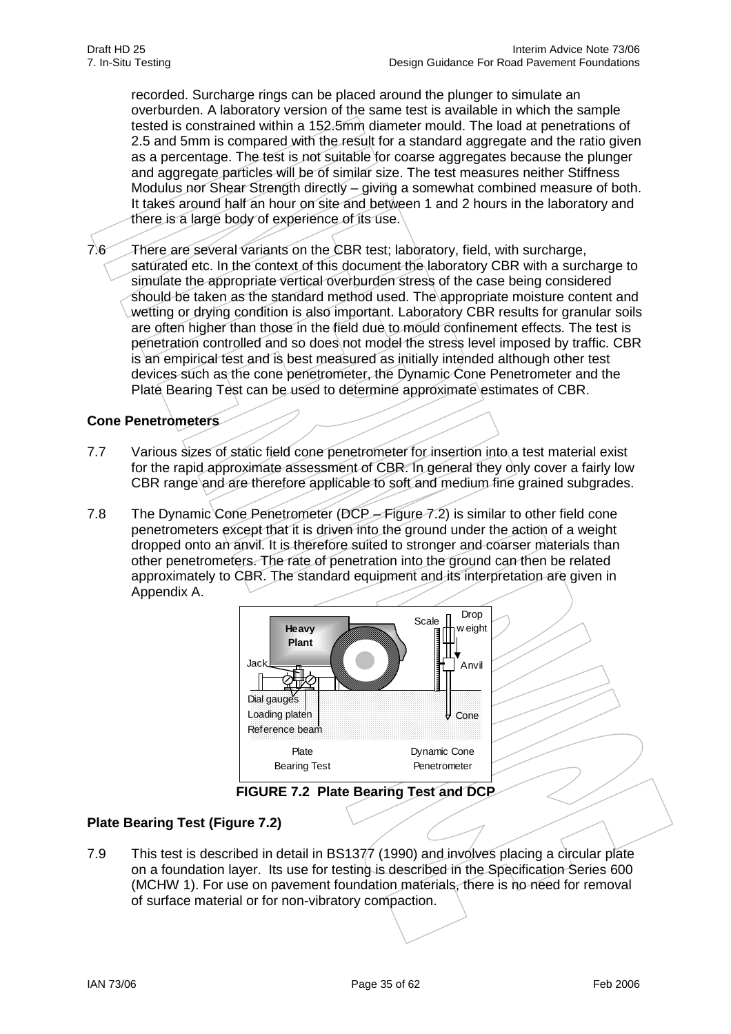recorded. Surcharge rings can be placed around the plunger to simulate an overburden. A laboratory version of the same test is available in which the sample tested is constrained within a 152.5mm diameter mould. The load at penetrations of 2.5 and 5mm is compared with the result for a standard aggregate and the ratio given as a percentage. The test is not suitable for coarse aggregates because the plunger and aggregate particles will be of similar size. The test measures neither Stiffness Modulus nor Shear Strength directly – giving a somewhat combined measure of both. It takes around half an hour on site and between 1 and 2 hours in the laboratory and there is a large body of experience of its use.

7.6 There are several variants on the CBR test; laboratory, field, with surcharge, saturated etc. In the context of this document the laboratory CBR with a surcharge to simulate the appropriate vertical overburden stress of the case being considered should be taken as the standard method used. The appropriate moisture content and wetting or drying condition is also important. Laboratory CBR results for granular soils are often higher than those in the field due to mould confinement effects. The test is penetration controlled and so does not model the stress level imposed by traffic. CBR is an empirical test and is best measured as initially intended although other test devices such as the cone penetrometer, the Dynamic Cone Penetrometer and the Plate Bearing Test can be used to determine approximate estimates of CBR.

### Cone Penetrometers

7.7 Various sizes of static field cone penetrometer for insertion into a test material exist for the rapid approximate assessment of CBR. In general they only cover a fairly low CBR range and are therefore applicable to soft and medium fine grained subgrades.

7.8 The Dynamic Cone Penetrometer (DCP – Figure 7.2) is similar to other field cone penetrometers except that it is driven into the ground under the action of a weight dropped onto an anvil. It is therefore suited to stronger and coarser materials than other penetrometers. The rate of penetration into the ground can then be related approximately to CBR. The standard equipment and its interpretation are given in Appendix A.

**FIGURE 7.2 Plate Bearing Test and DCP**

### Plate Bearing Test (Figure 7.2)

7.9 This test is described in detail in BS1377 (1990) and involves placing a circular plate on a foundation layer. Its use for testing is described in the Specification Series 600 (MCHW 1). For use on pavement foundation materials, there is no need for removal of surface material or for non-vibratory compaction.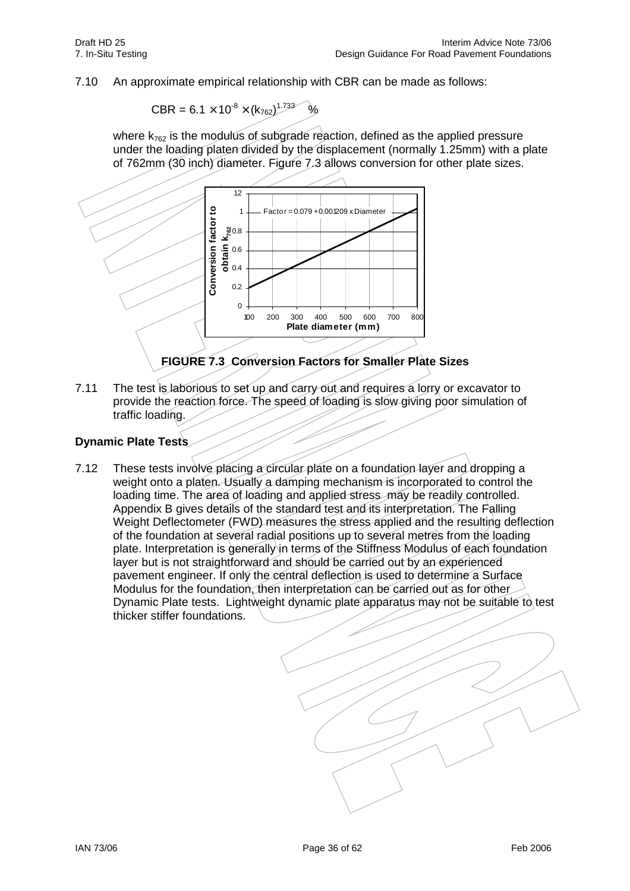7.10 An approximate empirical relationship with CBR can be made as follows:

$$CBR = 6.1 \times 10^{-8} \times (k_{762})^{1.733} \quad \%$$

where $k_{762}$ is the modulus of subgrade reaction, defined as the applied pressure under the loading platen divided by the displacement (normally 1.25mm) with a plate of 762mm (30 inch) diameter. Figure 7.3 allows conversion for other plate sizes.

**FIGURE 7.3 Conversion Factors for Smaller Plate Sizes**

7.11 The test is laborious to set up and carry out and requires a lorry or excavator to provide the reaction force. The speed of loading is slow giving poor simulation of traffic loading.

### Dynamic Plate Tests

7.12 These tests involve placing a circular plate on a foundation layer and dropping a weight onto a platen. Usually a damping mechanism is incorporated to control the loading time. The area of loading and applied stress may be readily controlled. Appendix B gives details of the standard test and its interpretation. The Falling Weight Deflectometer (FWD) measures the stress applied and the resulting deflection of the foundation at several radial positions up to several metres from the loading plate. Interpretation is generally in terms of the Stiffness Modulus of each foundation layer but is not straightforward and should be carried out by an experienced pavement engineer. If only the central deflection is used to determine a Surface Modulus for the foundation, then interpretation can be carried out as for other Dynamic Plate tests. Lightweight dynamic plate apparatus may not be suitable to test thicker stiffer foundations.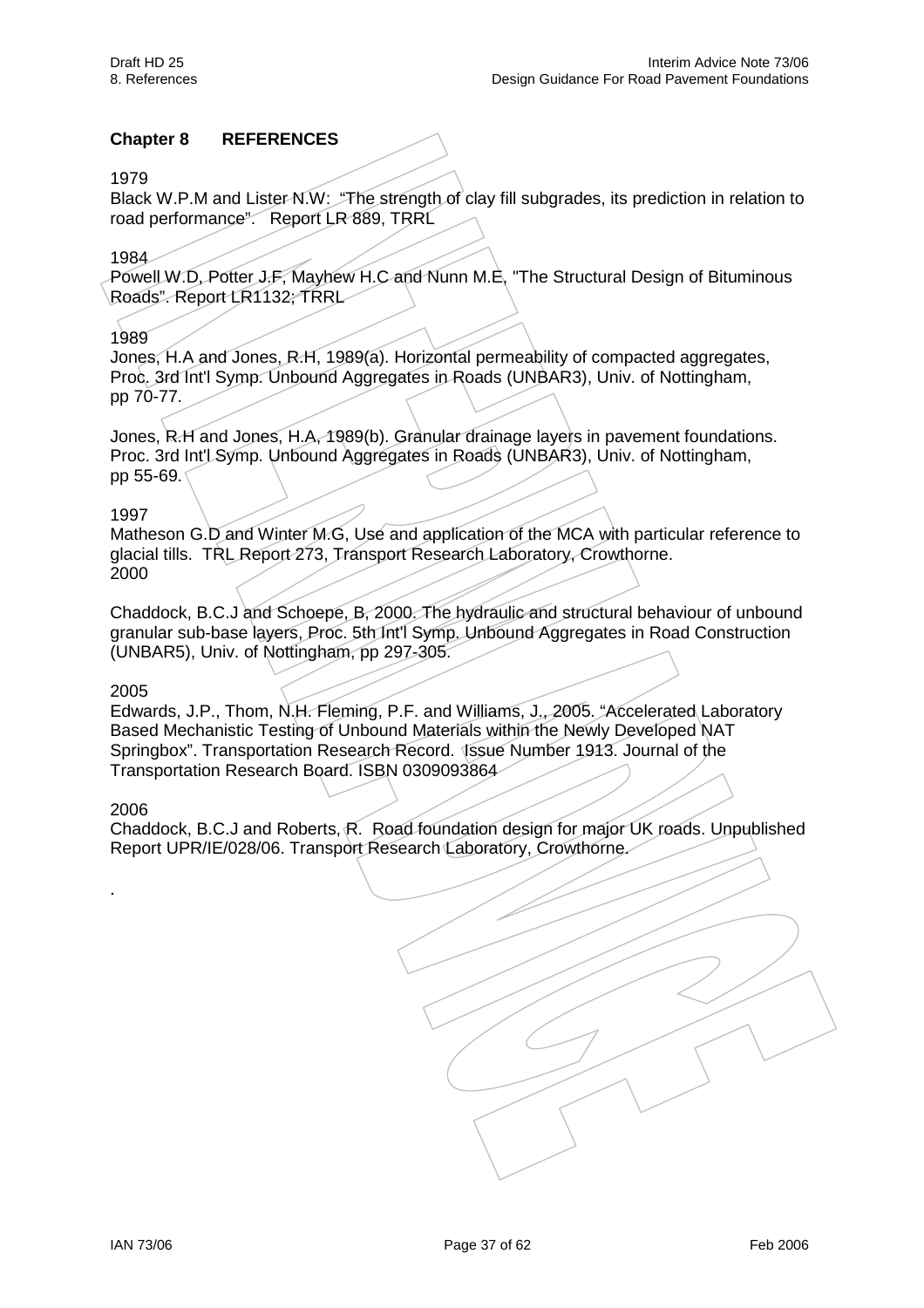## Chapter 8 REFERENCES

1979

Black W.P.M and Lister N.W: "The strength of clay fill subgrades, its prediction in relation to road performance". Report LR 889, TRRL

1984

Powell W.D, Potter J.F, Mayhew H.C and Nunn M.E, "The Structural Design of Bituminous Roads". Report LR1132, TRRL

1989

Jones, H.A and Jones, R.H, 1989(a). Horizontal permeability of compacted aggregates, Proc. 3rd Int'l Symp. Unbound Aggregates in Roads (UNBAR3), Univ. of Nottingham, pp 70-77.

Jones, R.H and Jones, H.A, 1989(b). Granular drainage layers in pavement foundations. Proc. 3rd Int'l Symp. Unbound Aggregates in Roads (UNBAR3), Univ. of Nottingham, pp 55-69.

1997

Matheson G.D and Winter M.G, Use and application of the MCA with particular reference to glacial tills. TRL Report 273, Transport Research Laboratory, Crowthorne.

2000

Chaddock, B.C.J and Schoepe, B, 2000. The hydraulic and structural behaviour of unbound granular sub-base layers, Proc. 5th Int'l Symp. Unbound Aggregates in Road Construction (UNBAR5), Univ. of Nottingham, pp 297-305.

2005

Edwards, J.P., Thom, N.H. Fleming, P.F. and Williams, J., 2005. "Accelerated Laboratory Based Mechanistic Testing of Unbound Materials within the Newly Developed NAT Springbox". Transportation Research Record. Issue Number 1913. Journal of the Transportation Research Board. ISBN 0309093864

2006

Chaddock, B.C.J and Roberts, R. Road foundation design for major UK roads. Unpublished Report UPR/IE/028/06. Transport Research Laboratory, Crowthorne.

.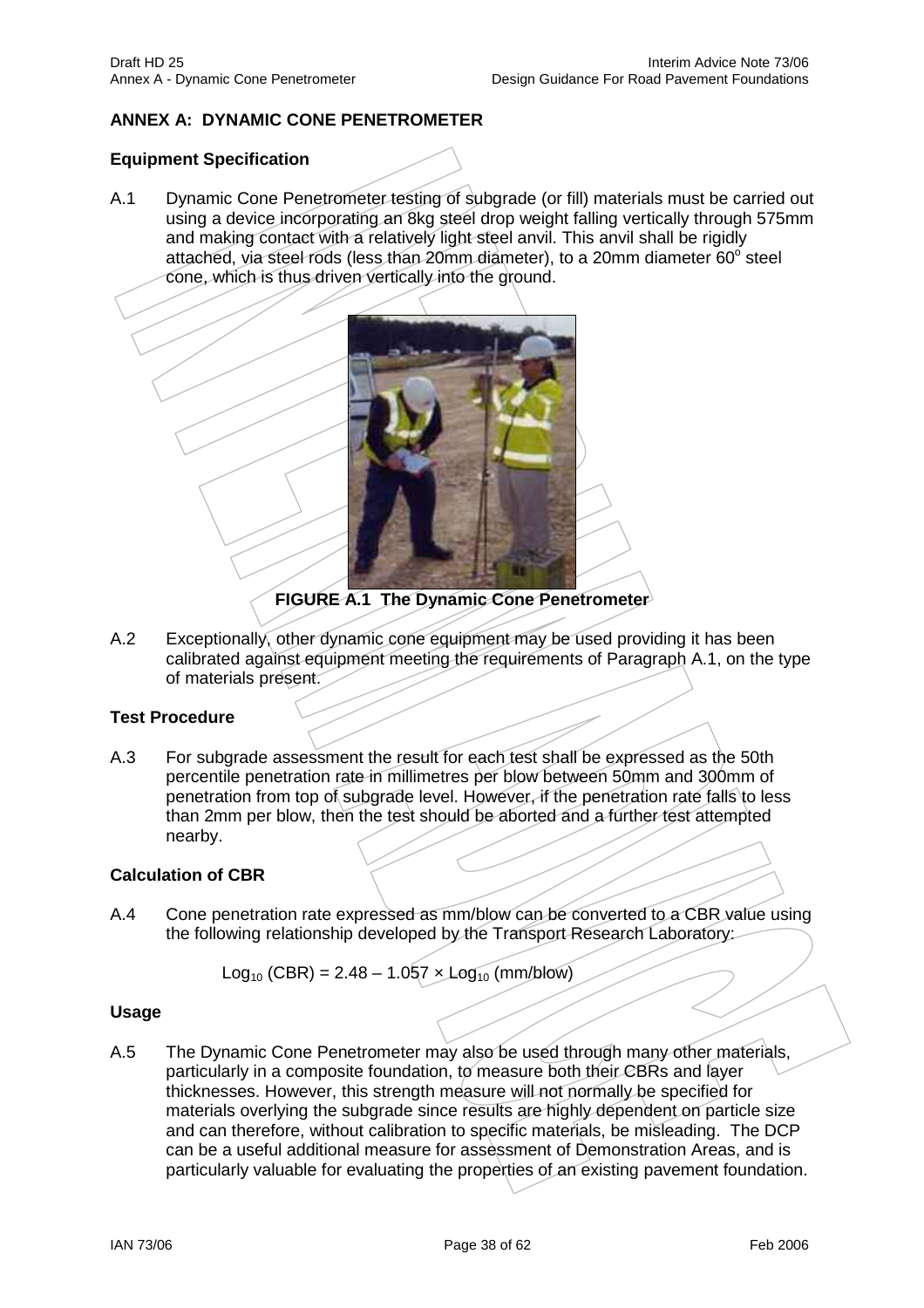## ANNEX A: DYNAMIC CONE PENETROMETER

### Equipment Specification

A.1 Dynamic Cone Penetrometer testing of subgrade (or fill) materials must be carried out using a device incorporating an 8kg steel drop weight falling vertically through 575mm and making contact with a relatively light steel anvil. This anvil shall be rigidly attached, via steel rods (less than 20mm diameter), to a 20mm diameter $60^{o}$ steel cone, which is thus driven vertically into the ground.

**FIGURE A.1 The Dynamic Cone Penetrometer**

A.2 Exceptionally, other dynamic cone equipment may be used providing it has been calibrated against equipment meeting the requirements of Paragraph A.1, on the type of materials present.

### Test Procedure

A.3 For subgrade assessment the result for each test shall be expressed as the 50th percentile penetration rate in millimetres per blow between 50mm and 300mm of penetration from top of subgrade level. However, if the penetration rate falls to less than 2mm per blow, then the test should be aborted and a further test attempted nearby.

### Calculation of CBR

A.4 Cone penetration rate expressed as mm/blow can be converted to a CBR value using the following relationship developed by the Transport Research Laboratory:

$$\text{Log}_{10}(\text{CBR}) = 2.48 - 1.057 \times \text{Log}_{10}(\text{mm/blow})$$

### Usage

A.5 The Dynamic Cone Penetrometer may also be used through many other materials, particularly in a composite foundation, to measure both their CBRs and layer thicknesses. However, this strength measure will not normally be specified for materials overlying the subgrade since results are highly dependent on particle size and can therefore, without calibration to specific materials, be misleading. The DCP can be a useful additional measure for assessment of Demonstration Areas, and is particularly valuable for evaluating the properties of an existing pavement foundation.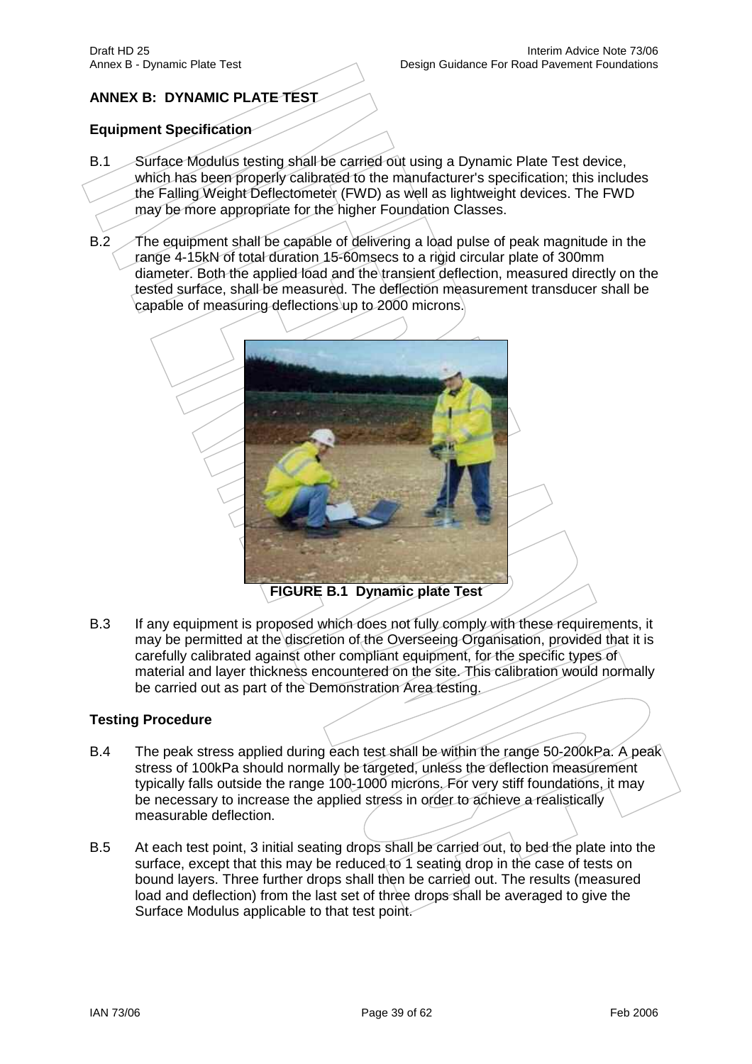## ANNEX B: DYNAMIC PLATE TEST

### Equipment Specification

B.1 Surface Modulus testing shall be carried out using a Dynamic Plate Test device, which has been properly calibrated to the manufacturer's specification; this includes the Falling Weight Deflectometer (FWD) as well as lightweight devices. The FWD may be more appropriate for the higher Foundation Classes.

B.2 The equipment shall be capable of delivering a load pulse of peak magnitude in the range 4-15kN of total duration 15-60msecs to a rigid circular plate of 300mm diameter. Both the applied load and the transient deflection, measured directly on the tested surface, shall be measured. The deflection measurement transducer shall be capable of measuring deflections up to 2000 microns.

**FIGURE B.1 Dynamic plate Test**

B.3 If any equipment is proposed which does not fully comply with these requirements, it may be permitted at the discretion of the Overseeing Organisation, provided that it is carefully calibrated against other compliant equipment, for the specific types of material and layer thickness encountered on the site. This calibration would normally be carried out as part of the Demonstration Area testing.

### Testing Procedure

B.4 The peak stress applied during each test shall be within the range 50-200kPa. A peak stress of 100kPa should normally be targeted, unless the deflection measurement typically falls outside the range 100-1000 microns. For very stiff foundations, it may be necessary to increase the applied stress in order to achieve a realistically measurable deflection.

B.5 At each test point, 3 initial seating drops shall be carried out, to bed the plate into the surface, except that this may be reduced to 1 seating drop in the case of tests on bound layers. Three further drops shall then be carried out. The results (measured load and deflection) from the last set of three drops shall be averaged to give the Surface Modulus applicable to that test point.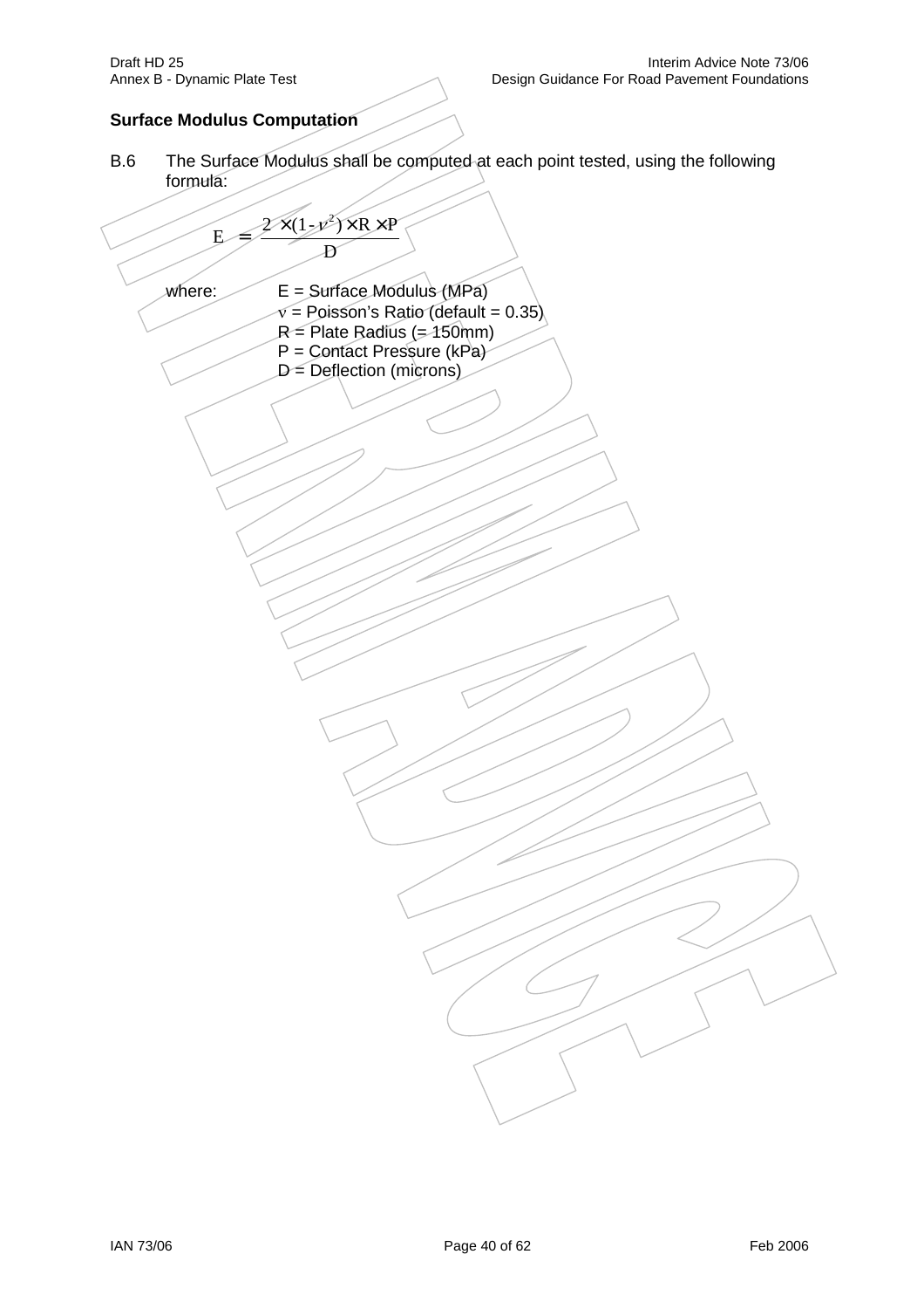### Surface Modulus Computation

B.6 The Surface Modulus shall be computed at each point tested, using the following formula:

$$E = \frac{2 \times (1-\nu^2) \times R \times P}{D}$$

where:

- E = Surface Modulus (MPa)
- $\nu$ = Poisson's Ratio (default = 0.35)
- R = Plate Radius (= 150mm)
- P = Contact Pressure (kPa)
- D = Deflection (microns)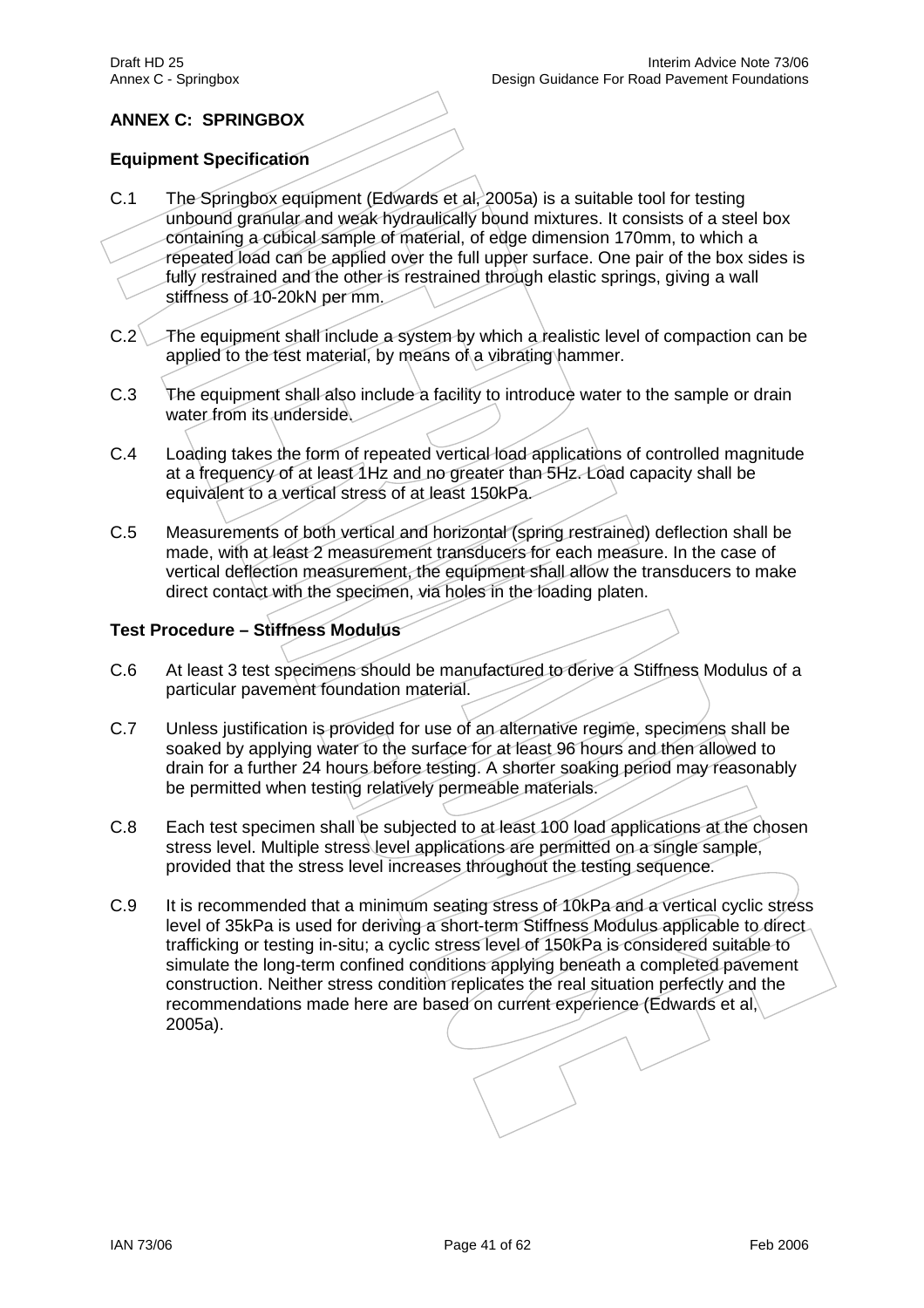## ANNEX C: SPRINGBOX

### Equipment Specification

C.1 The Springbox equipment (Edwards et al, 2005a) is a suitable tool for testing unbound granular and weak hydraulically bound mixtures. It consists of a steel box containing a cubical sample of material, of edge dimension 170mm, to which a repeated load can be applied over the full upper surface. One pair of the box sides is fully restrained and the other is restrained through elastic springs, giving a wall stiffness of 10-20kN per mm.

C.2 The equipment shall include a system by which a realistic level of compaction can be applied to the test material, by means of a vibrating hammer.

C.3 The equipment shall also include a facility to introduce water to the sample or drain water from its underside.

C.4 Loading takes the form of repeated vertical load applications of controlled magnitude at a frequency of at least 1Hz and no greater than 5Hz. Load capacity shall be equivalent to a vertical stress of at least 150kPa.

C.5 Measurements of both vertical and horizontal (spring restrained) deflection shall be made, with at least 2 measurement transducers for each measure. In the case of vertical deflection measurement, the equipment shall allow the transducers to make direct contact with the specimen, via holes in the loading platen.

### Test Procedure – Stiffness Modulus

C.6 At least 3 test specimens should be manufactured to derive a Stiffness Modulus of a particular pavement foundation material.

C.7 Unless justification is provided for use of an alternative regime, specimens shall be soaked by applying water to the surface for at least 96 hours and then allowed to drain for a further 24 hours before testing. A shorter soaking period may reasonably be permitted when testing relatively permeable materials.

C.8 Each test specimen shall be subjected to at least 100 load applications at the chosen stress level. Multiple stress level applications are permitted on a single sample, provided that the stress level increases throughout the testing sequence.

C.9 It is recommended that a minimum seating stress of 10kPa and a vertical cyclic stress level of 35kPa is used for deriving a short-term Stiffness Modulus applicable to direct trafficking or testing in-situ; a cyclic stress level of 150kPa is considered suitable to simulate the long-term confined conditions applying beneath a completed pavement construction. Neither stress condition replicates the real situation perfectly and the recommendations made here are based on current experience (Edwards et al, 2005a).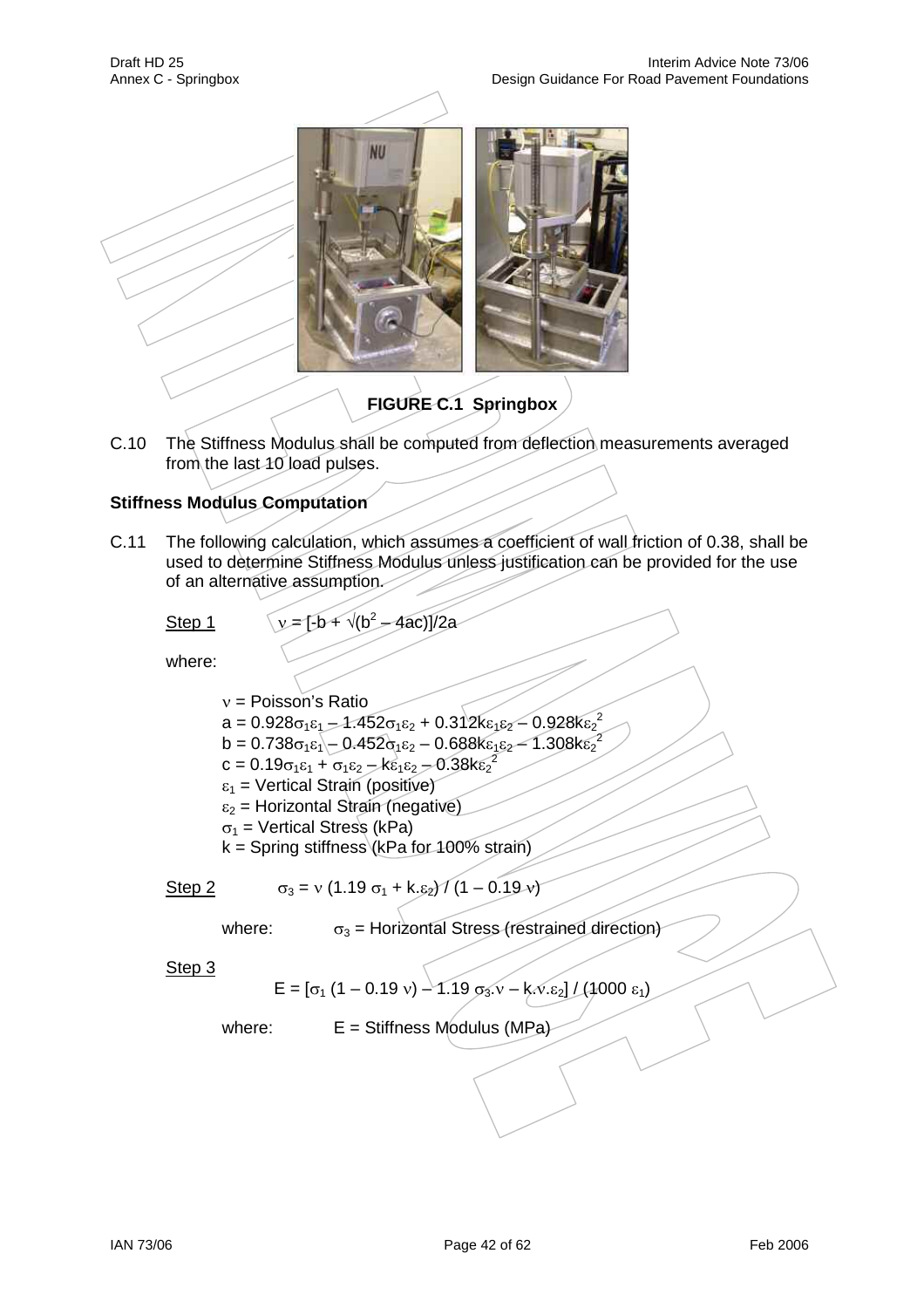**FIGURE C.1 Springbox**

C.10 The Stiffness Modulus shall be computed from deflection measurements averaged from the last 10 load pulses.

### Stiffness Modulus Computation

C.11 The following calculation, which assumes a coefficient of wall friction of 0.38, shall be used to determine Stiffness Modulus unless justification can be provided for the use of an alternative assumption.

Step 1 $\nu = [-b + \sqrt{(b^2 - 4ac)}]/2a$

where:

$\nu$ = Poisson's Ratio

$a = 0.928\sigma_1\varepsilon_1 - 1.452\sigma_1\varepsilon_2 + 0.312k\varepsilon_1\varepsilon_2 - 0.928k\varepsilon_2^2$

$b = 0.738\sigma_1\varepsilon_1 - 0.452\sigma_1\varepsilon_2 - 0.688k\varepsilon_1\varepsilon_2 - 1.308k\varepsilon_2^2$

$c = 0.19\sigma_1\varepsilon_1 + \sigma_1\varepsilon_2 - k\varepsilon_1\varepsilon_2 - 0.38k\varepsilon_2^2$

$\varepsilon_1$ = Vertical Strain (positive)

$\varepsilon_2$ = Horizontal Strain (negative)

$\sigma_1$ = Vertical Stress (kPa)

k = Spring stiffness (kPa for 100% strain)

Step 2 $\sigma_3 = \nu\,(1.19\,\sigma_1 + k.\varepsilon_2) / (1 - 0.19\,\nu)$

where: $\sigma_3$ = Horizontal Stress (restrained direction)

Step 3

$$E = [\sigma_1\,(1 - 0.19\,\nu) - 1.19\,\sigma_3.\nu - k.\nu.\varepsilon_2] / (1000\,\varepsilon_1)$$

where: E = Stiffness Modulus (MPa)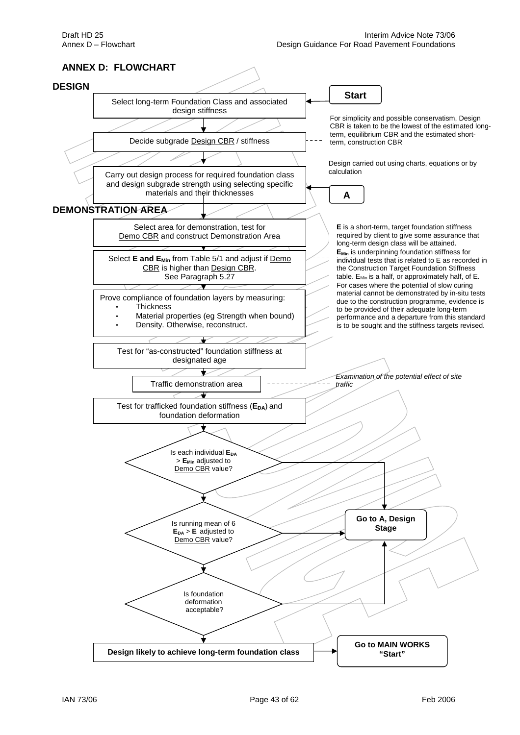## ANNEX D: FLOWCHART

### DESIGN

**Start**

Select long-term Foundation Class and associated design stiffness

Decide subgrade Design CBR / stiffness

For simplicity and possible conservatism, Design CBR is taken to be the lowest of the estimated long-term, equilibrium CBR and the estimated short-term, construction CBR

Carry out design process for required foundation class and design subgrade strength using selecting specific materials and their thicknesses

Design carried out using charts, equations or by calculation

**A**

### DEMONSTRATION AREA

Select area for demonstration, test for Demo CBR and construct Demonstration Area

Select **E and $E_{Min}$** from Table 5/1 and adjust if Demo CBR is higher than Design CBR. See Paragraph 5.27

**E** is a short-term, target foundation stiffness required by client to give some assurance that long-term design class will be attained. **$E_{Min}$** is underpinning foundation stiffness for individual tests that is related to E as recorded in the Construction Target Foundation Stiffness table. $E_{Min}$ is a half, or approximately half, of E. For cases where the potential of slow curing material cannot be demonstrated by in-situ tests due to the construction programme, evidence is to be provided of their adequate long-term performance and a departure from this standard is to be sought and the stiffness targets revised.

Prove compliance of foundation layers by measuring:

- Thickness
- Material properties (eg Strength when bound)
- Density. Otherwise, reconstruct.

Test for "as-constructed" foundation stiffness at designated age

Traffic demonstration area

*Examination of the potential effect of site traffic*

Test for trafficked foundation stiffness (**$E_{DA}$**) and foundation deformation

Is each individual **$E_{DA}$** > **$E_{Min}$** adjusted to Demo CBR value? (No → Go to A, Design Stage)

Is running mean of 6 **$E_{DA}$** > **E** adjusted to Demo CBR value? (No → Go to A, Design Stage)

Is foundation deformation acceptable? (No → Go to A, Design Stage)

**Go to A, Design Stage**

**Design likely to achieve long-term foundation class** → **Go to MAIN WORKS "Start"**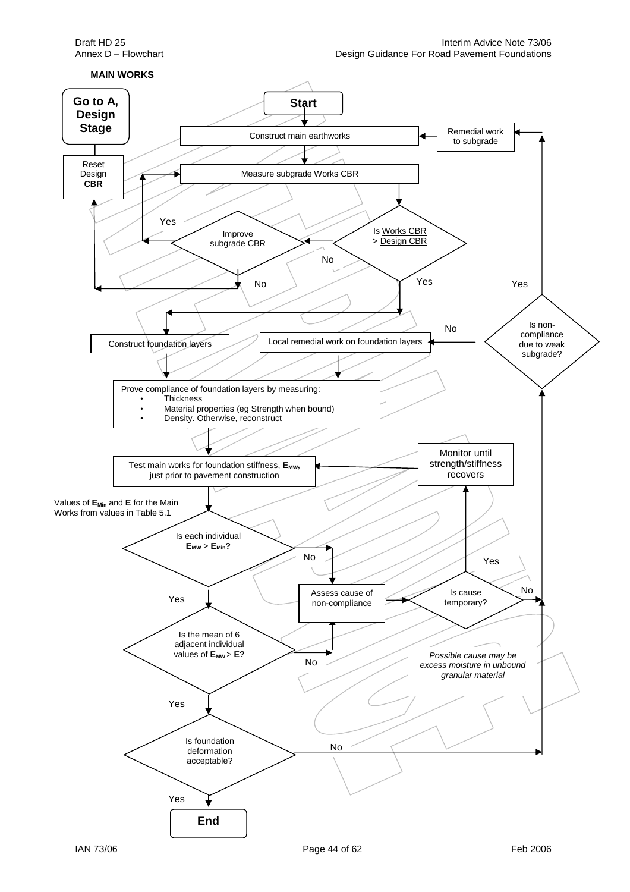**MAIN WORKS**

- Go to A, Design Stage
- Reset Design **CBR**
- **Start**
- Construct main earthworks
- Remedial work to subgrade
- Measure subgrade Works CBR
- Is Works CBR > Design CBR
  - No → Improve subgrade CBR
    - Yes → Measure subgrade Works CBR
    - No → Reset Design CBR
  - Yes → Construct foundation layers
- Construct foundation layers
- Local remedial work on foundation layers
- Prove compliance of foundation layers by measuring:
  - Thickness
  - Material properties (eg Strength when bound)
  - Density. Otherwise, reconstruct
- Test main works for foundation stiffness, $\mathbf{E_{MW}}$, just prior to pavement construction
- Monitor until strength/stiffness recovers

Values of $\mathbf{E_{Min}}$ and **E** for the Main Works from values in Table 5.1

- Is each individual $\mathbf{E_{MW}} > \mathbf{E_{Min}}$?
  - No → Assess cause of non-compliance
  - Yes → Is the mean of 6 adjacent individual values of $\mathbf{E_{MW}} > \mathbf{E}$?
- Is the mean of 6 adjacent individual values of $\mathbf{E_{MW}} > \mathbf{E}$?
  - No → Assess cause of non-compliance
  - Yes → Is foundation deformation acceptable?
- Assess cause of non-compliance → Is cause temporary?
- Is cause temporary?
  - Yes → Monitor until strength/stiffness recovers
  - No → Is non-compliance due to weak subgrade?

*Possible cause may be excess moisture in unbound granular material*

- Is foundation deformation acceptable?
  - No → Is non-compliance due to weak subgrade?
  - Yes → **End**
- Is non-compliance due to weak subgrade?
  - Yes → Remedial work to subgrade
  - No → Local remedial work on foundation layers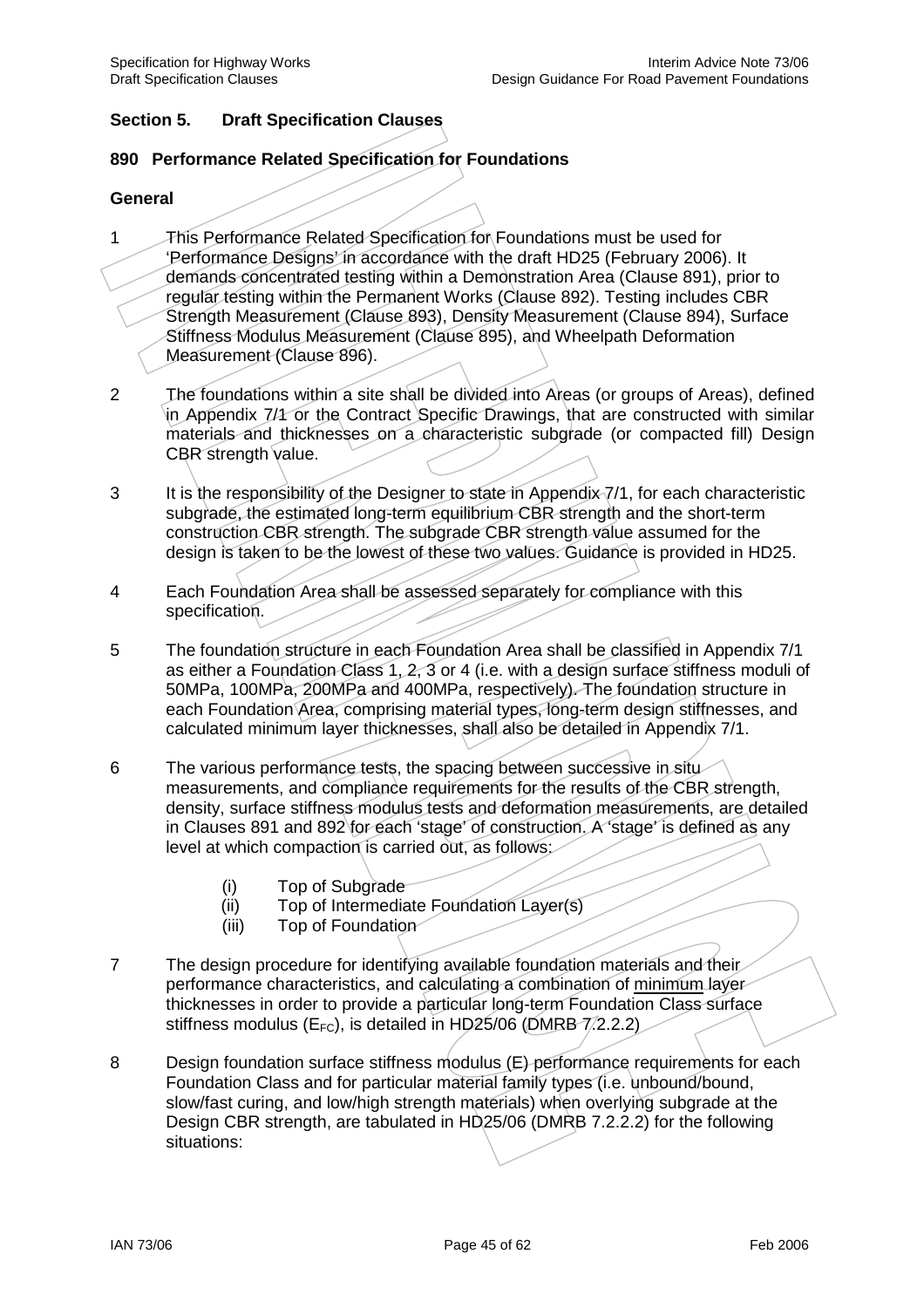## Section 5. Draft Specification Clauses

### 890 Performance Related Specification for Foundations

#### General

1 This Performance Related Specification for Foundations must be used for 'Performance Designs' in accordance with the draft HD25 (February 2006). It demands concentrated testing within a Demonstration Area (Clause 891), prior to regular testing within the Permanent Works (Clause 892). Testing includes CBR Strength Measurement (Clause 893), Density Measurement (Clause 894), Surface Stiffness Modulus Measurement (Clause 895), and Wheelpath Deformation Measurement (Clause 896).

2 The foundations within a site shall be divided into Areas (or groups of Areas), defined in Appendix 7/1 or the Contract Specific Drawings, that are constructed with similar materials and thicknesses on a characteristic subgrade (or compacted fill) Design CBR strength value.

3 It is the responsibility of the Designer to state in Appendix 7/1, for each characteristic subgrade, the estimated long-term equilibrium CBR strength and the short-term construction CBR strength. The subgrade CBR strength value assumed for the design is taken to be the lowest of these two values. Guidance is provided in HD25.

4 Each Foundation Area shall be assessed separately for compliance with this specification.

5 The foundation structure in each Foundation Area shall be classified in Appendix 7/1 as either a Foundation Class 1, 2, 3 or 4 (i.e. with a design surface stiffness moduli of 50MPa, 100MPa, 200MPa and 400MPa, respectively). The foundation structure in each Foundation Area, comprising material types, long-term design stiffnesses, and calculated minimum layer thicknesses, shall also be detailed in Appendix 7/1.

6 The various performance tests, the spacing between successive in situ measurements, and compliance requirements for the results of the CBR strength, density, surface stiffness modulus tests and deformation measurements, are detailed in Clauses 891 and 892 for each 'stage' of construction. A 'stage' is defined as any level at which compaction is carried out, as follows:

- (i) Top of Subgrade
- (ii) Top of Intermediate Foundation Layer(s)
- (iii) Top of Foundation

7 The design procedure for identifying available foundation materials and their performance characteristics, and calculating a combination of <u>minimum</u> layer thicknesses in order to provide a particular long-term Foundation Class surface stiffness modulus ($E_{FC}$), is detailed in HD25/06 (DMRB 7.2.2.2)

8 Design foundation surface stiffness modulus (E) performance requirements for each Foundation Class and for particular material family types (i.e. unbound/bound, slow/fast curing, and low/high strength materials) when overlying subgrade at the Design CBR strength, are tabulated in HD25/06 (DMRB 7.2.2.2) for the following situations: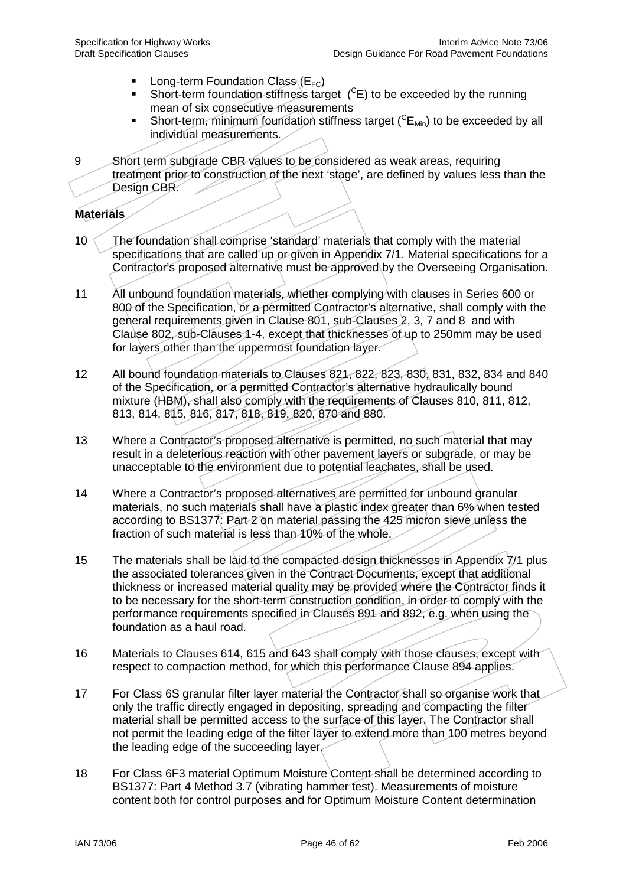- Long-term Foundation Class ($E_{FC}$)
- Short-term foundation stiffness target ($^{C}E$) to be exceeded by the running mean of six consecutive measurements
- Short-term, minimum foundation stiffness target ($^{C}E_{Min}$) to be exceeded by all individual measurements.

9 Short term subgrade CBR values to be considered as weak areas, requiring treatment prior to construction of the next 'stage', are defined by values less than the Design CBR.

**Materials**

10 The foundation shall comprise 'standard' materials that comply with the material specifications that are called up or given in Appendix 7/1. Material specifications for a Contractor's proposed alternative must be approved by the Overseeing Organisation.

11 All unbound foundation materials, whether complying with clauses in Series 600 or 800 of the Specification, or a permitted Contractor's alternative, shall comply with the general requirements given in Clause 801, sub-Clauses 2, 3, 7 and 8 and with Clause 802, sub-Clauses 1-4, except that thicknesses of up to 250mm may be used for layers other than the uppermost foundation layer.

12 All bound foundation materials to Clauses 821, 822, 823, 830, 831, 832, 834 and 840 of the Specification, or a permitted Contractor's alternative hydraulically bound mixture (HBM), shall also comply with the requirements of Clauses 810, 811, 812, 813, 814, 815, 816, 817, 818, 819, 820, 870 and 880.

13 Where a Contractor's proposed alternative is permitted, no such material that may result in a deleterious reaction with other pavement layers or subgrade, or may be unacceptable to the environment due to potential leachates, shall be used.

14 Where a Contractor's proposed alternatives are permitted for unbound granular materials, no such materials shall have a plastic index greater than 6% when tested according to BS1377: Part 2 on material passing the 425 micron sieve unless the fraction of such material is less than 10% of the whole.

15 The materials shall be laid to the compacted design thicknesses in Appendix 7/1 plus the associated tolerances given in the Contract Documents, except that additional thickness or increased material quality may be provided where the Contractor finds it to be necessary for the short-term construction condition, in order to comply with the performance requirements specified in Clauses 891 and 892, e.g. when using the foundation as a haul road.

16 Materials to Clauses 614, 615 and 643 shall comply with those clauses, except with respect to compaction method, for which this performance Clause 894 applies.

17 For Class 6S granular filter layer material the Contractor shall so organise work that only the traffic directly engaged in depositing, spreading and compacting the filter material shall be permitted access to the surface of this layer. The Contractor shall not permit the leading edge of the filter layer to extend more than 100 metres beyond the leading edge of the succeeding layer.

18 For Class 6F3 material Optimum Moisture Content shall be determined according to BS1377: Part 4 Method 3.7 (vibrating hammer test). Measurements of moisture content both for control purposes and for Optimum Moisture Content determination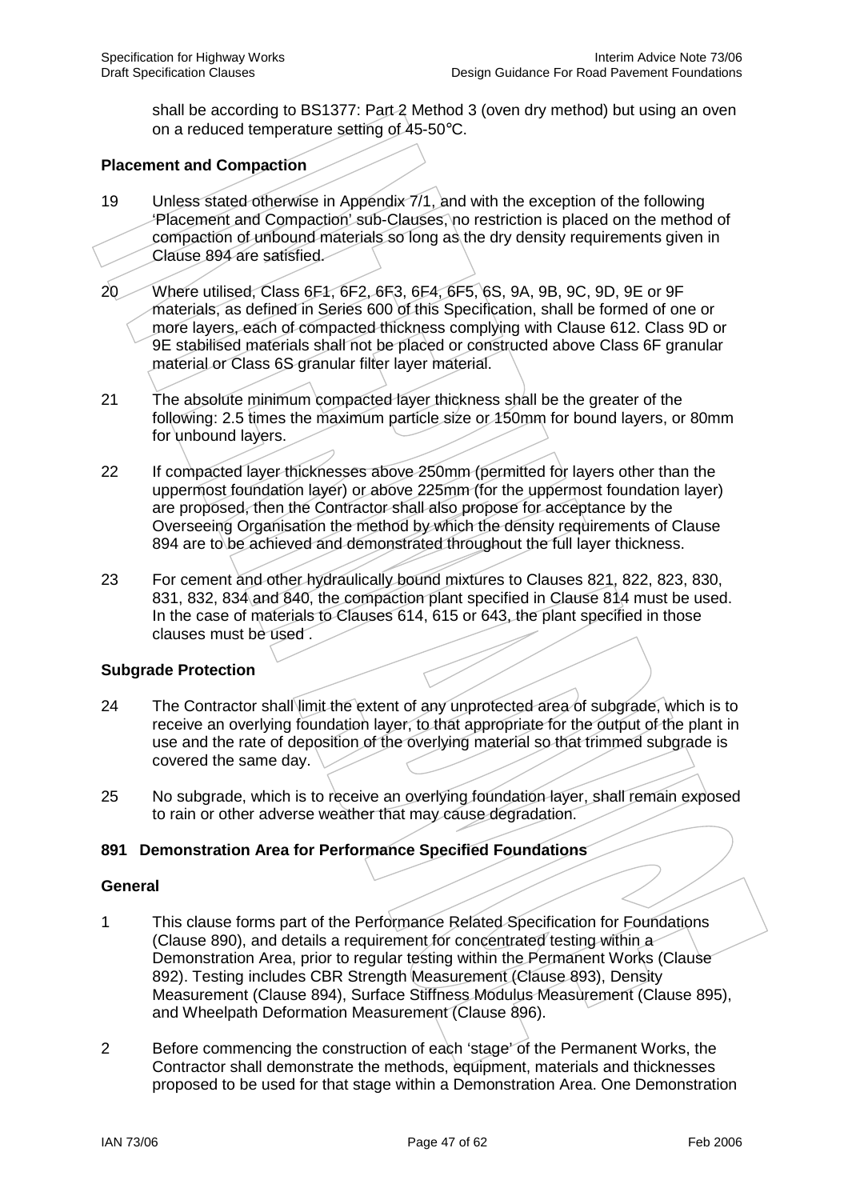shall be according to BS1377: Part 2 Method 3 (oven dry method) but using an oven on a reduced temperature setting of 45-50°C.

**Placement and Compaction**

19 Unless stated otherwise in Appendix 7/1, and with the exception of the following 'Placement and Compaction' sub-Clauses, no restriction is placed on the method of compaction of unbound materials so long as the dry density requirements given in Clause 894 are satisfied.

20 Where utilised, Class 6F1, 6F2, 6F3, 6F4, 6F5, 6S, 9A, 9B, 9C, 9D, 9E or 9F materials, as defined in Series 600 of this Specification, shall be formed of one or more layers, each of compacted thickness complying with Clause 612. Class 9D or 9E stabilised materials shall not be placed or constructed above Class 6F granular material or Class 6S granular filter layer material.

21 The absolute minimum compacted layer thickness shall be the greater of the following: 2.5 times the maximum particle size or 150mm for bound layers, or 80mm for unbound layers.

22 If compacted layer thicknesses above 250mm (permitted for layers other than the uppermost foundation layer) or above 225mm (for the uppermost foundation layer) are proposed, then the Contractor shall also propose for acceptance by the Overseeing Organisation the method by which the density requirements of Clause 894 are to be achieved and demonstrated throughout the full layer thickness.

23 For cement and other hydraulically bound mixtures to Clauses 821, 822, 823, 830, 831, 832, 834 and 840, the compaction plant specified in Clause 814 must be used. In the case of materials to Clauses 614, 615 or 643, the plant specified in those clauses must be used .

**Subgrade Protection**

24 The Contractor shall limit the extent of any unprotected area of subgrade, which is to receive an overlying foundation layer, to that appropriate for the output of the plant in use and the rate of deposition of the overlying material so that trimmed subgrade is covered the same day.

25 No subgrade, which is to receive an overlying foundation layer, shall remain exposed to rain or other adverse weather that may cause degradation.

## 891 Demonstration Area for Performance Specified Foundations

**General**

1 This clause forms part of the Performance Related Specification for Foundations (Clause 890), and details a requirement for concentrated testing within a Demonstration Area, prior to regular testing within the Permanent Works (Clause 892). Testing includes CBR Strength Measurement (Clause 893), Density Measurement (Clause 894), Surface Stiffness Modulus Measurement (Clause 895), and Wheelpath Deformation Measurement (Clause 896).

2 Before commencing the construction of each 'stage' of the Permanent Works, the Contractor shall demonstrate the methods, equipment, materials and thicknesses proposed to be used for that stage within a Demonstration Area. One Demonstration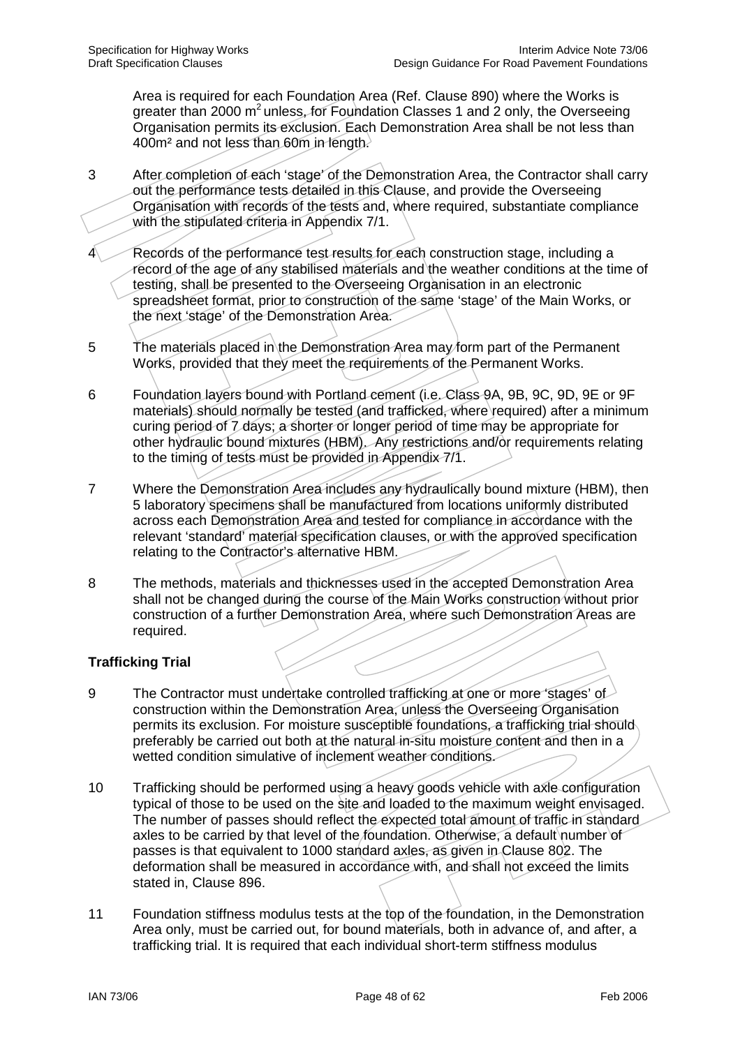Area is required for each Foundation Area (Ref. Clause 890) where the Works is greater than 2000 $m^2$ unless, for Foundation Classes 1 and 2 only, the Overseeing Organisation permits its exclusion. Each Demonstration Area shall be not less than 400m² and not less than 60m in length.

3 After completion of each 'stage' of the Demonstration Area, the Contractor shall carry out the performance tests detailed in this Clause, and provide the Overseeing Organisation with records of the tests and, where required, substantiate compliance with the stipulated criteria in Appendix 7/1.

4 Records of the performance test results for each construction stage, including a record of the age of any stabilised materials and the weather conditions at the time of testing, shall be presented to the Overseeing Organisation in an electronic spreadsheet format, prior to construction of the same 'stage' of the Main Works, or the next 'stage' of the Demonstration Area.

5 The materials placed in the Demonstration Area may form part of the Permanent Works, provided that they meet the requirements of the Permanent Works.

6 Foundation layers bound with Portland cement (i.e. Class 9A, 9B, 9C, 9D, 9E or 9F materials) should normally be tested (and trafficked, where required) after a minimum curing period of 7 days; a shorter or longer period of time may be appropriate for other hydraulic bound mixtures (HBM). Any restrictions and/or requirements relating to the timing of tests must be provided in Appendix 7/1.

7 Where the Demonstration Area includes any hydraulically bound mixture (HBM), then 5 laboratory specimens shall be manufactured from locations uniformly distributed across each Demonstration Area and tested for compliance in accordance with the relevant 'standard' material specification clauses, or with the approved specification relating to the Contractor's alternative HBM.

8 The methods, materials and thicknesses used in the accepted Demonstration Area shall not be changed during the course of the Main Works construction without prior construction of a further Demonstration Area, where such Demonstration Areas are required.

**Trafficking Trial**

9 The Contractor must undertake controlled trafficking at one or more 'stages' of construction within the Demonstration Area, unless the Overseeing Organisation permits its exclusion. For moisture susceptible foundations, a trafficking trial should preferably be carried out both at the natural in-situ moisture content and then in a wetted condition simulative of inclement weather conditions.

10 Trafficking should be performed using a heavy goods vehicle with axle configuration typical of those to be used on the site and loaded to the maximum weight envisaged. The number of passes should reflect the expected total amount of traffic in standard axles to be carried by that level of the foundation. Otherwise, a default number of passes is that equivalent to 1000 standard axles, as given in Clause 802. The deformation shall be measured in accordance with, and shall not exceed the limits stated in, Clause 896.

11 Foundation stiffness modulus tests at the top of the foundation, in the Demonstration Area only, must be carried out, for bound materials, both in advance of, and after, a trafficking trial. It is required that each individual short-term stiffness modulus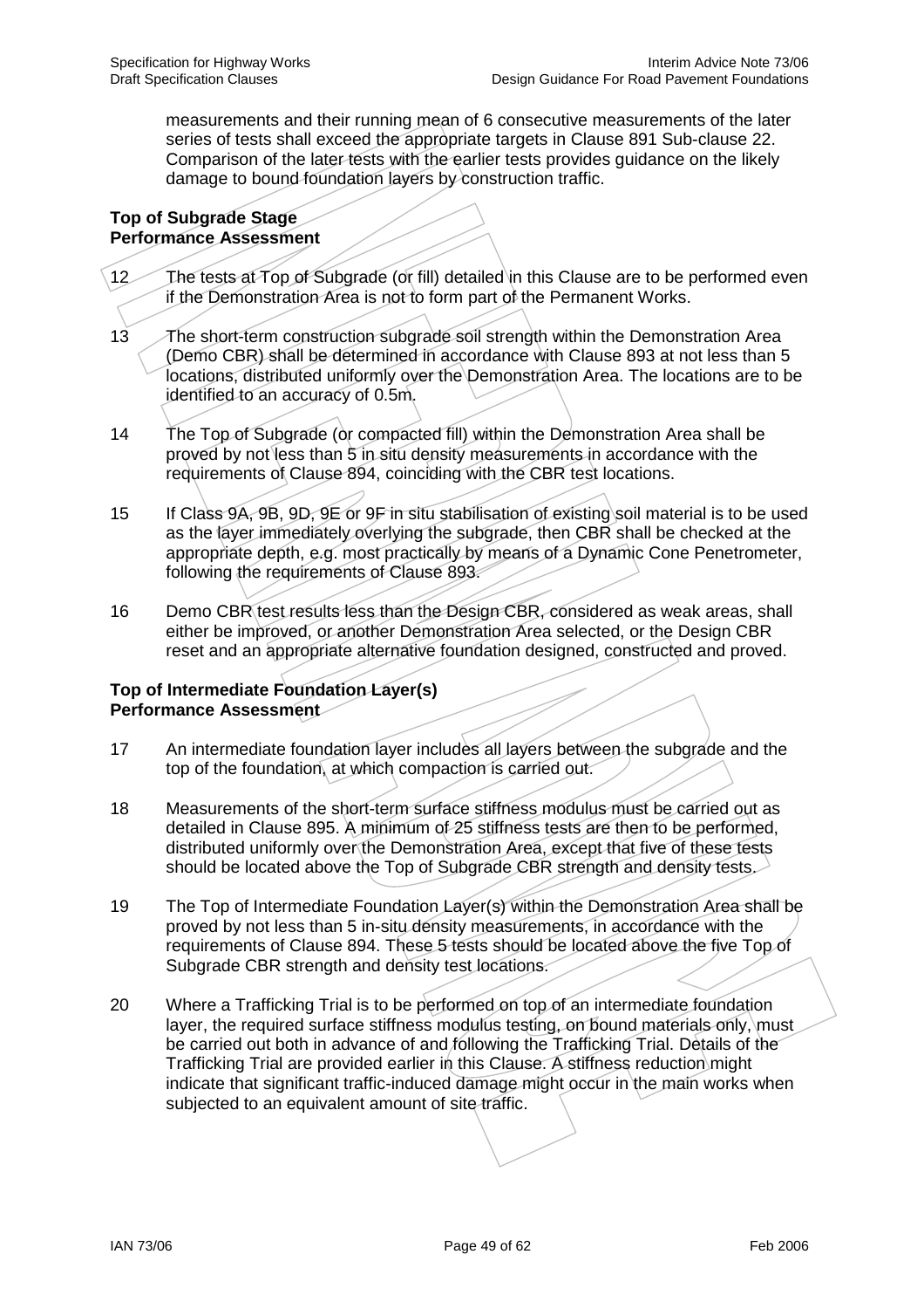measurements and their running mean of 6 consecutive measurements of the later series of tests shall exceed the appropriate targets in Clause 891 Sub-clause 22. Comparison of the later tests with the earlier tests provides guidance on the likely damage to bound foundation layers by construction traffic.

**Top of Subgrade Stage**
**Performance Assessment**

12 The tests at Top of Subgrade (or fill) detailed in this Clause are to be performed even if the Demonstration Area is not to form part of the Permanent Works.

13 The short-term construction subgrade soil strength within the Demonstration Area (Demo CBR) shall be determined in accordance with Clause 893 at not less than 5 locations, distributed uniformly over the Demonstration Area. The locations are to be identified to an accuracy of 0.5m.

14 The Top of Subgrade (or compacted fill) within the Demonstration Area shall be proved by not less than 5 in situ density measurements in accordance with the requirements of Clause 894, coinciding with the CBR test locations.

15 If Class 9A, 9B, 9D, 9E or 9F in situ stabilisation of existing soil material is to be used as the layer immediately overlying the subgrade, then CBR shall be checked at the appropriate depth, e.g. most practically by means of a Dynamic Cone Penetrometer, following the requirements of Clause 893.

16 Demo CBR test results less than the Design CBR, considered as weak areas, shall either be improved, or another Demonstration Area selected, or the Design CBR reset and an appropriate alternative foundation designed, constructed and proved.

**Top of Intermediate Foundation Layer(s)**
**Performance Assessment**

17 An intermediate foundation layer includes all layers between the subgrade and the top of the foundation, at which compaction is carried out.

18 Measurements of the short-term surface stiffness modulus must be carried out as detailed in Clause 895. A minimum of 25 stiffness tests are then to be performed, distributed uniformly over the Demonstration Area, except that five of these tests should be located above the Top of Subgrade CBR strength and density tests.

19 The Top of Intermediate Foundation Layer(s) within the Demonstration Area shall be proved by not less than 5 in-situ density measurements, in accordance with the requirements of Clause 894. These 5 tests should be located above the five Top of Subgrade CBR strength and density test locations.

20 Where a Trafficking Trial is to be performed on top of an intermediate foundation layer, the required surface stiffness modulus testing, on bound materials only, must be carried out both in advance of and following the Trafficking Trial. Details of the Trafficking Trial are provided earlier in this Clause. A stiffness reduction might indicate that significant traffic-induced damage might occur in the main works when subjected to an equivalent amount of site traffic.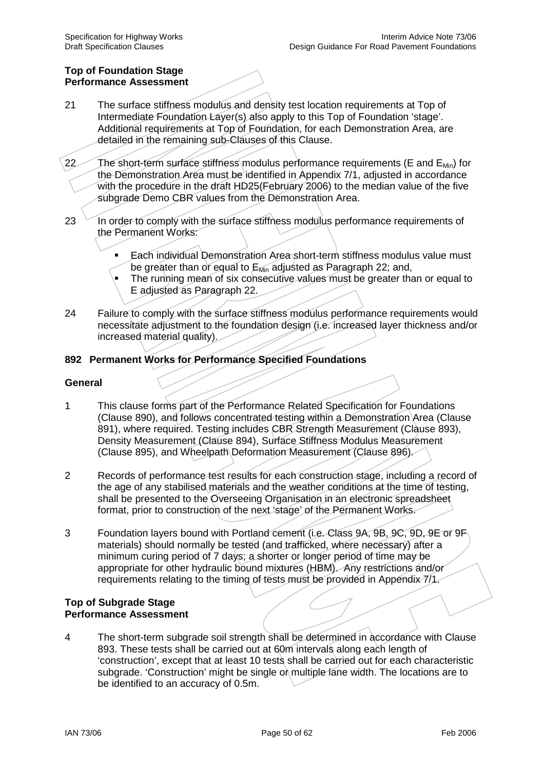**Top of Foundation Stage**
**Performance Assessment**

21 The surface stiffness modulus and density test location requirements at Top of Intermediate Foundation Layer(s) also apply to this Top of Foundation 'stage'. Additional requirements at Top of Foundation, for each Demonstration Area, are detailed in the remaining sub-Clauses of this Clause.

22 The short-term surface stiffness modulus performance requirements (E and $E_{Min}$) for the Demonstration Area must be identified in Appendix 7/1, adjusted in accordance with the procedure in the draft HD25(February 2006) to the median value of the five subgrade Demo CBR values from the Demonstration Area.

23 In order to comply with the surface stiffness modulus performance requirements of the Permanent Works:

- Each individual Demonstration Area short-term stiffness modulus value must be greater than or equal to $E_{Min}$ adjusted as Paragraph 22; and,
- The running mean of six consecutive values must be greater than or equal to E adjusted as Paragraph 22.

24 Failure to comply with the surface stiffness modulus performance requirements would necessitate adjustment to the foundation design (i.e. increased layer thickness and/or increased material quality).

## 892 Permanent Works for Performance Specified Foundations

**General**

1 This clause forms part of the Performance Related Specification for Foundations (Clause 890), and follows concentrated testing within a Demonstration Area (Clause 891), where required. Testing includes CBR Strength Measurement (Clause 893), Density Measurement (Clause 894), Surface Stiffness Modulus Measurement (Clause 895), and Wheelpath Deformation Measurement (Clause 896).

2 Records of performance test results for each construction stage, including a record of the age of any stabilised materials and the weather conditions at the time of testing, shall be presented to the Overseeing Organisation in an electronic spreadsheet format, prior to construction of the next 'stage' of the Permanent Works.

3 Foundation layers bound with Portland cement (i.e. Class 9A, 9B, 9C, 9D, 9E or 9F materials) should normally be tested (and trafficked, where necessary) after a minimum curing period of 7 days; a shorter or longer period of time may be appropriate for other hydraulic bound mixtures (HBM). Any restrictions and/or requirements relating to the timing of tests must be provided in Appendix 7/1.

**Top of Subgrade Stage**
**Performance Assessment**

4 The short-term subgrade soil strength shall be determined in accordance with Clause 893. These tests shall be carried out at 60m intervals along each length of 'construction', except that at least 10 tests shall be carried out for each characteristic subgrade. 'Construction' might be single or multiple lane width. The locations are to be identified to an accuracy of 0.5m.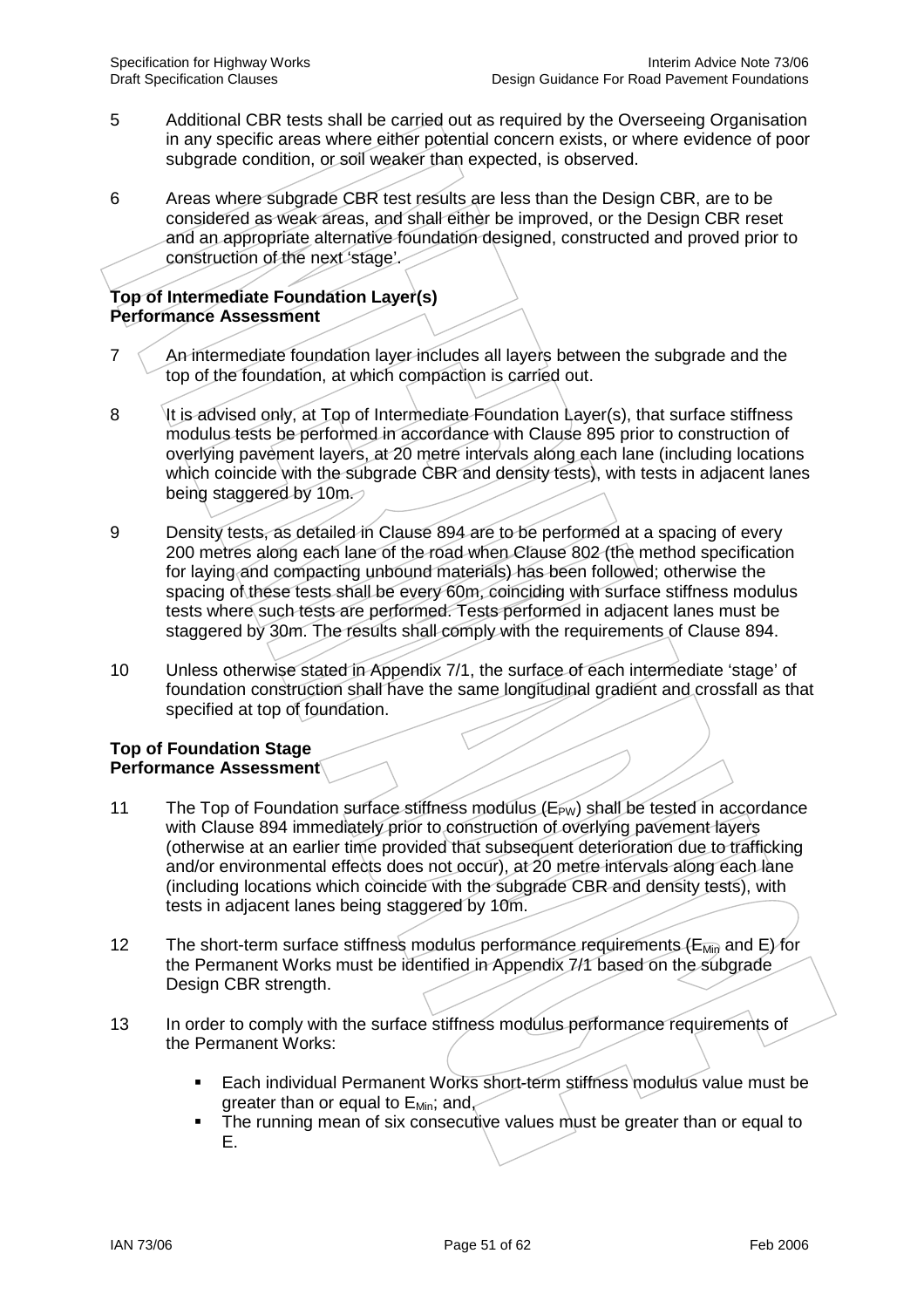5 Additional CBR tests shall be carried out as required by the Overseeing Organisation in any specific areas where either potential concern exists, or where evidence of poor subgrade condition, or soil weaker than expected, is observed.

6 Areas where subgrade CBR test results are less than the Design CBR, are to be considered as weak areas, and shall either be improved, or the Design CBR reset and an appropriate alternative foundation designed, constructed and proved prior to construction of the next 'stage'.

**Top of Intermediate Foundation Layer(s)**
**Performance Assessment**

7 An intermediate foundation layer includes all layers between the subgrade and the top of the foundation, at which compaction is carried out.

8 It is advised only, at Top of Intermediate Foundation Layer(s), that surface stiffness modulus tests be performed in accordance with Clause 895 prior to construction of overlying pavement layers, at 20 metre intervals along each lane (including locations which coincide with the subgrade CBR and density tests), with tests in adjacent lanes being staggered by 10m.

9 Density tests, as detailed in Clause 894 are to be performed at a spacing of every 200 metres along each lane of the road when Clause 802 (the method specification for laying and compacting unbound materials) has been followed; otherwise the spacing of these tests shall be every 60m, coinciding with surface stiffness modulus tests where such tests are performed. Tests performed in adjacent lanes must be staggered by 30m. The results shall comply with the requirements of Clause 894.

10 Unless otherwise stated in Appendix 7/1, the surface of each intermediate 'stage' of foundation construction shall have the same longitudinal gradient and crossfall as that specified at top of foundation.

**Top of Foundation Stage**
**Performance Assessment**

11 The Top of Foundation surface stiffness modulus ($E_{PW}$) shall be tested in accordance with Clause 894 immediately prior to construction of overlying pavement layers (otherwise at an earlier time provided that subsequent deterioration due to trafficking and/or environmental effects does not occur), at 20 metre intervals along each lane (including locations which coincide with the subgrade CBR and density tests), with tests in adjacent lanes being staggered by 10m.

12 The short-term surface stiffness modulus performance requirements ($E_{Min}$ and E) for the Permanent Works must be identified in Appendix 7/1 based on the subgrade Design CBR strength.

13 In order to comply with the surface stiffness modulus performance requirements of the Permanent Works:

- Each individual Permanent Works short-term stiffness modulus value must be greater than or equal to $E_{Min}$; and,
- The running mean of six consecutive values must be greater than or equal to E.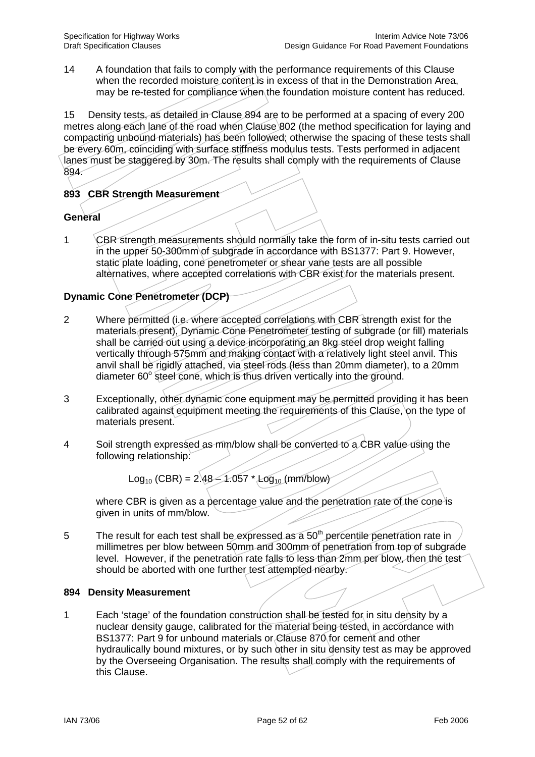14 A foundation that fails to comply with the performance requirements of this Clause when the recorded moisture content is in excess of that in the Demonstration Area, may be re-tested for compliance when the foundation moisture content has reduced.

15 Density tests, as detailed in Clause 894 are to be performed at a spacing of every 200 metres along each lane of the road when Clause 802 (the method specification for laying and compacting unbound materials) has been followed; otherwise the spacing of these tests shall be every 60m, coinciding with surface stiffness modulus tests. Tests performed in adjacent lanes must be staggered by 30m. The results shall comply with the requirements of Clause 894.

## 893 CBR Strength Measurement

### General

1 CBR strength measurements should normally take the form of in-situ tests carried out in the upper 50-300mm of subgrade in accordance with BS1377: Part 9. However, static plate loading, cone penetrometer or shear vane tests are all possible alternatives, where accepted correlations with CBR exist for the materials present.

### Dynamic Cone Penetrometer (DCP)

2 Where permitted (i.e. where accepted correlations with CBR strength exist for the materials present), Dynamic Cone Penetrometer testing of subgrade (or fill) materials shall be carried out using a device incorporating an 8kg steel drop weight falling vertically through 575mm and making contact with a relatively light steel anvil. This anvil shall be rigidly attached, via steel rods (less than 20mm diameter), to a 20mm diameter $60^o$ steel cone, which is thus driven vertically into the ground.

3 Exceptionally, other dynamic cone equipment may be permitted providing it has been calibrated against equipment meeting the requirements of this Clause, on the type of materials present.

4 Soil strength expressed as mm/blow shall be converted to a CBR value using the following relationship:

$$\text{Log}_{10}\,(\text{CBR}) = 2.48 - 1.057 * \text{Log}_{10}\,(\text{mm/blow})$$

where CBR is given as a percentage value and the penetration rate of the cone is given in units of mm/blow.

5 The result for each test shall be expressed as a $50^{th}$ percentile penetration rate in millimetres per blow between 50mm and 300mm of penetration from top of subgrade level. However, if the penetration rate falls to less than 2mm per blow, then the test should be aborted with one further test attempted nearby.

## 894 Density Measurement

1 Each 'stage' of the foundation construction shall be tested for in situ density by a nuclear density gauge, calibrated for the material being tested, in accordance with BS1377: Part 9 for unbound materials or Clause 870 for cement and other hydraulically bound mixtures, or by such other in situ density test as may be approved by the Overseeing Organisation. The results shall comply with the requirements of this Clause.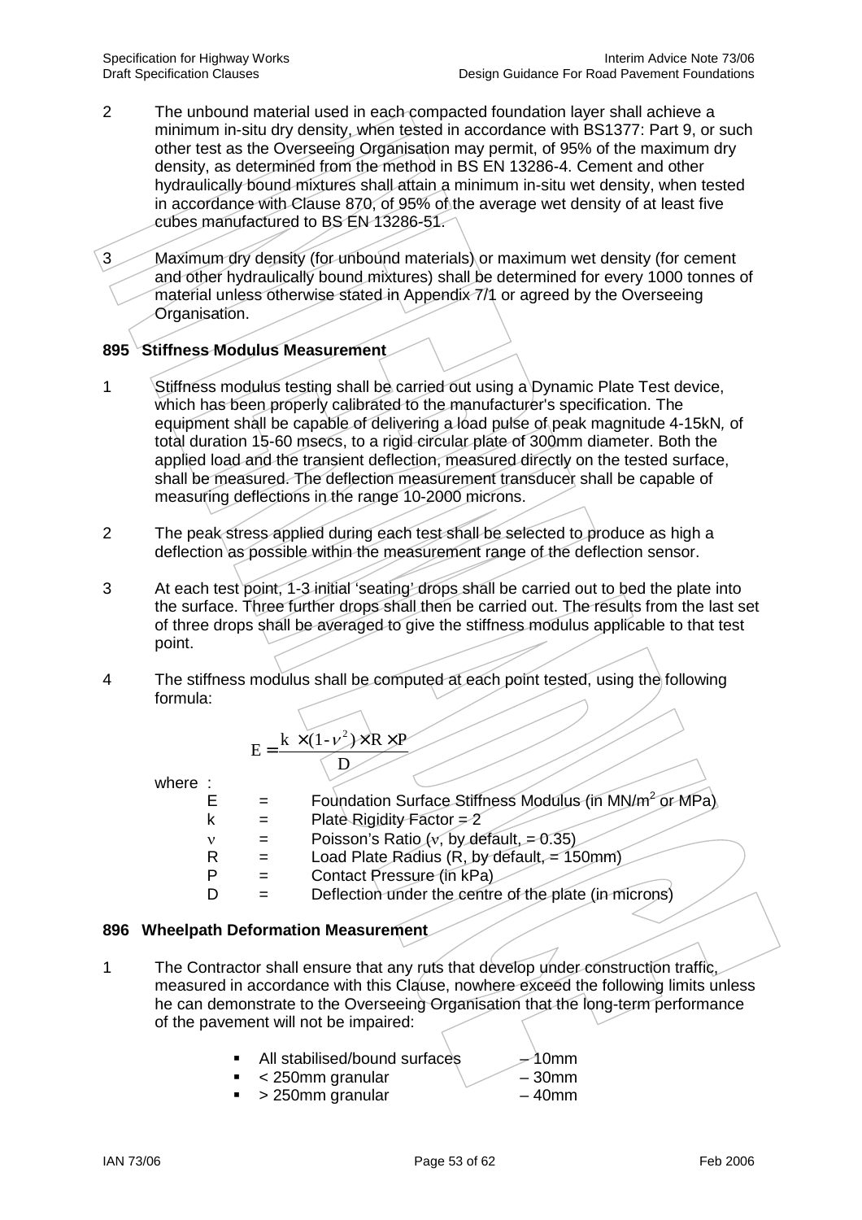2 The unbound material used in each compacted foundation layer shall achieve a minimum in-situ dry density, when tested in accordance with BS1377: Part 9, or such other test as the Overseeing Organisation may permit, of 95% of the maximum dry density, as determined from the method in BS EN 13286-4. Cement and other hydraulically bound mixtures shall attain a minimum in-situ wet density, when tested in accordance with Clause 870, of 95% of the average wet density of at least five cubes manufactured to BS EN 13286-51.

3 Maximum dry density (for unbound materials) or maximum wet density (for cement and other hydraulically bound mixtures) shall be determined for every 1000 tonnes of material unless otherwise stated in Appendix 7/1 or agreed by the Overseeing Organisation.

## 895 Stiffness Modulus Measurement

1 Stiffness modulus testing shall be carried out using a Dynamic Plate Test device, which has been properly calibrated to the manufacturer's specification. The equipment shall be capable of delivering a load pulse of peak magnitude 4-15kN, of total duration 15-60 msecs, to a rigid circular plate of 300mm diameter. Both the applied load and the transient deflection, measured directly on the tested surface, shall be measured. The deflection measurement transducer shall be capable of measuring deflections in the range 10-2000 microns.

2 The peak stress applied during each test shall be selected to produce as high a deflection as possible within the measurement range of the deflection sensor.

3 At each test point, 1-3 initial ‘seating’ drops shall be carried out to bed the plate into the surface. Three further drops shall then be carried out. The results from the last set of three drops shall be averaged to give the stiffness modulus applicable to that test point.

4 The stiffness modulus shall be computed at each point tested, using the following formula:

$$E = \frac{k \times (1-\nu^2) \times R \times P}{D}$$

where :

| | | |
|---|---|---|
| E | = | Foundation Surface Stiffness Modulus (in MN/m$^2$ or MPa) |
| k | = | Plate Rigidity Factor = 2 |
| $\nu$ | = | Poisson’s Ratio ($\nu$, by default, = 0.35) |
| R | = | Load Plate Radius (R, by default, = 150mm) |
| P | = | Contact Pressure (in kPa) |
| D | = | Deflection under the centre of the plate (in microns) |

## 896 Wheelpath Deformation Measurement

1 The Contractor shall ensure that any ruts that develop under construction traffic, measured in accordance with this Clause, nowhere exceed the following limits unless he can demonstrate to the Overseeing Organisation that the long-term performance of the pavement will not be impaired:

- All stabilised/bound surfaces – 10mm
- < 250mm granular – 30mm
- > 250mm granular – 40mm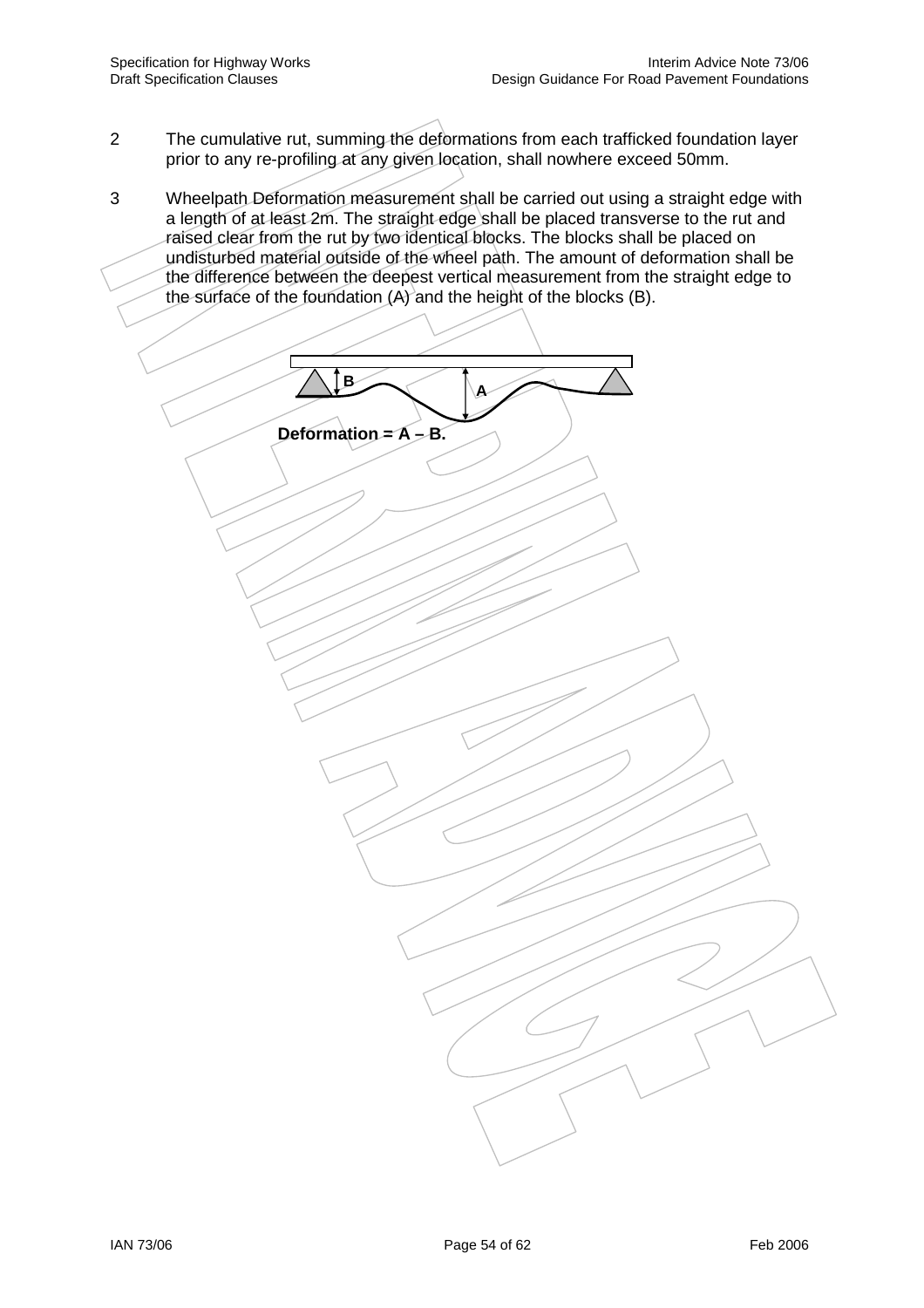2 The cumulative rut, summing the deformations from each trafficked foundation layer prior to any re-profiling at any given location, shall nowhere exceed 50mm.

3 Wheelpath Deformation measurement shall be carried out using a straight edge with a length of at least 2m. The straight edge shall be placed transverse to the rut and raised clear from the rut by two identical blocks. The blocks shall be placed on undisturbed material outside of the wheel path. The amount of deformation shall be the difference between the deepest vertical measurement from the straight edge to the surface of the foundation (A) and the height of the blocks (B).

B A

**Deformation = A – B.**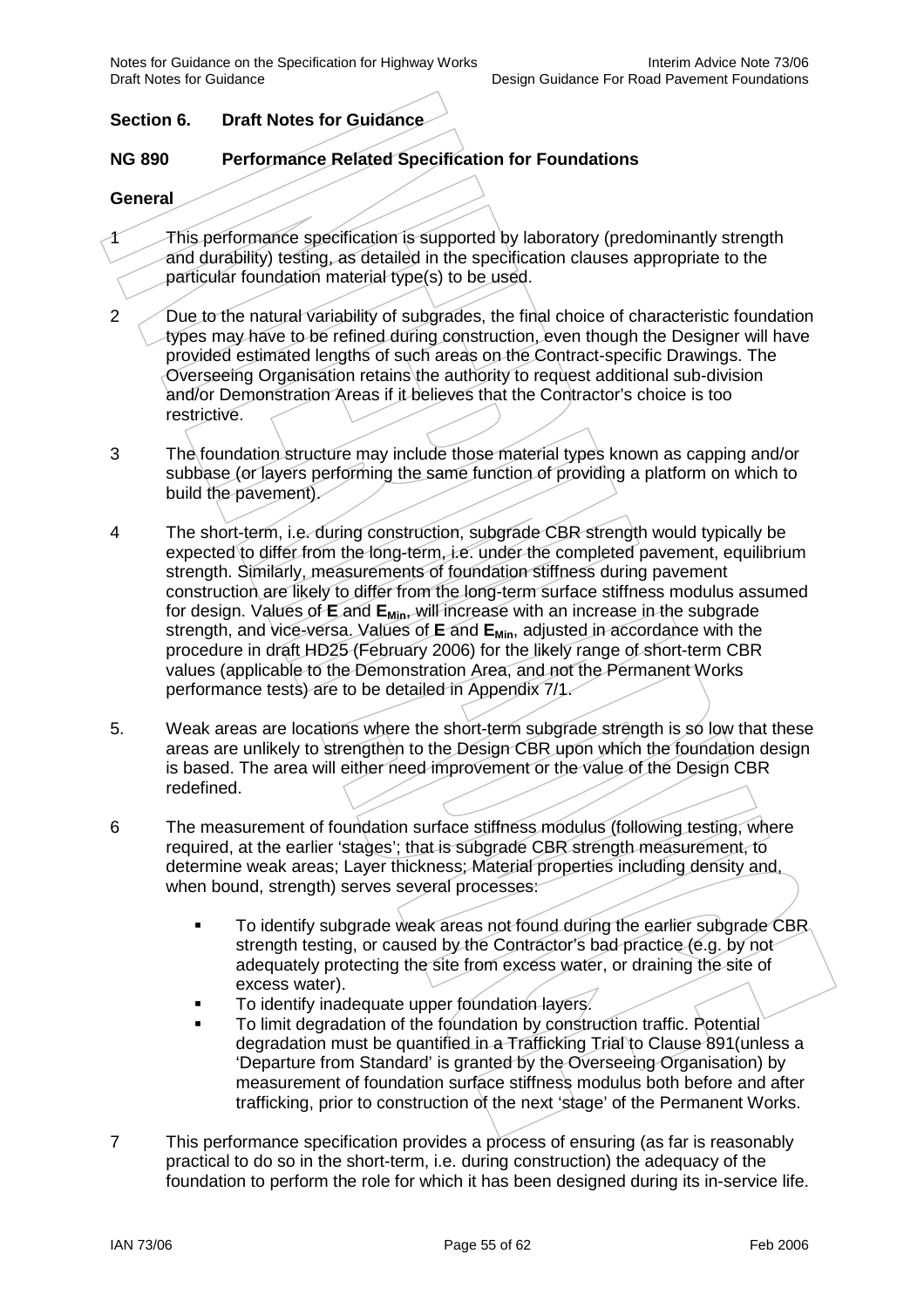## Section 6. Draft Notes for Guidance

### NG 890 Performance Related Specification for Foundations

**General**

1. This performance specification is supported by laboratory (predominantly strength and durability) testing, as detailed in the specification clauses appropriate to the particular foundation material type(s) to be used.

2. Due to the natural variability of subgrades, the final choice of characteristic foundation types may have to be refined during construction, even though the Designer will have provided estimated lengths of such areas on the Contract-specific Drawings. The Overseeing Organisation retains the authority to request additional sub-division and/or Demonstration Areas if it believes that the Contractor's choice is too restrictive.

3. The foundation structure may include those material types known as capping and/or subbase (or layers performing the same function of providing a platform on which to build the pavement).

4. The short-term, i.e. during construction, subgrade CBR strength would typically be expected to differ from the long-term, i.e. under the completed pavement, equilibrium strength. Similarly, measurements of foundation stiffness during pavement construction are likely to differ from the long-term surface stiffness modulus assumed for design. Values of $\mathbf{E}$ and $\mathbf{E_{Min}}$, will increase with an increase in the subgrade strength, and vice-versa. Values of $\mathbf{E}$ and $\mathbf{E_{Min}}$, adjusted in accordance with the procedure in draft HD25 (February 2006) for the likely range of short-term CBR values (applicable to the Demonstration Area, and not the Permanent Works performance tests) are to be detailed in Appendix 7/1.

5. Weak areas are locations where the short-term subgrade strength is so low that these areas are unlikely to strengthen to the Design CBR upon which the foundation design is based. The area will either need improvement or the value of the Design CBR redefined.

6. The measurement of foundation surface stiffness modulus (following testing, where required, at the earlier 'stages'; that is subgrade CBR strength measurement, to determine weak areas; Layer thickness; Material properties including density and, when bound, strength) serves several processes:

   - To identify subgrade weak areas not found during the earlier subgrade CBR strength testing, or caused by the Contractor's bad practice (e.g. by not adequately protecting the site from excess water, or draining the site of excess water).
   - To identify inadequate upper foundation layers.
   - To limit degradation of the foundation by construction traffic. Potential degradation must be quantified in a Trafficking Trial to Clause 891(unless a 'Departure from Standard' is granted by the Overseeing Organisation) by measurement of foundation surface stiffness modulus both before and after trafficking, prior to construction of the next 'stage' of the Permanent Works.

7. This performance specification provides a process of ensuring (as far is reasonably practical to do so in the short-term, i.e. during construction) the adequacy of the foundation to perform the role for which it has been designed during its in-service life.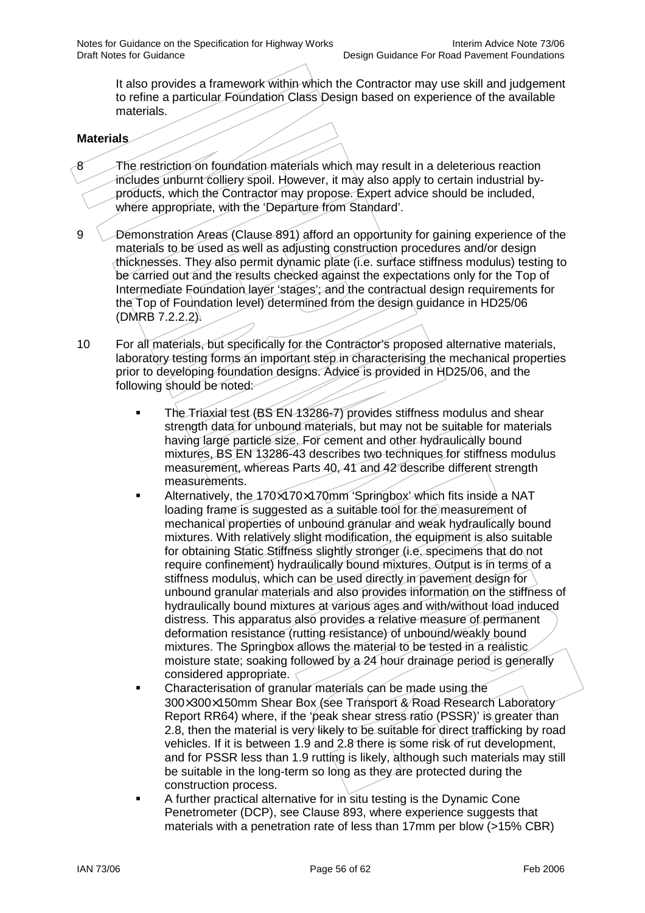It also provides a framework within which the Contractor may use skill and judgement to refine a particular Foundation Class Design based on experience of the available materials.

**Materials**

8 The restriction on foundation materials which may result in a deleterious reaction includes unburnt colliery spoil. However, it may also apply to certain industrial by-products, which the Contractor may propose. Expert advice should be included, where appropriate, with the 'Departure from Standard'.

9 Demonstration Areas (Clause 891) afford an opportunity for gaining experience of the materials to be used as well as adjusting construction procedures and/or design thicknesses. They also permit dynamic plate (i.e. surface stiffness modulus) testing to be carried out and the results checked against the expectations only for the Top of Intermediate Foundation layer 'stages'; and the contractual design requirements for the Top of Foundation level) determined from the design guidance in HD25/06 (DMRB 7.2.2.2).

10 For all materials, but specifically for the Contractor's proposed alternative materials, laboratory testing forms an important step in characterising the mechanical properties prior to developing foundation designs. Advice is provided in HD25/06, and the following should be noted:

- The Triaxial test (BS EN 13286-7) provides stiffness modulus and shear strength data for unbound materials, but may not be suitable for materials having large particle size. For cement and other hydraulically bound mixtures, BS EN 13286-43 describes two techniques for stiffness modulus measurement, whereas Parts 40, 41 and 42 describe different strength measurements.
- Alternatively, the 170×170×170mm 'Springbox' which fits inside a NAT loading frame is suggested as a suitable tool for the measurement of mechanical properties of unbound granular and weak hydraulically bound mixtures. With relatively slight modification, the equipment is also suitable for obtaining Static Stiffness slightly stronger (i.e. specimens that do not require confinement) hydraulically bound mixtures. Output is in terms of a stiffness modulus, which can be used directly in pavement design for unbound granular materials and also provides information on the stiffness of hydraulically bound mixtures at various ages and with/without load induced distress. This apparatus also provides a relative measure of permanent deformation resistance (rutting resistance) of unbound/weakly bound mixtures. The Springbox allows the material to be tested in a realistic moisture state; soaking followed by a 24 hour drainage period is generally considered appropriate.
- Characterisation of granular materials can be made using the 300×300×150mm Shear Box (see Transport & Road Research Laboratory Report RR64) where, if the 'peak shear stress ratio (PSSR)' is greater than 2.8, then the material is very likely to be suitable for direct trafficking by road vehicles. If it is between 1.9 and 2.8 there is some risk of rut development, and for PSSR less than 1.9 rutting is likely, although such materials may still be suitable in the long-term so long as they are protected during the construction process.
- A further practical alternative for in situ testing is the Dynamic Cone Penetrometer (DCP), see Clause 893, where experience suggests that materials with a penetration rate of less than 17mm per blow (>15% CBR)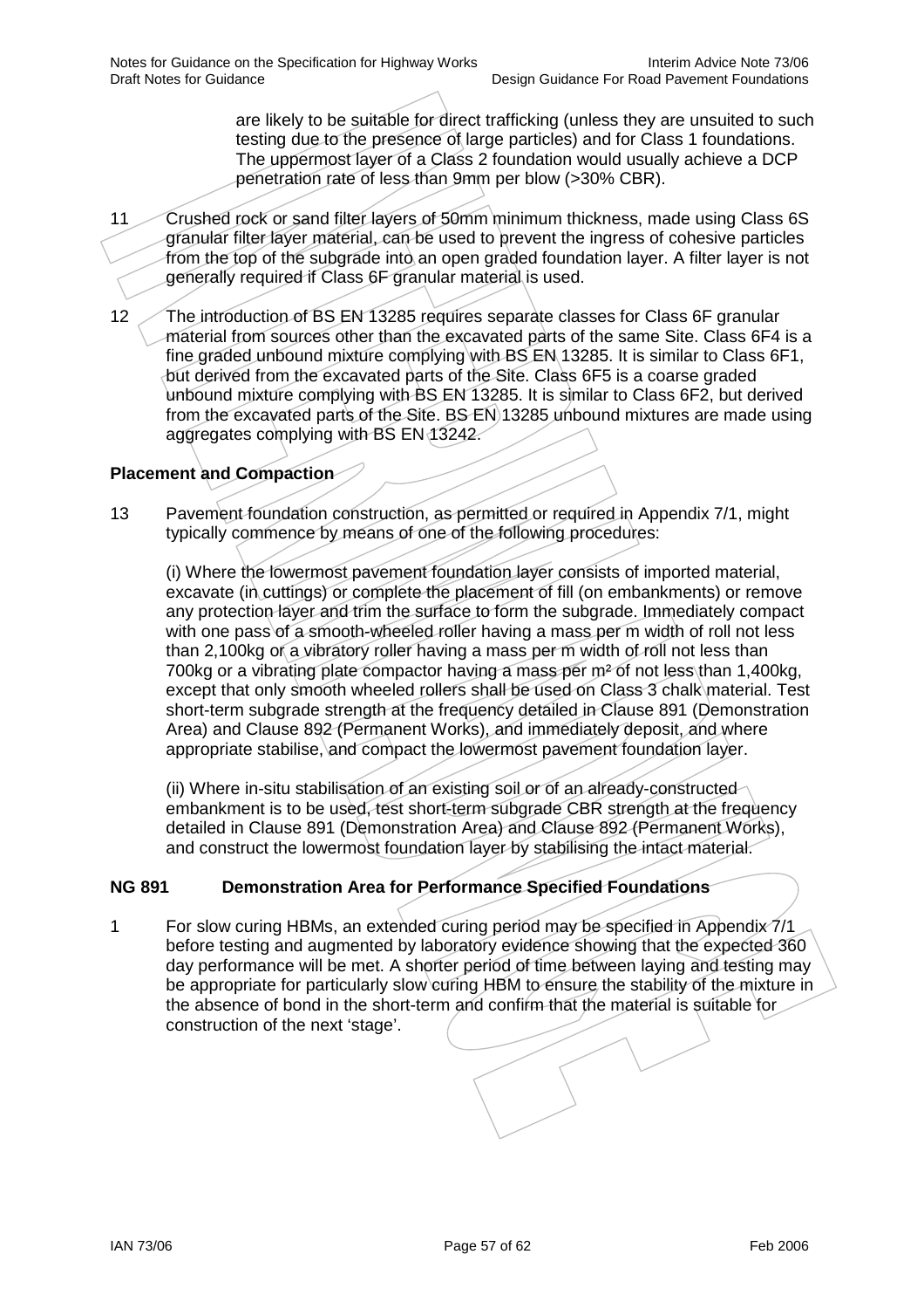are likely to be suitable for direct trafficking (unless they are unsuited to such testing due to the presence of large particles) and for Class 1 foundations. The uppermost layer of a Class 2 foundation would usually achieve a DCP penetration rate of less than 9mm per blow (>30% CBR).

11 Crushed rock or sand filter layers of 50mm minimum thickness, made using Class 6S granular filter layer material, can be used to prevent the ingress of cohesive particles from the top of the subgrade into an open graded foundation layer. A filter layer is not generally required if Class 6F granular material is used.

12 The introduction of BS EN 13285 requires separate classes for Class 6F granular material from sources other than the excavated parts of the same Site. Class 6F4 is a fine graded unbound mixture complying with BS EN 13285. It is similar to Class 6F1, but derived from the excavated parts of the Site. Class 6F5 is a coarse graded unbound mixture complying with BS EN 13285. It is similar to Class 6F2, but derived from the excavated parts of the Site. BS EN 13285 unbound mixtures are made using aggregates complying with BS EN 13242.

### Placement and Compaction

13 Pavement foundation construction, as permitted or required in Appendix 7/1, might typically commence by means of one of the following procedures:

(i) Where the lowermost pavement foundation layer consists of imported material, excavate (in cuttings) or complete the placement of fill (on embankments) or remove any protection layer and trim the surface to form the subgrade. Immediately compact with one pass of a smooth-wheeled roller having a mass per m width of roll not less than 2,100kg or a vibratory roller having a mass per m width of roll not less than 700kg or a vibrating plate compactor having a mass per m² of not less than 1,400kg, except that only smooth wheeled rollers shall be used on Class 3 chalk material. Test short-term subgrade strength at the frequency detailed in Clause 891 (Demonstration Area) and Clause 892 (Permanent Works), and immediately deposit, and where appropriate stabilise, and compact the lowermost pavement foundation layer.

(ii) Where in-situ stabilisation of an existing soil or of an already-constructed embankment is to be used, test short-term subgrade CBR strength at the frequency detailed in Clause 891 (Demonstration Area) and Clause 892 (Permanent Works), and construct the lowermost foundation layer by stabilising the intact material.

## NG 891 Demonstration Area for Performance Specified Foundations

1 For slow curing HBMs, an extended curing period may be specified in Appendix 7/1 before testing and augmented by laboratory evidence showing that the expected 360 day performance will be met. A shorter period of time between laying and testing may be appropriate for particularly slow curing HBM to ensure the stability of the mixture in the absence of bond in the short-term and confirm that the material is suitable for construction of the next 'stage'.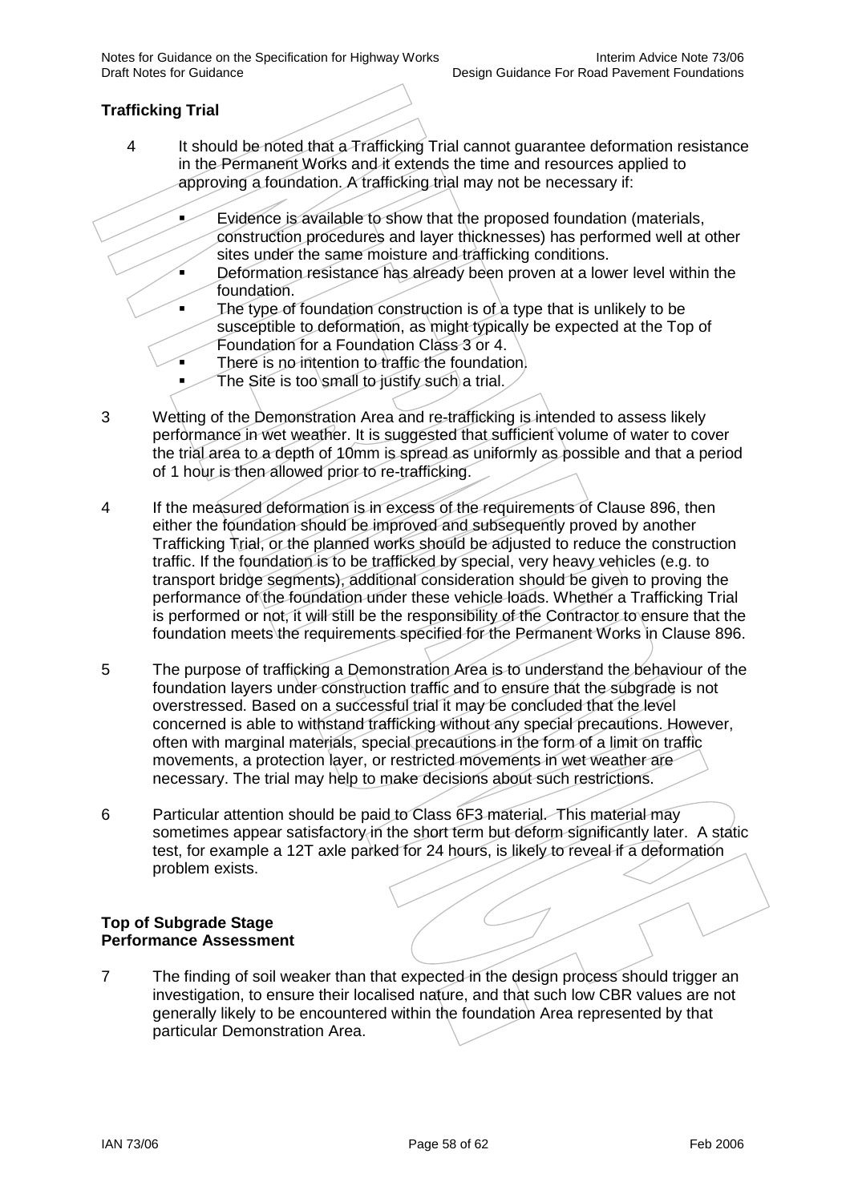### Trafficking Trial

4 It should be noted that a Trafficking Trial cannot guarantee deformation resistance in the Permanent Works and it extends the time and resources applied to approving a foundation. A trafficking trial may not be necessary if:

- Evidence is available to show that the proposed foundation (materials, construction procedures and layer thicknesses) has performed well at other sites under the same moisture and trafficking conditions.
- Deformation resistance has already been proven at a lower level within the foundation.
- The type of foundation construction is of a type that is unlikely to be susceptible to deformation, as might typically be expected at the Top of Foundation for a Foundation Class 3 or 4.
- There is no intention to traffic the foundation.
- The Site is too small to justify such a trial.

3 Wetting of the Demonstration Area and re-trafficking is intended to assess likely performance in wet weather. It is suggested that sufficient volume of water to cover the trial area to a depth of 10mm is spread as uniformly as possible and that a period of 1 hour is then allowed prior to re-trafficking.

4 If the measured deformation is in excess of the requirements of Clause 896, then either the foundation should be improved and subsequently proved by another Trafficking Trial, or the planned works should be adjusted to reduce the construction traffic. If the foundation is to be trafficked by special, very heavy vehicles (e.g. to transport bridge segments), additional consideration should be given to proving the performance of the foundation under these vehicle loads. Whether a Trafficking Trial is performed or not, it will still be the responsibility of the Contractor to ensure that the foundation meets the requirements specified for the Permanent Works in Clause 896.

5 The purpose of trafficking a Demonstration Area is to understand the behaviour of the foundation layers under construction traffic and to ensure that the subgrade is not overstressed. Based on a successful trial it may be concluded that the level concerned is able to withstand trafficking without any special precautions. However, often with marginal materials, special precautions in the form of a limit on traffic movements, a protection layer, or restricted movements in wet weather are necessary. The trial may help to make decisions about such restrictions.

6 Particular attention should be paid to Class 6F3 material. This material may sometimes appear satisfactory in the short term but deform significantly later. A static test, for example a 12T axle parked for 24 hours, is likely to reveal if a deformation problem exists.

### Top of Subgrade Stage Performance Assessment

7 The finding of soil weaker than that expected in the design process should trigger an investigation, to ensure their localised nature, and that such low CBR values are not generally likely to be encountered within the foundation Area represented by that particular Demonstration Area.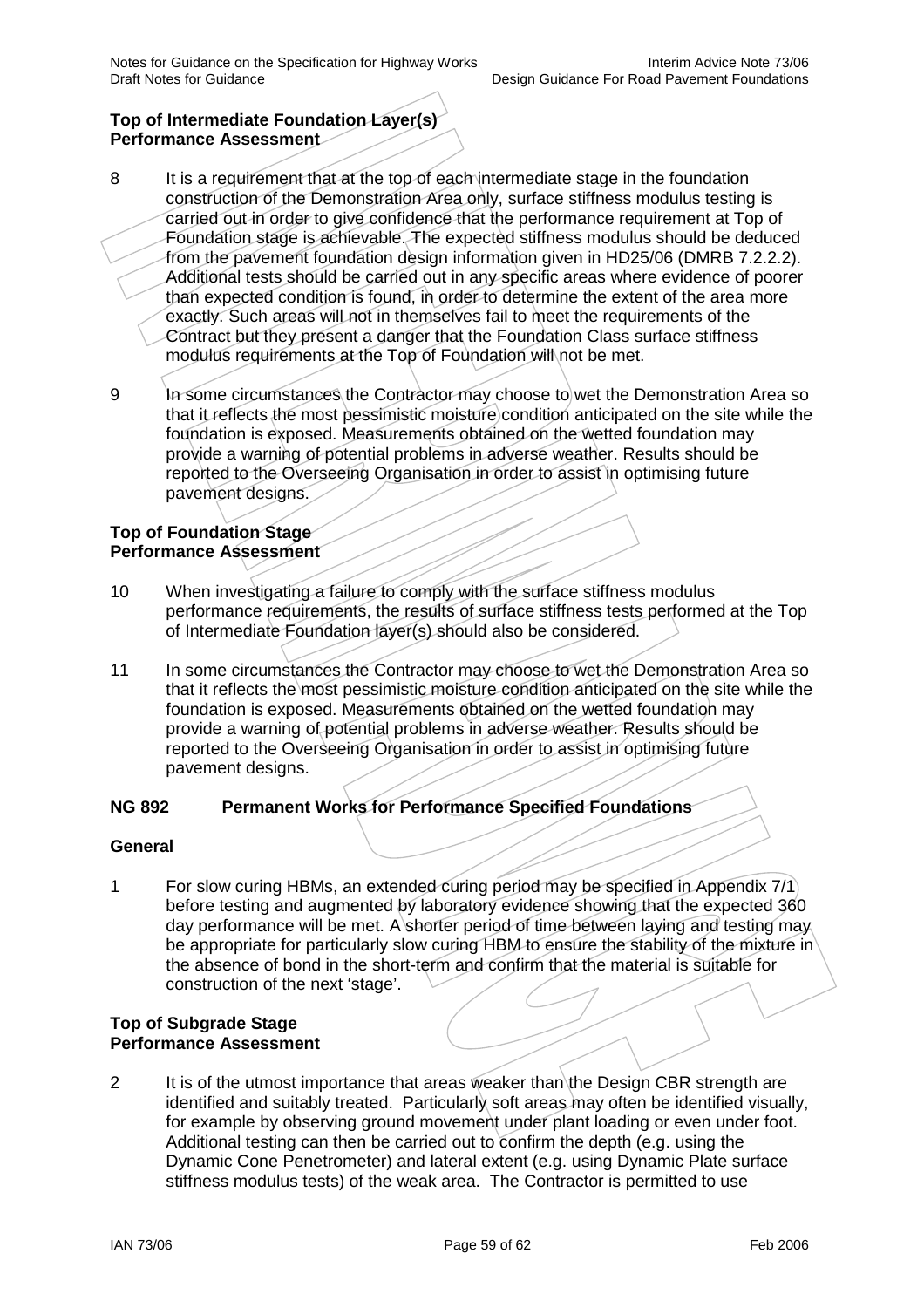**Top of Intermediate Foundation Layer(s)**
**Performance Assessment**

8 It is a requirement that at the top of each intermediate stage in the foundation construction of the Demonstration Area only, surface stiffness modulus testing is carried out in order to give confidence that the performance requirement at Top of Foundation stage is achievable. The expected stiffness modulus should be deduced from the pavement foundation design information given in HD25/06 (DMRB 7.2.2.2). Additional tests should be carried out in any specific areas where evidence of poorer than expected condition is found, in order to determine the extent of the area more exactly. Such areas will not in themselves fail to meet the requirements of the Contract but they present a danger that the Foundation Class surface stiffness modulus requirements at the Top of Foundation will not be met.

9 In some circumstances the Contractor may choose to wet the Demonstration Area so that it reflects the most pessimistic moisture condition anticipated on the site while the foundation is exposed. Measurements obtained on the wetted foundation may provide a warning of potential problems in adverse weather. Results should be reported to the Overseeing Organisation in order to assist in optimising future pavement designs.

**Top of Foundation Stage**
**Performance Assessment**

10 When investigating a failure to comply with the surface stiffness modulus performance requirements, the results of surface stiffness tests performed at the Top of Intermediate Foundation layer(s) should also be considered.

11 In some circumstances the Contractor may choose to wet the Demonstration Area so that it reflects the most pessimistic moisture condition anticipated on the site while the foundation is exposed. Measurements obtained on the wetted foundation may provide a warning of potential problems in adverse weather. Results should be reported to the Overseeing Organisation in order to assist in optimising future pavement designs.

## NG 892 Permanent Works for Performance Specified Foundations

**General**

1 For slow curing HBMs, an extended curing period may be specified in Appendix 7/1 before testing and augmented by laboratory evidence showing that the expected 360 day performance will be met. A shorter period of time between laying and testing may be appropriate for particularly slow curing HBM to ensure the stability of the mixture in the absence of bond in the short-term and confirm that the material is suitable for construction of the next 'stage'.

**Top of Subgrade Stage**
**Performance Assessment**

2 It is of the utmost importance that areas weaker than the Design CBR strength are identified and suitably treated. Particularly soft areas may often be identified visually, for example by observing ground movement under plant loading or even under foot. Additional testing can then be carried out to confirm the depth (e.g. using the Dynamic Cone Penetrometer) and lateral extent (e.g. using Dynamic Plate surface stiffness modulus tests) of the weak area. The Contractor is permitted to use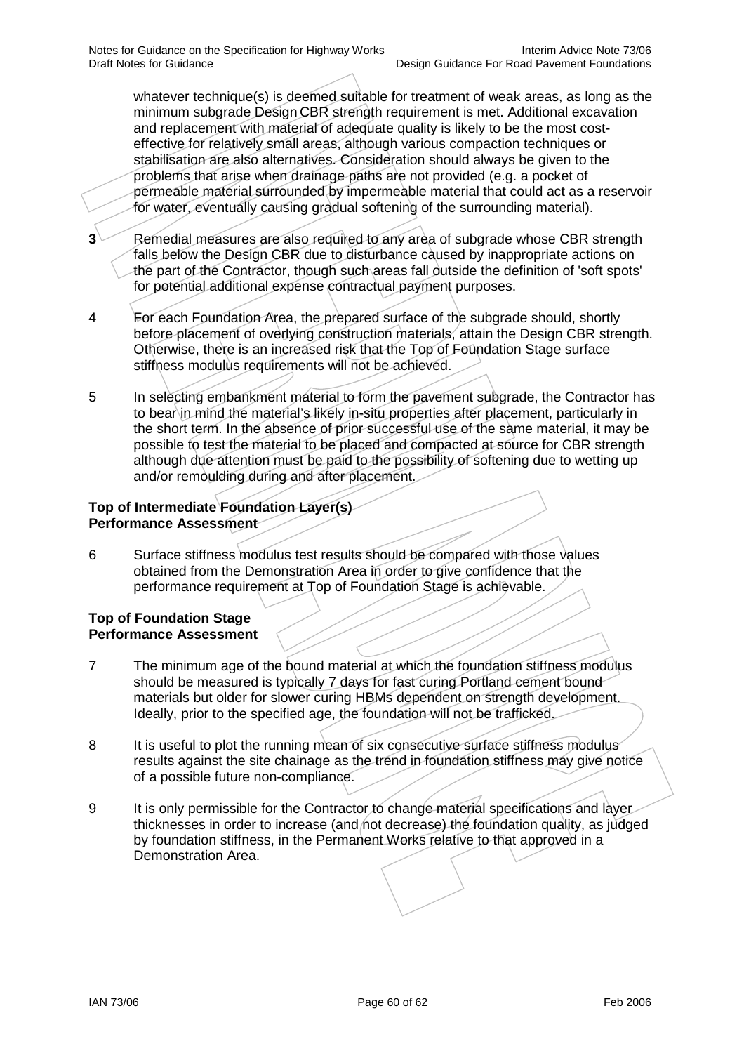whatever technique(s) is deemed suitable for treatment of weak areas, as long as the minimum subgrade Design CBR strength requirement is met. Additional excavation and replacement with material of adequate quality is likely to be the most cost-effective for relatively small areas, although various compaction techniques or stabilisation are also alternatives. Consideration should always be given to the problems that arise when drainage paths are not provided (e.g. a pocket of permeable material surrounded by impermeable material that could act as a reservoir for water, eventually causing gradual softening of the surrounding material).

**3** Remedial measures are also required to any area of subgrade whose CBR strength falls below the Design CBR due to disturbance caused by inappropriate actions on the part of the Contractor, though such areas fall outside the definition of 'soft spots' for potential additional expense contractual payment purposes.

4 For each Foundation Area, the prepared surface of the subgrade should, shortly before placement of overlying construction materials, attain the Design CBR strength. Otherwise, there is an increased risk that the Top of Foundation Stage surface stiffness modulus requirements will not be achieved.

5 In selecting embankment material to form the pavement subgrade, the Contractor has to bear in mind the material's likely in-situ properties after placement, particularly in the short term. In the absence of prior successful use of the same material, it may be possible to test the material to be placed and compacted at source for CBR strength although due attention must be paid to the possibility of softening due to wetting up and/or remoulding during and after placement.

**Top of Intermediate Foundation Layer(s)**
**Performance Assessment**

6 Surface stiffness modulus test results should be compared with those values obtained from the Demonstration Area in order to give confidence that the performance requirement at Top of Foundation Stage is achievable.

**Top of Foundation Stage**
**Performance Assessment**

7 The minimum age of the bound material at which the foundation stiffness modulus should be measured is typically 7 days for fast curing Portland cement bound materials but older for slower curing HBMs dependent on strength development. Ideally, prior to the specified age, the foundation will not be trafficked.

8 It is useful to plot the running mean of six consecutive surface stiffness modulus results against the site chainage as the trend in foundation stiffness may give notice of a possible future non-compliance.

9 It is only permissible for the Contractor to change material specifications and layer thicknesses in order to increase (and not decrease) the foundation quality, as judged by foundation stiffness, in the Permanent Works relative to that approved in a Demonstration Area.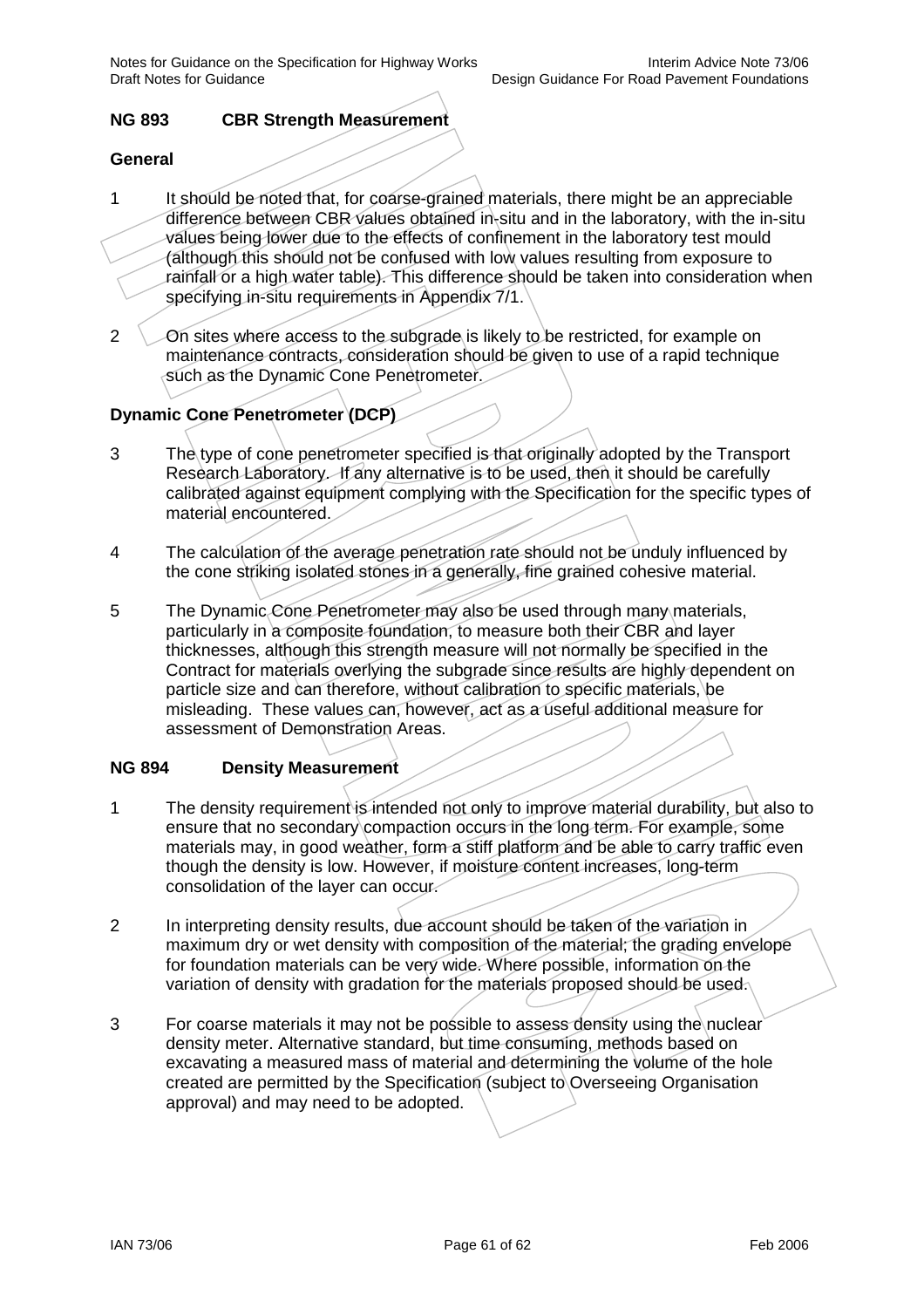## NG 893 CBR Strength Measurement

### General

1 It should be noted that, for coarse-grained materials, there might be an appreciable difference between CBR values obtained in-situ and in the laboratory, with the in-situ values being lower due to the effects of confinement in the laboratory test mould (although this should not be confused with low values resulting from exposure to rainfall or a high water table). This difference should be taken into consideration when specifying in-situ requirements in Appendix 7/1.

2 On sites where access to the subgrade is likely to be restricted, for example on maintenance contracts, consideration should be given to use of a rapid technique such as the Dynamic Cone Penetrometer.

### Dynamic Cone Penetrometer (DCP)

3 The type of cone penetrometer specified is that originally adopted by the Transport Research Laboratory. If any alternative is to be used, then it should be carefully calibrated against equipment complying with the Specification for the specific types of material encountered.

4 The calculation of the average penetration rate should not be unduly influenced by the cone striking isolated stones in a generally, fine grained cohesive material.

5 The Dynamic Cone Penetrometer may also be used through many materials, particularly in a composite foundation, to measure both their CBR and layer thicknesses, although this strength measure will not normally be specified in the Contract for materials overlying the subgrade since results are highly dependent on particle size and can therefore, without calibration to specific materials, be misleading. These values can, however, act as a useful additional measure for assessment of Demonstration Areas.

## NG 894 Density Measurement

1 The density requirement is intended not only to improve material durability, but also to ensure that no secondary compaction occurs in the long term. For example, some materials may, in good weather, form a stiff platform and be able to carry traffic even though the density is low. However, if moisture content increases, long-term consolidation of the layer can occur.

2 In interpreting density results, due account should be taken of the variation in maximum dry or wet density with composition of the material; the grading envelope for foundation materials can be very wide. Where possible, information on the variation of density with gradation for the materials proposed should be used.

3 For coarse materials it may not be possible to assess density using the nuclear density meter. Alternative standard, but time consuming, methods based on excavating a measured mass of material and determining the volume of the hole created are permitted by the Specification (subject to Overseeing Organisation approval) and may need to be adopted.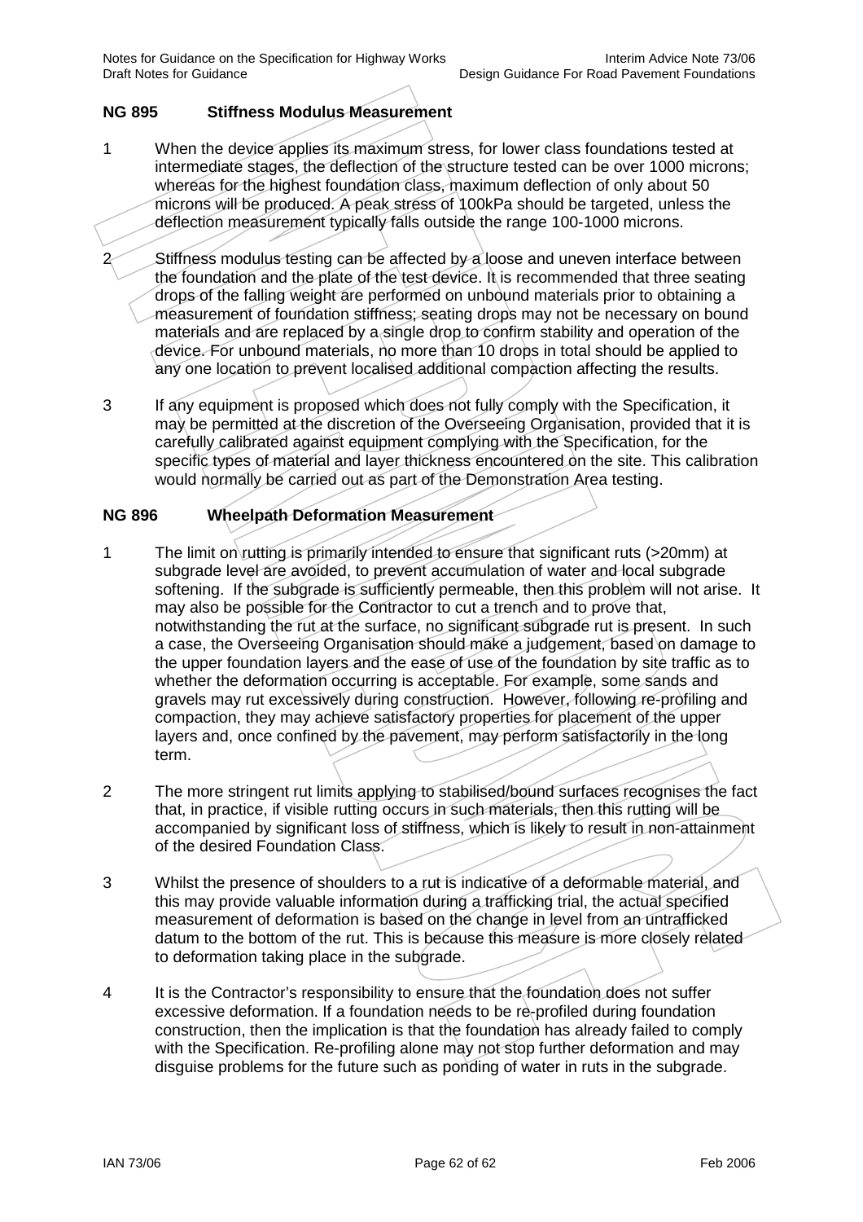## NG 895 Stiffness Modulus Measurement

1. When the device applies its maximum stress, for lower class foundations tested at intermediate stages, the deflection of the structure tested can be over 1000 microns; whereas for the highest foundation class, maximum deflection of only about 50 microns will be produced. A peak stress of 100kPa should be targeted, unless the deflection measurement typically falls outside the range 100-1000 microns.

2. Stiffness modulus testing can be affected by a loose and uneven interface between the foundation and the plate of the test device. It is recommended that three seating drops of the falling weight are performed on unbound materials prior to obtaining a measurement of foundation stiffness; seating drops may not be necessary on bound materials and are replaced by a single drop to confirm stability and operation of the device. For unbound materials, no more than 10 drops in total should be applied to any one location to prevent localised additional compaction affecting the results.

3. If any equipment is proposed which does not fully comply with the Specification, it may be permitted at the discretion of the Overseeing Organisation, provided that it is carefully calibrated against equipment complying with the Specification, for the specific types of material and layer thickness encountered on the site. This calibration would normally be carried out as part of the Demonstration Area testing.

## NG 896 Wheelpath Deformation Measurement

1. The limit on rutting is primarily intended to ensure that significant ruts (>20mm) at subgrade level are avoided, to prevent accumulation of water and local subgrade softening. If the subgrade is sufficiently permeable, then this problem will not arise. It may also be possible for the Contractor to cut a trench and to prove that, notwithstanding the rut at the surface, no significant subgrade rut is present. In such a case, the Overseeing Organisation should make a judgement, based on damage to the upper foundation layers and the ease of use of the foundation by site traffic as to whether the deformation occurring is acceptable. For example, some sands and gravels may rut excessively during construction. However, following re-profiling and compaction, they may achieve satisfactory properties for placement of the upper layers and, once confined by the pavement, may perform satisfactorily in the long term.

2. The more stringent rut limits applying to stabilised/bound surfaces recognises the fact that, in practice, if visible rutting occurs in such materials, then this rutting will be accompanied by significant loss of stiffness, which is likely to result in non-attainment of the desired Foundation Class.

3. Whilst the presence of shoulders to a rut is indicative of a deformable material, and this may provide valuable information during a trafficking trial, the actual specified measurement of deformation is based on the change in level from an untrafficked datum to the bottom of the rut. This is because this measure is more closely related to deformation taking place in the subgrade.

4. It is the Contractor's responsibility to ensure that the foundation does not suffer excessive deformation. If a foundation needs to be re-profiled during foundation construction, then the implication is that the foundation has already failed to comply with the Specification. Re-profiling alone may not stop further deformation and may disguise problems for the future such as ponding of water in ruts in the subgrade.